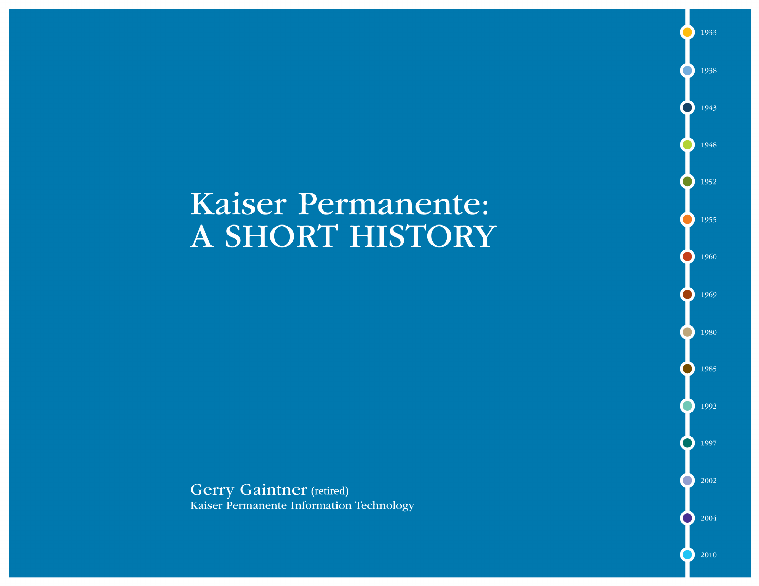# Kaiser Permanente: A SHORT HISTORY

1933

1938

1943

1948

1952

1955

1960

1969

1980

1985

1992

1997

2002

2004

2010

Gerry Gaintner (retired)
Kaiser Permanente Information Technology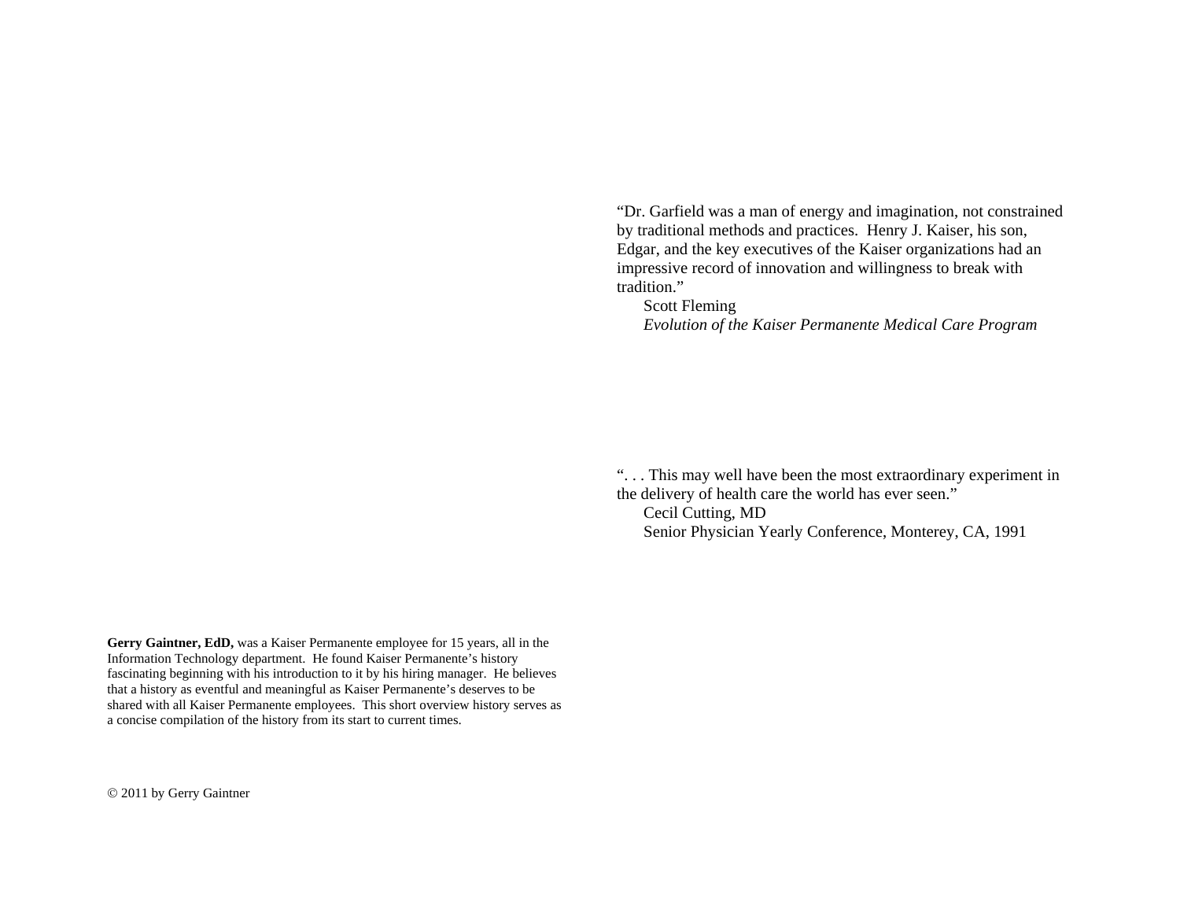"Dr. Garfield was a man of energy and imagination, not constrained by traditional methods and practices. Henry J. Kaiser, his son, Edgar, and the key executives of the Kaiser organizations had an impressive record of innovation and willingness to break with tradition."

Scott Fleming
*Evolution of the Kaiser Permanente Medical Care Program*

". . . This may well have been the most extraordinary experiment in the delivery of health care the world has ever seen."

Cecil Cutting, MD
Senior Physician Yearly Conference, Monterey, CA, 1991

**Gerry Gaintner, EdD,** was a Kaiser Permanente employee for 15 years, all in the Information Technology department. He found Kaiser Permanente's history fascinating beginning with his introduction to it by his hiring manager. He believes that a history as eventful and meaningful as Kaiser Permanente's deserves to be shared with all Kaiser Permanente employees. This short overview history serves as a concise compilation of the history from its start to current times.

© 2011 by Gerry Gaintner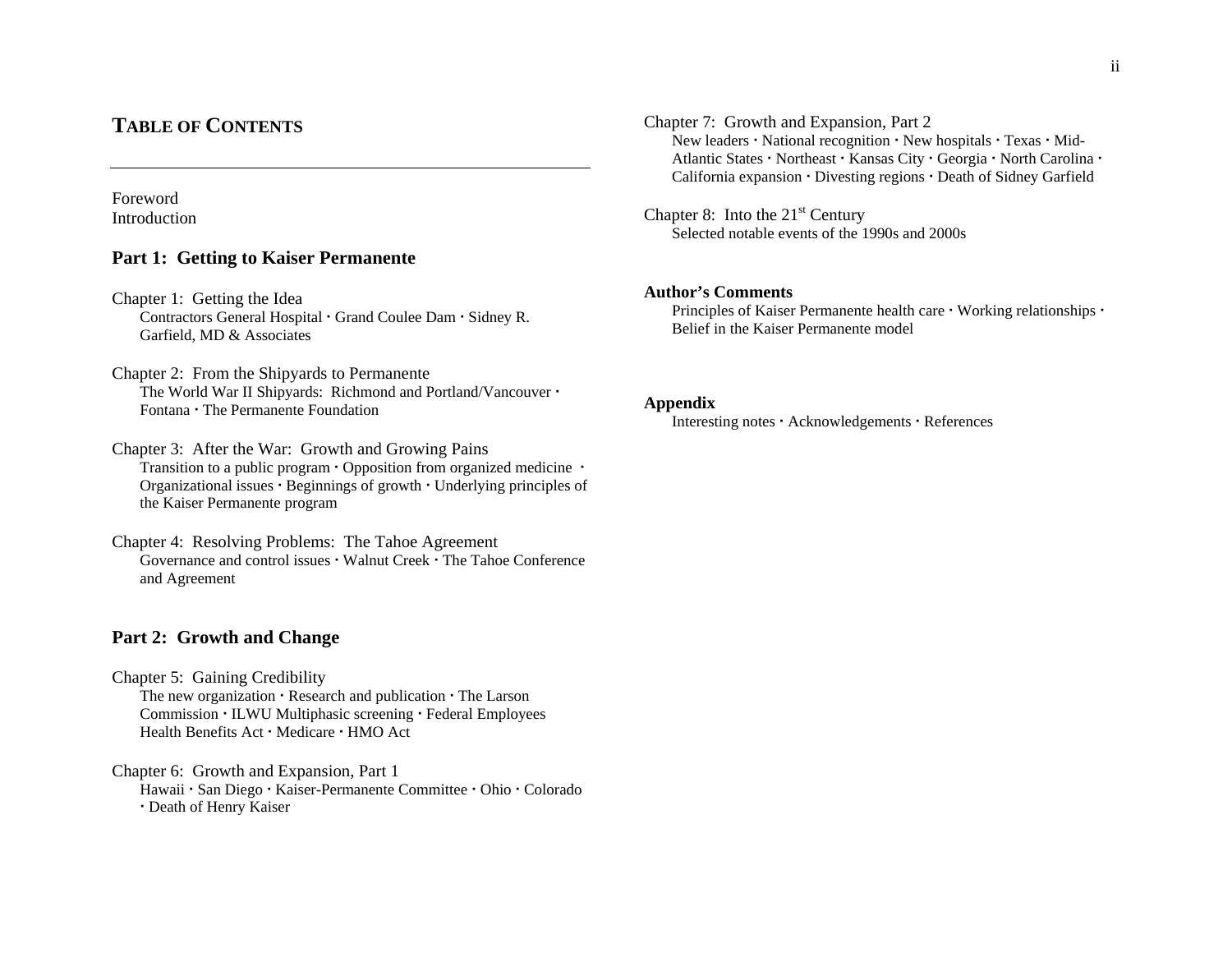# TABLE OF CONTENTS

Foreword
Introduction

## Part 1: Getting to Kaiser Permanente

Chapter 1: Getting the Idea
Contractors General Hospital · Grand Coulee Dam · Sidney R. Garfield, MD & Associates

Chapter 2: From the Shipyards to Permanente
The World War II Shipyards: Richmond and Portland/Vancouver · Fontana · The Permanente Foundation

Chapter 3: After the War: Growth and Growing Pains
Transition to a public program · Opposition from organized medicine · Organizational issues · Beginnings of growth · Underlying principles of the Kaiser Permanente program

Chapter 4: Resolving Problems: The Tahoe Agreement
Governance and control issues · Walnut Creek · The Tahoe Conference and Agreement

## Part 2: Growth and Change

Chapter 5: Gaining Credibility
The new organization · Research and publication · The Larson Commission · ILWU Multiphasic screening · Federal Employees Health Benefits Act · Medicare · HMO Act

Chapter 6: Growth and Expansion, Part 1
Hawaii · San Diego · Kaiser-Permanente Committee · Ohio · Colorado · Death of Henry Kaiser

Chapter 7: Growth and Expansion, Part 2
New leaders · National recognition · New hospitals · Texas · Mid-Atlantic States · Northeast · Kansas City · Georgia · North Carolina · California expansion · Divesting regions · Death of Sidney Garfield

Chapter 8: Into the 21st Century
Selected notable events of the 1990s and 2000s

**Author's Comments**
Principles of Kaiser Permanente health care · Working relationships · Belief in the Kaiser Permanente model

**Appendix**
Interesting notes · Acknowledgements · References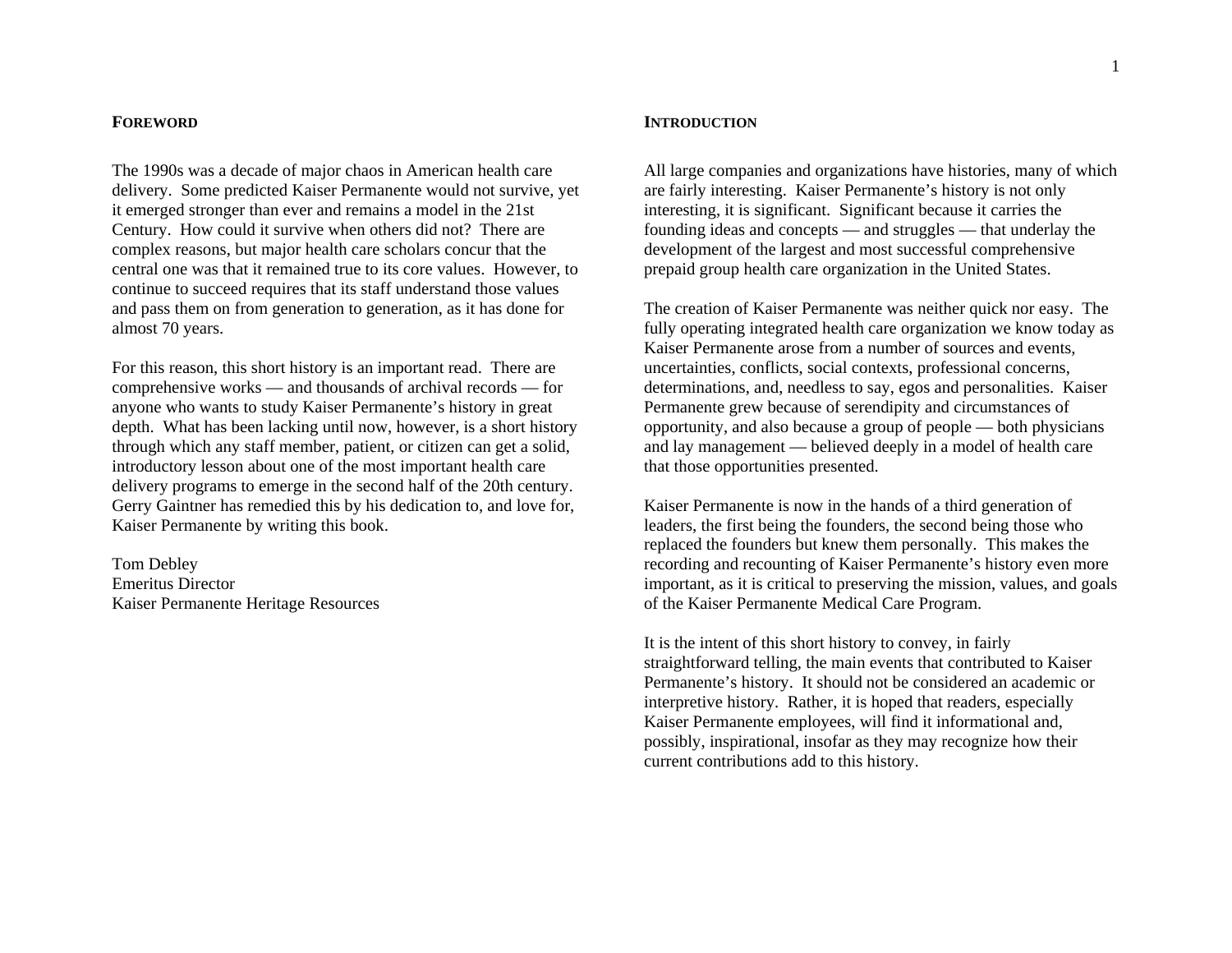## FOREWORD

The 1990s was a decade of major chaos in American health care delivery. Some predicted Kaiser Permanente would not survive, yet it emerged stronger than ever and remains a model in the 21st Century. How could it survive when others did not? There are complex reasons, but major health care scholars concur that the central one was that it remained true to its core values. However, to continue to succeed requires that its staff understand those values and pass them on from generation to generation, as it has done for almost 70 years.

For this reason, this short history is an important read. There are comprehensive works — and thousands of archival records — for anyone who wants to study Kaiser Permanente's history in great depth. What has been lacking until now, however, is a short history through which any staff member, patient, or citizen can get a solid, introductory lesson about one of the most important health care delivery programs to emerge in the second half of the 20th century. Gerry Gaintner has remedied this by his dedication to, and love for, Kaiser Permanente by writing this book.

Tom Debley
Emeritus Director
Kaiser Permanente Heritage Resources

## INTRODUCTION

All large companies and organizations have histories, many of which are fairly interesting. Kaiser Permanente's history is not only interesting, it is significant. Significant because it carries the founding ideas and concepts — and struggles — that underlay the development of the largest and most successful comprehensive prepaid group health care organization in the United States.

The creation of Kaiser Permanente was neither quick nor easy. The fully operating integrated health care organization we know today as Kaiser Permanente arose from a number of sources and events, uncertainties, conflicts, social contexts, professional concerns, determinations, and, needless to say, egos and personalities. Kaiser Permanente grew because of serendipity and circumstances of opportunity, and also because a group of people — both physicians and lay management — believed deeply in a model of health care that those opportunities presented.

Kaiser Permanente is now in the hands of a third generation of leaders, the first being the founders, the second being those who replaced the founders but knew them personally. This makes the recording and recounting of Kaiser Permanente's history even more important, as it is critical to preserving the mission, values, and goals of the Kaiser Permanente Medical Care Program.

It is the intent of this short history to convey, in fairly straightforward telling, the main events that contributed to Kaiser Permanente's history. It should not be considered an academic or interpretive history. Rather, it is hoped that readers, especially Kaiser Permanente employees, will find it informational and, possibly, inspirational, insofar as they may recognize how their current contributions add to this history.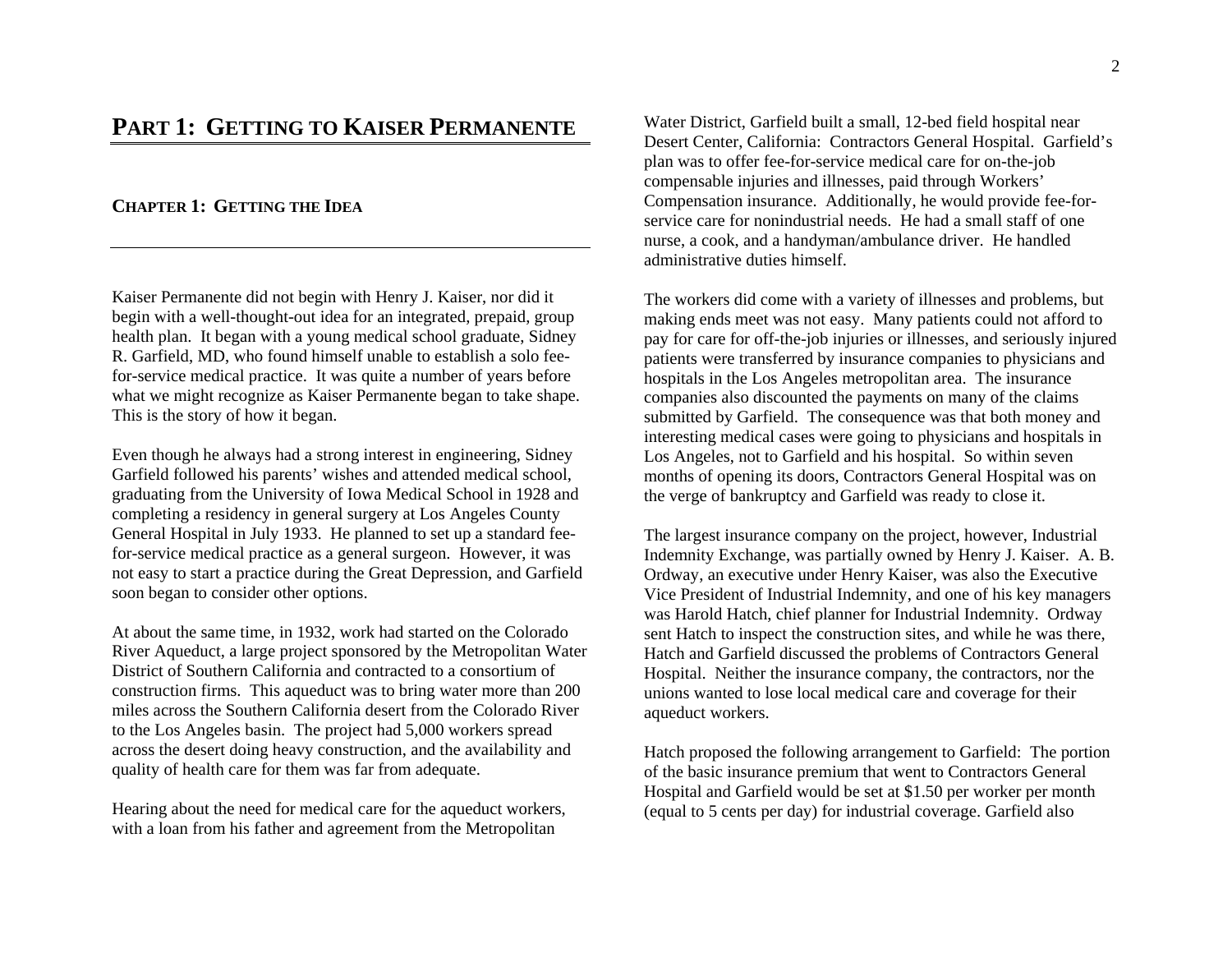# PART 1: GETTING TO KAISER PERMANENTE

## CHAPTER 1: GETTING THE IDEA

Kaiser Permanente did not begin with Henry J. Kaiser, nor did it begin with a well-thought-out idea for an integrated, prepaid, group health plan. It began with a young medical school graduate, Sidney R. Garfield, MD, who found himself unable to establish a solo fee-for-service medical practice. It was quite a number of years before what we might recognize as Kaiser Permanente began to take shape. This is the story of how it began.

Even though he always had a strong interest in engineering, Sidney Garfield followed his parents' wishes and attended medical school, graduating from the University of Iowa Medical School in 1928 and completing a residency in general surgery at Los Angeles County General Hospital in July 1933. He planned to set up a standard fee-for-service medical practice as a general surgeon. However, it was not easy to start a practice during the Great Depression, and Garfield soon began to consider other options.

At about the same time, in 1932, work had started on the Colorado River Aqueduct, a large project sponsored by the Metropolitan Water District of Southern California and contracted to a consortium of construction firms. This aqueduct was to bring water more than 200 miles across the Southern California desert from the Colorado River to the Los Angeles basin. The project had 5,000 workers spread across the desert doing heavy construction, and the availability and quality of health care for them was far from adequate.

Hearing about the need for medical care for the aqueduct workers, with a loan from his father and agreement from the Metropolitan Water District, Garfield built a small, 12-bed field hospital near Desert Center, California: Contractors General Hospital. Garfield's plan was to offer fee-for-service medical care for on-the-job compensable injuries and illnesses, paid through Workers' Compensation insurance. Additionally, he would provide fee-for-service care for nonindustrial needs. He had a small staff of one nurse, a cook, and a handyman/ambulance driver. He handled administrative duties himself.

The workers did come with a variety of illnesses and problems, but making ends meet was not easy. Many patients could not afford to pay for care for off-the-job injuries or illnesses, and seriously injured patients were transferred by insurance companies to physicians and hospitals in the Los Angeles metropolitan area. The insurance companies also discounted the payments on many of the claims submitted by Garfield. The consequence was that both money and interesting medical cases were going to physicians and hospitals in Los Angeles, not to Garfield and his hospital. So within seven months of opening its doors, Contractors General Hospital was on the verge of bankruptcy and Garfield was ready to close it.

The largest insurance company on the project, however, Industrial Indemnity Exchange, was partially owned by Henry J. Kaiser. A. B. Ordway, an executive under Henry Kaiser, was also the Executive Vice President of Industrial Indemnity, and one of his key managers was Harold Hatch, chief planner for Industrial Indemnity. Ordway sent Hatch to inspect the construction sites, and while he was there, Hatch and Garfield discussed the problems of Contractors General Hospital. Neither the insurance company, the contractors, nor the unions wanted to lose local medical care and coverage for their aqueduct workers.

Hatch proposed the following arrangement to Garfield: The portion of the basic insurance premium that went to Contractors General Hospital and Garfield would be set at $1.50 per worker per month (equal to 5 cents per day) for industrial coverage. Garfield also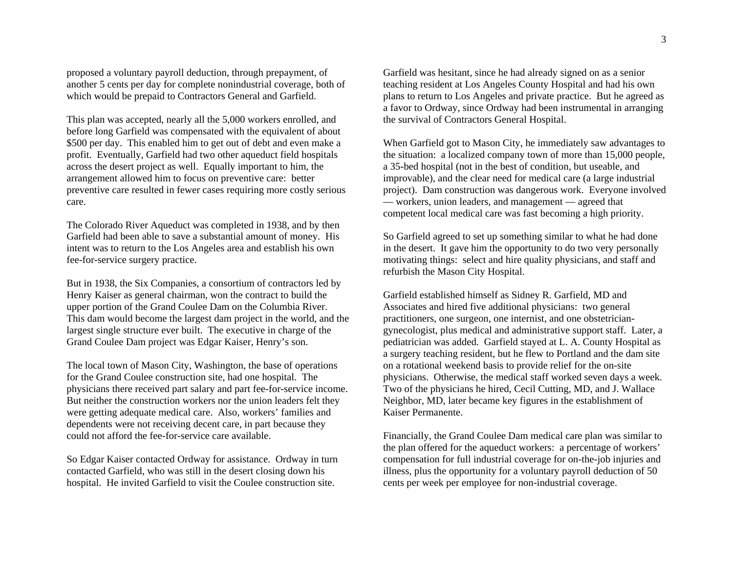proposed a voluntary payroll deduction, through prepayment, of another 5 cents per day for complete nonindustrial coverage, both of which would be prepaid to Contractors General and Garfield.

This plan was accepted, nearly all the 5,000 workers enrolled, and before long Garfield was compensated with the equivalent of about $500 per day. This enabled him to get out of debt and even make a profit. Eventually, Garfield had two other aqueduct field hospitals across the desert project as well. Equally important to him, the arrangement allowed him to focus on preventive care: better preventive care resulted in fewer cases requiring more costly serious care.

The Colorado River Aqueduct was completed in 1938, and by then Garfield had been able to save a substantial amount of money. His intent was to return to the Los Angeles area and establish his own fee-for-service surgery practice.

But in 1938, the Six Companies, a consortium of contractors led by Henry Kaiser as general chairman, won the contract to build the upper portion of the Grand Coulee Dam on the Columbia River. This dam would become the largest dam project in the world, and the largest single structure ever built. The executive in charge of the Grand Coulee Dam project was Edgar Kaiser, Henry's son.

The local town of Mason City, Washington, the base of operations for the Grand Coulee construction site, had one hospital. The physicians there received part salary and part fee-for-service income. But neither the construction workers nor the union leaders felt they were getting adequate medical care. Also, workers' families and dependents were not receiving decent care, in part because they could not afford the fee-for-service care available.

So Edgar Kaiser contacted Ordway for assistance. Ordway in turn contacted Garfield, who was still in the desert closing down his hospital. He invited Garfield to visit the Coulee construction site.

Garfield was hesitant, since he had already signed on as a senior teaching resident at Los Angeles County Hospital and had his own plans to return to Los Angeles and private practice. But he agreed as a favor to Ordway, since Ordway had been instrumental in arranging the survival of Contractors General Hospital.

When Garfield got to Mason City, he immediately saw advantages to the situation: a localized company town of more than 15,000 people, a 35-bed hospital (not in the best of condition, but useable, and improvable), and the clear need for medical care (a large industrial project). Dam construction was dangerous work. Everyone involved — workers, union leaders, and management — agreed that competent local medical care was fast becoming a high priority.

So Garfield agreed to set up something similar to what he had done in the desert. It gave him the opportunity to do two very personally motivating things: select and hire quality physicians, and staff and refurbish the Mason City Hospital.

Garfield established himself as Sidney R. Garfield, MD and Associates and hired five additional physicians: two general practitioners, one surgeon, one internist, and one obstetrician-gynecologist, plus medical and administrative support staff. Later, a pediatrician was added. Garfield stayed at L. A. County Hospital as a surgery teaching resident, but he flew to Portland and the dam site on a rotational weekend basis to provide relief for the on-site physicians. Otherwise, the medical staff worked seven days a week. Two of the physicians he hired, Cecil Cutting, MD, and J. Wallace Neighbor, MD, later became key figures in the establishment of Kaiser Permanente.

Financially, the Grand Coulee Dam medical care plan was similar to the plan offered for the aqueduct workers: a percentage of workers' compensation for full industrial coverage for on-the-job injuries and illness, plus the opportunity for a voluntary payroll deduction of 50 cents per week per employee for non-industrial coverage.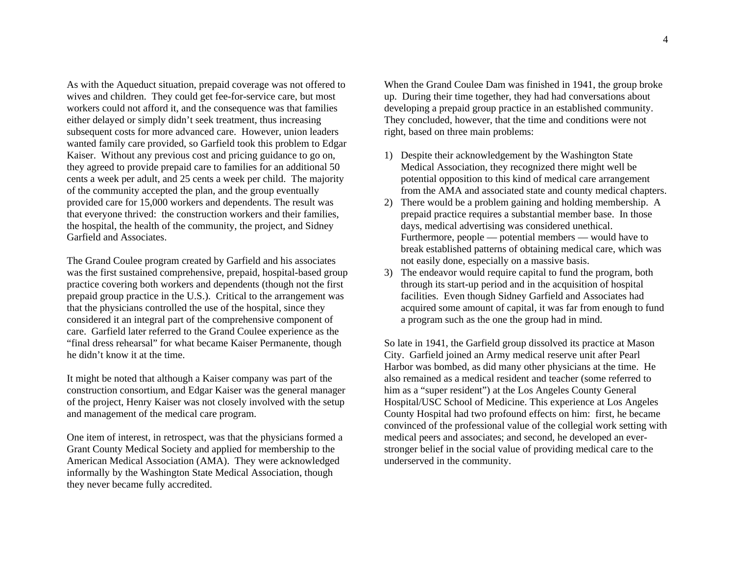As with the Aqueduct situation, prepaid coverage was not offered to wives and children. They could get fee-for-service care, but most workers could not afford it, and the consequence was that families either delayed or simply didn't seek treatment, thus increasing subsequent costs for more advanced care. However, union leaders wanted family care provided, so Garfield took this problem to Edgar Kaiser. Without any previous cost and pricing guidance to go on, they agreed to provide prepaid care to families for an additional 50 cents a week per adult, and 25 cents a week per child. The majority of the community accepted the plan, and the group eventually provided care for 15,000 workers and dependents. The result was that everyone thrived: the construction workers and their families, the hospital, the health of the community, the project, and Sidney Garfield and Associates.

The Grand Coulee program created by Garfield and his associates was the first sustained comprehensive, prepaid, hospital-based group practice covering both workers and dependents (though not the first prepaid group practice in the U.S.). Critical to the arrangement was that the physicians controlled the use of the hospital, since they considered it an integral part of the comprehensive component of care. Garfield later referred to the Grand Coulee experience as the "final dress rehearsal" for what became Kaiser Permanente, though he didn't know it at the time.

It might be noted that although a Kaiser company was part of the construction consortium, and Edgar Kaiser was the general manager of the project, Henry Kaiser was not closely involved with the setup and management of the medical care program.

One item of interest, in retrospect, was that the physicians formed a Grant County Medical Society and applied for membership to the American Medical Association (AMA). They were acknowledged informally by the Washington State Medical Association, though they never became fully accredited.

When the Grand Coulee Dam was finished in 1941, the group broke up. During their time together, they had had conversations about developing a prepaid group practice in an established community. They concluded, however, that the time and conditions were not right, based on three main problems:

1) Despite their acknowledgement by the Washington State Medical Association, they recognized there might well be potential opposition to this kind of medical care arrangement from the AMA and associated state and county medical chapters.
2) There would be a problem gaining and holding membership. A prepaid practice requires a substantial member base. In those days, medical advertising was considered unethical. Furthermore, people — potential members — would have to break established patterns of obtaining medical care, which was not easily done, especially on a massive basis.
3) The endeavor would require capital to fund the program, both through its start-up period and in the acquisition of hospital facilities. Even though Sidney Garfield and Associates had acquired some amount of capital, it was far from enough to fund a program such as the one the group had in mind.

So late in 1941, the Garfield group dissolved its practice at Mason City. Garfield joined an Army medical reserve unit after Pearl Harbor was bombed, as did many other physicians at the time. He also remained as a medical resident and teacher (some referred to him as a "super resident") at the Los Angeles County General Hospital/USC School of Medicine. This experience at Los Angeles County Hospital had two profound effects on him: first, he became convinced of the professional value of the collegial work setting with medical peers and associates; and second, he developed an ever-stronger belief in the social value of providing medical care to the underserved in the community.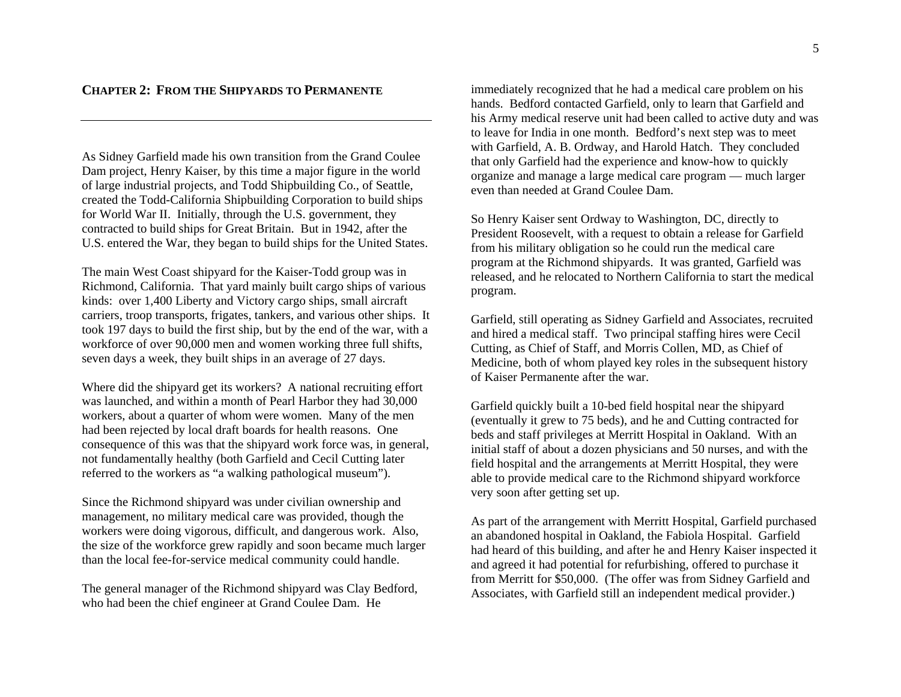## CHAPTER 2: FROM THE SHIPYARDS TO PERMANENTE

As Sidney Garfield made his own transition from the Grand Coulee Dam project, Henry Kaiser, by this time a major figure in the world of large industrial projects, and Todd Shipbuilding Co., of Seattle, created the Todd-California Shipbuilding Corporation to build ships for World War II. Initially, through the U.S. government, they contracted to build ships for Great Britain. But in 1942, after the U.S. entered the War, they began to build ships for the United States.

The main West Coast shipyard for the Kaiser-Todd group was in Richmond, California. That yard mainly built cargo ships of various kinds: over 1,400 Liberty and Victory cargo ships, small aircraft carriers, troop transports, frigates, tankers, and various other ships. It took 197 days to build the first ship, but by the end of the war, with a workforce of over 90,000 men and women working three full shifts, seven days a week, they built ships in an average of 27 days.

Where did the shipyard get its workers? A national recruiting effort was launched, and within a month of Pearl Harbor they had 30,000 workers, about a quarter of whom were women. Many of the men had been rejected by local draft boards for health reasons. One consequence of this was that the shipyard work force was, in general, not fundamentally healthy (both Garfield and Cecil Cutting later referred to the workers as "a walking pathological museum").

Since the Richmond shipyard was under civilian ownership and management, no military medical care was provided, though the workers were doing vigorous, difficult, and dangerous work. Also, the size of the workforce grew rapidly and soon became much larger than the local fee-for-service medical community could handle.

The general manager of the Richmond shipyard was Clay Bedford, who had been the chief engineer at Grand Coulee Dam. He immediately recognized that he had a medical care problem on his hands. Bedford contacted Garfield, only to learn that Garfield and his Army medical reserve unit had been called to active duty and was to leave for India in one month. Bedford's next step was to meet with Garfield, A. B. Ordway, and Harold Hatch. They concluded that only Garfield had the experience and know-how to quickly organize and manage a large medical care program — much larger even than needed at Grand Coulee Dam.

So Henry Kaiser sent Ordway to Washington, DC, directly to President Roosevelt, with a request to obtain a release for Garfield from his military obligation so he could run the medical care program at the Richmond shipyards. It was granted, Garfield was released, and he relocated to Northern California to start the medical program.

Garfield, still operating as Sidney Garfield and Associates, recruited and hired a medical staff. Two principal staffing hires were Cecil Cutting, as Chief of Staff, and Morris Collen, MD, as Chief of Medicine, both of whom played key roles in the subsequent history of Kaiser Permanente after the war.

Garfield quickly built a 10-bed field hospital near the shipyard (eventually it grew to 75 beds), and he and Cutting contracted for beds and staff privileges at Merritt Hospital in Oakland. With an initial staff of about a dozen physicians and 50 nurses, and with the field hospital and the arrangements at Merritt Hospital, they were able to provide medical care to the Richmond shipyard workforce very soon after getting set up.

As part of the arrangement with Merritt Hospital, Garfield purchased an abandoned hospital in Oakland, the Fabiola Hospital. Garfield had heard of this building, and after he and Henry Kaiser inspected it and agreed it had potential for refurbishing, offered to purchase it from Merritt for $50,000. (The offer was from Sidney Garfield and Associates, with Garfield still an independent medical provider.)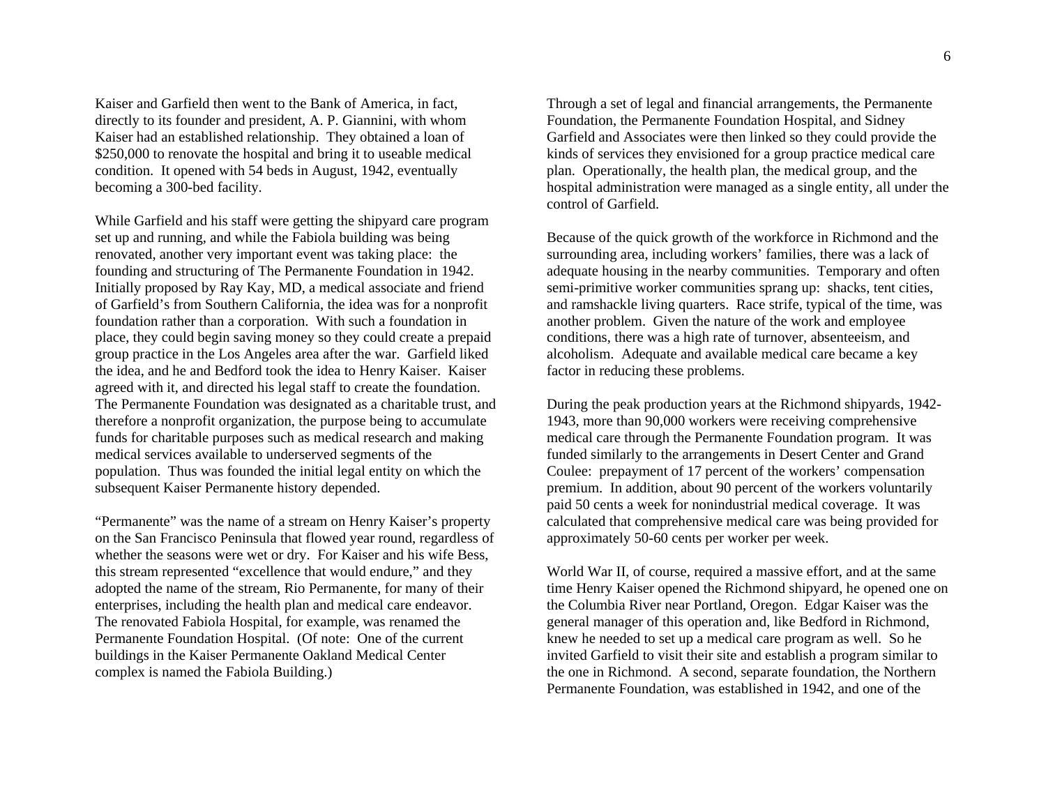Kaiser and Garfield then went to the Bank of America, in fact, directly to its founder and president, A. P. Giannini, with whom Kaiser had an established relationship. They obtained a loan of $250,000 to renovate the hospital and bring it to useable medical condition. It opened with 54 beds in August, 1942, eventually becoming a 300-bed facility.

While Garfield and his staff were getting the shipyard care program set up and running, and while the Fabiola building was being renovated, another very important event was taking place: the founding and structuring of The Permanente Foundation in 1942. Initially proposed by Ray Kay, MD, a medical associate and friend of Garfield's from Southern California, the idea was for a nonprofit foundation rather than a corporation. With such a foundation in place, they could begin saving money so they could create a prepaid group practice in the Los Angeles area after the war. Garfield liked the idea, and he and Bedford took the idea to Henry Kaiser. Kaiser agreed with it, and directed his legal staff to create the foundation. The Permanente Foundation was designated as a charitable trust, and therefore a nonprofit organization, the purpose being to accumulate funds for charitable purposes such as medical research and making medical services available to underserved segments of the population. Thus was founded the initial legal entity on which the subsequent Kaiser Permanente history depended.

"Permanente" was the name of a stream on Henry Kaiser's property on the San Francisco Peninsula that flowed year round, regardless of whether the seasons were wet or dry. For Kaiser and his wife Bess, this stream represented "excellence that would endure," and they adopted the name of the stream, Rio Permanente, for many of their enterprises, including the health plan and medical care endeavor. The renovated Fabiola Hospital, for example, was renamed the Permanente Foundation Hospital. (Of note: One of the current buildings in the Kaiser Permanente Oakland Medical Center complex is named the Fabiola Building.)

Through a set of legal and financial arrangements, the Permanente Foundation, the Permanente Foundation Hospital, and Sidney Garfield and Associates were then linked so they could provide the kinds of services they envisioned for a group practice medical care plan. Operationally, the health plan, the medical group, and the hospital administration were managed as a single entity, all under the control of Garfield.

Because of the quick growth of the workforce in Richmond and the surrounding area, including workers' families, there was a lack of adequate housing in the nearby communities. Temporary and often semi-primitive worker communities sprang up: shacks, tent cities, and ramshackle living quarters. Race strife, typical of the time, was another problem. Given the nature of the work and employee conditions, there was a high rate of turnover, absenteeism, and alcoholism. Adequate and available medical care became a key factor in reducing these problems.

During the peak production years at the Richmond shipyards, 1942-1943, more than 90,000 workers were receiving comprehensive medical care through the Permanente Foundation program. It was funded similarly to the arrangements in Desert Center and Grand Coulee: prepayment of 17 percent of the workers' compensation premium. In addition, about 90 percent of the workers voluntarily paid 50 cents a week for nonindustrial medical coverage. It was calculated that comprehensive medical care was being provided for approximately 50-60 cents per worker per week.

World War II, of course, required a massive effort, and at the same time Henry Kaiser opened the Richmond shipyard, he opened one on the Columbia River near Portland, Oregon. Edgar Kaiser was the general manager of this operation and, like Bedford in Richmond, knew he needed to set up a medical care program as well. So he invited Garfield to visit their site and establish a program similar to the one in Richmond. A second, separate foundation, the Northern Permanente Foundation, was established in 1942, and one of the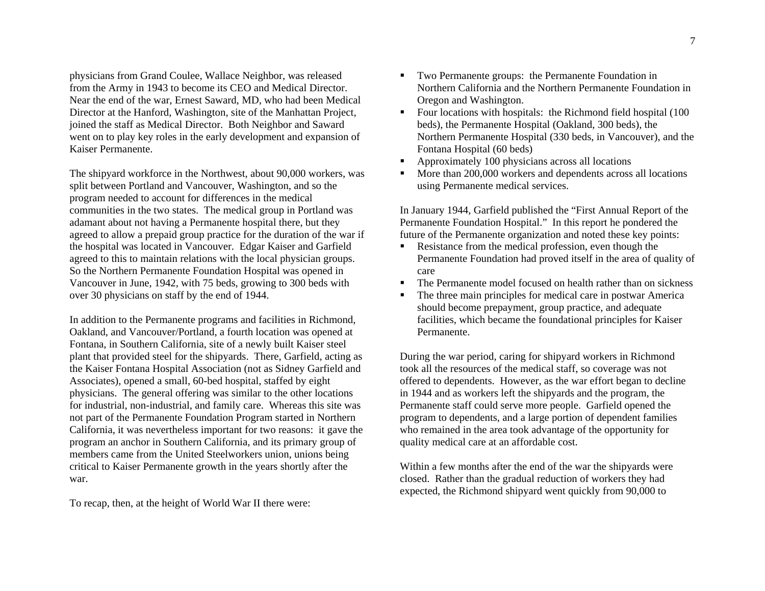physicians from Grand Coulee, Wallace Neighbor, was released from the Army in 1943 to become its CEO and Medical Director. Near the end of the war, Ernest Saward, MD, who had been Medical Director at the Hanford, Washington, site of the Manhattan Project, joined the staff as Medical Director. Both Neighbor and Saward went on to play key roles in the early development and expansion of Kaiser Permanente.

The shipyard workforce in the Northwest, about 90,000 workers, was split between Portland and Vancouver, Washington, and so the program needed to account for differences in the medical communities in the two states. The medical group in Portland was adamant about not having a Permanente hospital there, but they agreed to allow a prepaid group practice for the duration of the war if the hospital was located in Vancouver. Edgar Kaiser and Garfield agreed to this to maintain relations with the local physician groups. So the Northern Permanente Foundation Hospital was opened in Vancouver in June, 1942, with 75 beds, growing to 300 beds with over 30 physicians on staff by the end of 1944.

In addition to the Permanente programs and facilities in Richmond, Oakland, and Vancouver/Portland, a fourth location was opened at Fontana, in Southern California, site of a newly built Kaiser steel plant that provided steel for the shipyards. There, Garfield, acting as the Kaiser Fontana Hospital Association (not as Sidney Garfield and Associates), opened a small, 60-bed hospital, staffed by eight physicians. The general offering was similar to the other locations for industrial, non-industrial, and family care. Whereas this site was not part of the Permanente Foundation Program started in Northern California, it was nevertheless important for two reasons: it gave the program an anchor in Southern California, and its primary group of members came from the United Steelworkers union, unions being critical to Kaiser Permanente growth in the years shortly after the war.

To recap, then, at the height of World War II there were:

- Two Permanente groups: the Permanente Foundation in Northern California and the Northern Permanente Foundation in Oregon and Washington.
- Four locations with hospitals: the Richmond field hospital (100 beds), the Permanente Hospital (Oakland, 300 beds), the Northern Permanente Hospital (330 beds, in Vancouver), and the Fontana Hospital (60 beds)
- Approximately 100 physicians across all locations
- More than 200,000 workers and dependents across all locations using Permanente medical services.

In January 1944, Garfield published the "First Annual Report of the Permanente Foundation Hospital." In this report he pondered the future of the Permanente organization and noted these key points:

- Resistance from the medical profession, even though the Permanente Foundation had proved itself in the area of quality of care
- The Permanente model focused on health rather than on sickness
- The three main principles for medical care in postwar America should become prepayment, group practice, and adequate facilities, which became the foundational principles for Kaiser Permanente.

During the war period, caring for shipyard workers in Richmond took all the resources of the medical staff, so coverage was not offered to dependents. However, as the war effort began to decline in 1944 and as workers left the shipyards and the program, the Permanente staff could serve more people. Garfield opened the program to dependents, and a large portion of dependent families who remained in the area took advantage of the opportunity for quality medical care at an affordable cost.

Within a few months after the end of the war the shipyards were closed. Rather than the gradual reduction of workers they had expected, the Richmond shipyard went quickly from 90,000 to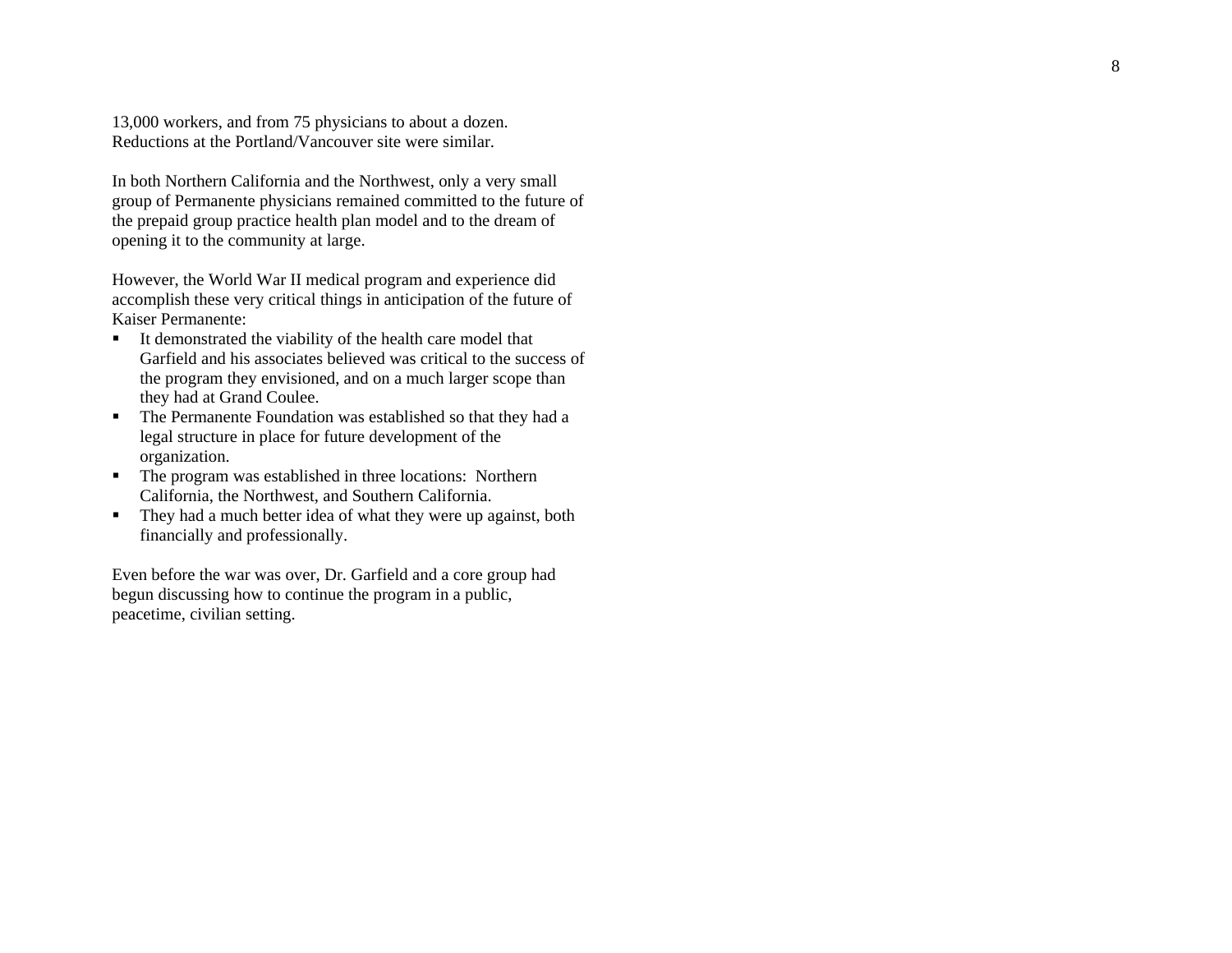13,000 workers, and from 75 physicians to about a dozen. Reductions at the Portland/Vancouver site were similar.

In both Northern California and the Northwest, only a very small group of Permanente physicians remained committed to the future of the prepaid group practice health plan model and to the dream of opening it to the community at large.

However, the World War II medical program and experience did accomplish these very critical things in anticipation of the future of Kaiser Permanente:

- It demonstrated the viability of the health care model that Garfield and his associates believed was critical to the success of the program they envisioned, and on a much larger scope than they had at Grand Coulee.
- The Permanente Foundation was established so that they had a legal structure in place for future development of the organization.
- The program was established in three locations: Northern California, the Northwest, and Southern California.
- They had a much better idea of what they were up against, both financially and professionally.

Even before the war was over, Dr. Garfield and a core group had begun discussing how to continue the program in a public, peacetime, civilian setting.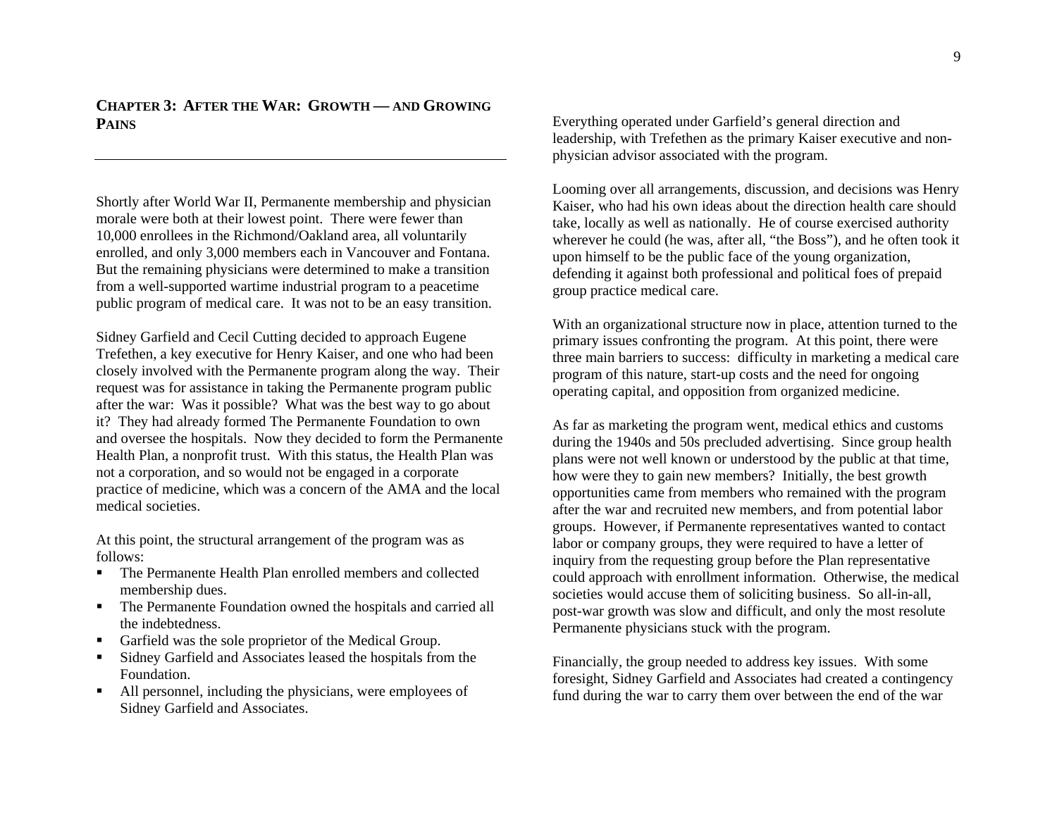## Chapter 3: After the War: Growth — and Growing Pains

Shortly after World War II, Permanente membership and physician morale were both at their lowest point. There were fewer than 10,000 enrollees in the Richmond/Oakland area, all voluntarily enrolled, and only 3,000 members each in Vancouver and Fontana. But the remaining physicians were determined to make a transition from a well-supported wartime industrial program to a peacetime public program of medical care. It was not to be an easy transition.

Sidney Garfield and Cecil Cutting decided to approach Eugene Trefethen, a key executive for Henry Kaiser, and one who had been closely involved with the Permanente program along the way. Their request was for assistance in taking the Permanente program public after the war: Was it possible? What was the best way to go about it? They had already formed The Permanente Foundation to own and oversee the hospitals. Now they decided to form the Permanente Health Plan, a nonprofit trust. With this status, the Health Plan was not a corporation, and so would not be engaged in a corporate practice of medicine, which was a concern of the AMA and the local medical societies.

At this point, the structural arrangement of the program was as follows:

- The Permanente Health Plan enrolled members and collected membership dues.
- The Permanente Foundation owned the hospitals and carried all the indebtedness.
- Garfield was the sole proprietor of the Medical Group.
- Sidney Garfield and Associates leased the hospitals from the Foundation.
- All personnel, including the physicians, were employees of Sidney Garfield and Associates.

Everything operated under Garfield's general direction and leadership, with Trefethen as the primary Kaiser executive and non-physician advisor associated with the program.

Looming over all arrangements, discussion, and decisions was Henry Kaiser, who had his own ideas about the direction health care should take, locally as well as nationally. He of course exercised authority wherever he could (he was, after all, "the Boss"), and he often took it upon himself to be the public face of the young organization, defending it against both professional and political foes of prepaid group practice medical care.

With an organizational structure now in place, attention turned to the primary issues confronting the program. At this point, there were three main barriers to success: difficulty in marketing a medical care program of this nature, start-up costs and the need for ongoing operating capital, and opposition from organized medicine.

As far as marketing the program went, medical ethics and customs during the 1940s and 50s precluded advertising. Since group health plans were not well known or understood by the public at that time, how were they to gain new members? Initially, the best growth opportunities came from members who remained with the program after the war and recruited new members, and from potential labor groups. However, if Permanente representatives wanted to contact labor or company groups, they were required to have a letter of inquiry from the requesting group before the Plan representative could approach with enrollment information. Otherwise, the medical societies would accuse them of soliciting business. So all-in-all, post-war growth was slow and difficult, and only the most resolute Permanente physicians stuck with the program.

Financially, the group needed to address key issues. With some foresight, Sidney Garfield and Associates had created a contingency fund during the war to carry them over between the end of the war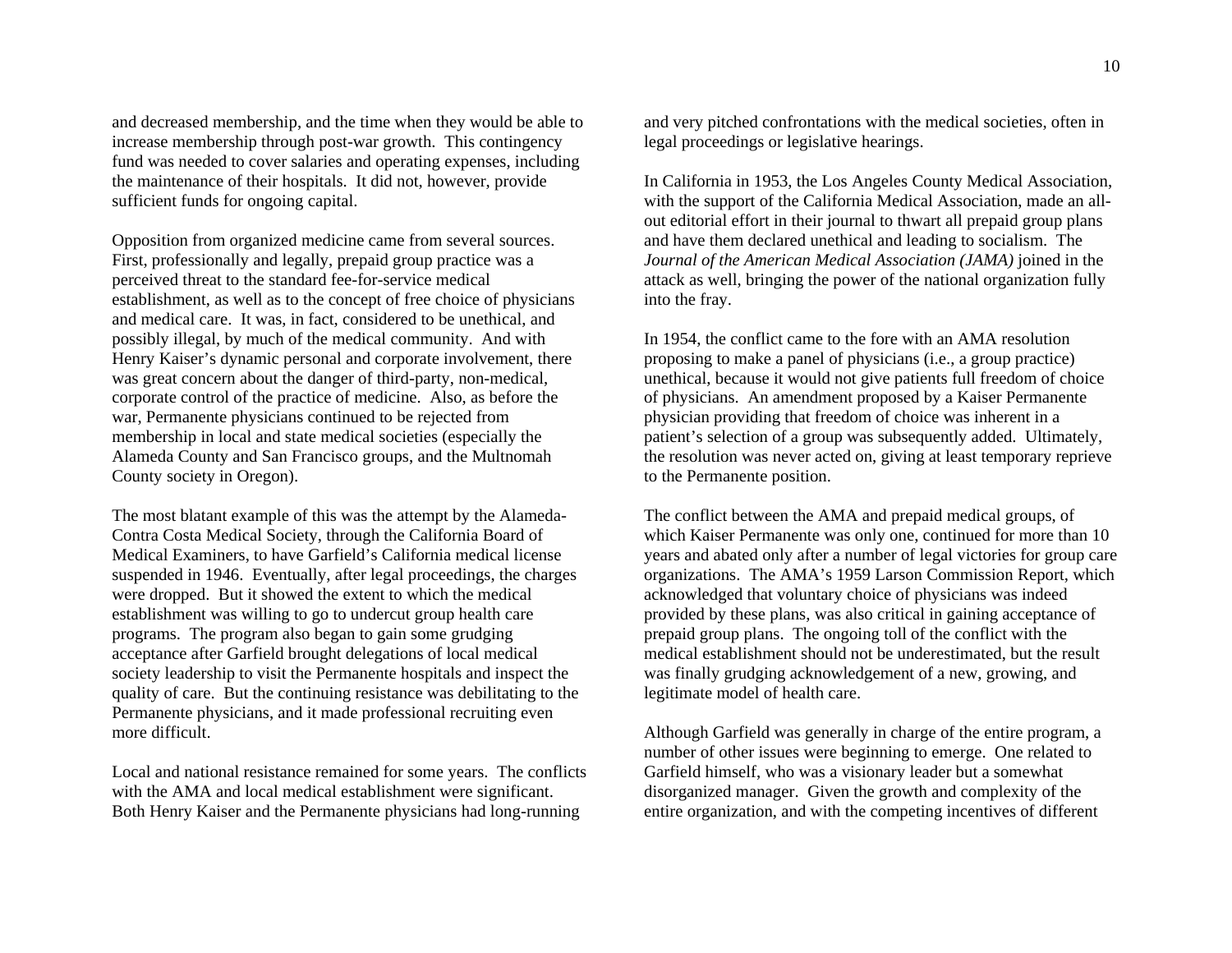and decreased membership, and the time when they would be able to increase membership through post-war growth. This contingency fund was needed to cover salaries and operating expenses, including the maintenance of their hospitals. It did not, however, provide sufficient funds for ongoing capital.

Opposition from organized medicine came from several sources. First, professionally and legally, prepaid group practice was a perceived threat to the standard fee-for-service medical establishment, as well as to the concept of free choice of physicians and medical care. It was, in fact, considered to be unethical, and possibly illegal, by much of the medical community. And with Henry Kaiser's dynamic personal and corporate involvement, there was great concern about the danger of third-party, non-medical, corporate control of the practice of medicine. Also, as before the war, Permanente physicians continued to be rejected from membership in local and state medical societies (especially the Alameda County and San Francisco groups, and the Multnomah County society in Oregon).

The most blatant example of this was the attempt by the Alameda-Contra Costa Medical Society, through the California Board of Medical Examiners, to have Garfield's California medical license suspended in 1946. Eventually, after legal proceedings, the charges were dropped. But it showed the extent to which the medical establishment was willing to go to undercut group health care programs. The program also began to gain some grudging acceptance after Garfield brought delegations of local medical society leadership to visit the Permanente hospitals and inspect the quality of care. But the continuing resistance was debilitating to the Permanente physicians, and it made professional recruiting even more difficult.

Local and national resistance remained for some years. The conflicts with the AMA and local medical establishment were significant. Both Henry Kaiser and the Permanente physicians had long-running and very pitched confrontations with the medical societies, often in legal proceedings or legislative hearings.

In California in 1953, the Los Angeles County Medical Association, with the support of the California Medical Association, made an all-out editorial effort in their journal to thwart all prepaid group plans and have them declared unethical and leading to socialism. The *Journal of the American Medical Association (JAMA)* joined in the attack as well, bringing the power of the national organization fully into the fray.

In 1954, the conflict came to the fore with an AMA resolution proposing to make a panel of physicians (i.e., a group practice) unethical, because it would not give patients full freedom of choice of physicians. An amendment proposed by a Kaiser Permanente physician providing that freedom of choice was inherent in a patient's selection of a group was subsequently added. Ultimately, the resolution was never acted on, giving at least temporary reprieve to the Permanente position.

The conflict between the AMA and prepaid medical groups, of which Kaiser Permanente was only one, continued for more than 10 years and abated only after a number of legal victories for group care organizations. The AMA's 1959 Larson Commission Report, which acknowledged that voluntary choice of physicians was indeed provided by these plans, was also critical in gaining acceptance of prepaid group plans. The ongoing toll of the conflict with the medical establishment should not be underestimated, but the result was finally grudging acknowledgement of a new, growing, and legitimate model of health care.

Although Garfield was generally in charge of the entire program, a number of other issues were beginning to emerge. One related to Garfield himself, who was a visionary leader but a somewhat disorganized manager. Given the growth and complexity of the entire organization, and with the competing incentives of different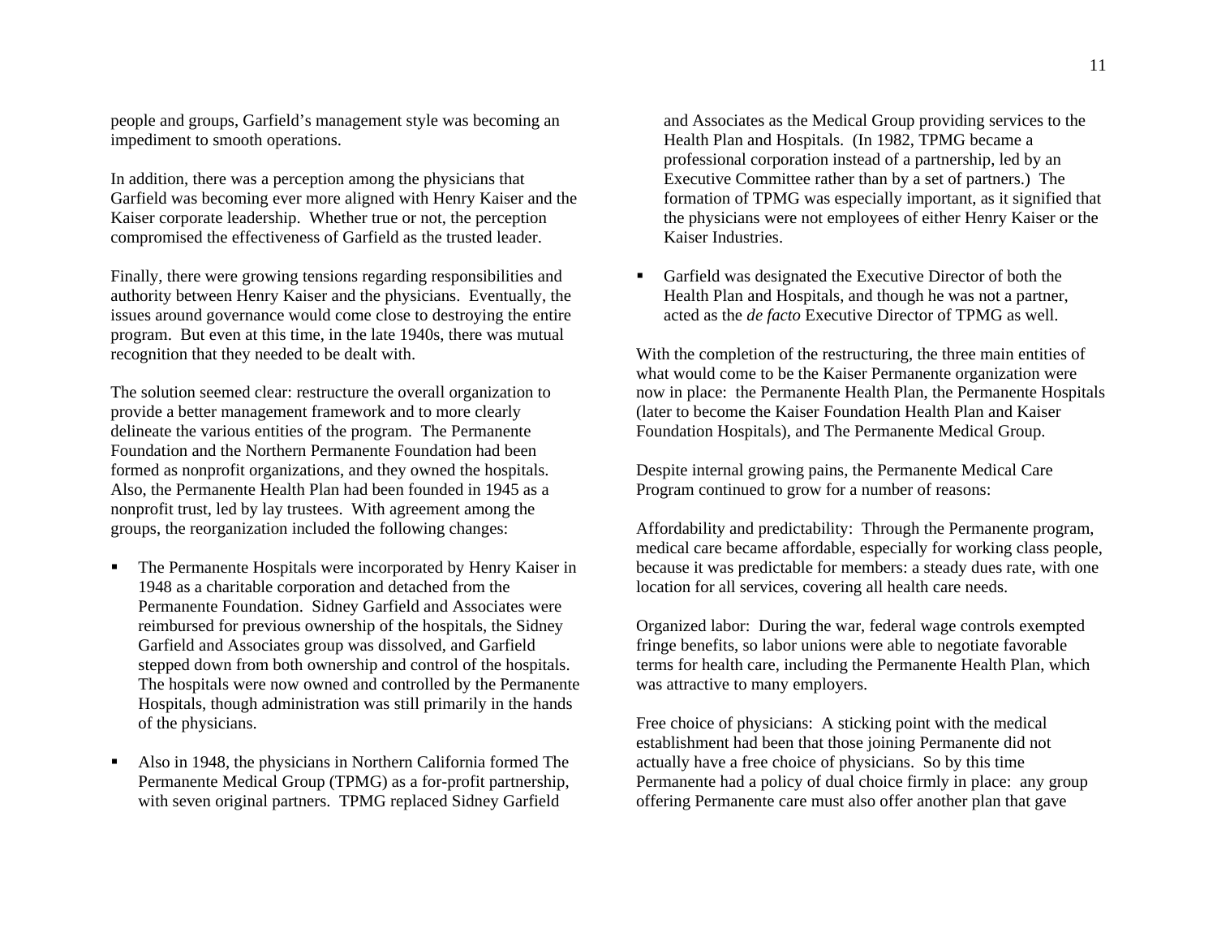people and groups, Garfield's management style was becoming an impediment to smooth operations.

In addition, there was a perception among the physicians that Garfield was becoming ever more aligned with Henry Kaiser and the Kaiser corporate leadership. Whether true or not, the perception compromised the effectiveness of Garfield as the trusted leader.

Finally, there were growing tensions regarding responsibilities and authority between Henry Kaiser and the physicians. Eventually, the issues around governance would come close to destroying the entire program. But even at this time, in the late 1940s, there was mutual recognition that they needed to be dealt with.

The solution seemed clear: restructure the overall organization to provide a better management framework and to more clearly delineate the various entities of the program. The Permanente Foundation and the Northern Permanente Foundation had been formed as nonprofit organizations, and they owned the hospitals. Also, the Permanente Health Plan had been founded in 1945 as a nonprofit trust, led by lay trustees. With agreement among the groups, the reorganization included the following changes:

- The Permanente Hospitals were incorporated by Henry Kaiser in 1948 as a charitable corporation and detached from the Permanente Foundation. Sidney Garfield and Associates were reimbursed for previous ownership of the hospitals, the Sidney Garfield and Associates group was dissolved, and Garfield stepped down from both ownership and control of the hospitals. The hospitals were now owned and controlled by the Permanente Hospitals, though administration was still primarily in the hands of the physicians.

- Also in 1948, the physicians in Northern California formed The Permanente Medical Group (TPMG) as a for-profit partnership, with seven original partners. TPMG replaced Sidney Garfield and Associates as the Medical Group providing services to the Health Plan and Hospitals. (In 1982, TPMG became a professional corporation instead of a partnership, led by an Executive Committee rather than by a set of partners.) The formation of TPMG was especially important, as it signified that the physicians were not employees of either Henry Kaiser or the Kaiser Industries.

- Garfield was designated the Executive Director of both the Health Plan and Hospitals, and though he was not a partner, acted as the *de facto* Executive Director of TPMG as well.

With the completion of the restructuring, the three main entities of what would come to be the Kaiser Permanente organization were now in place: the Permanente Health Plan, the Permanente Hospitals (later to become the Kaiser Foundation Health Plan and Kaiser Foundation Hospitals), and The Permanente Medical Group.

Despite internal growing pains, the Permanente Medical Care Program continued to grow for a number of reasons:

Affordability and predictability: Through the Permanente program, medical care became affordable, especially for working class people, because it was predictable for members: a steady dues rate, with one location for all services, covering all health care needs.

Organized labor: During the war, federal wage controls exempted fringe benefits, so labor unions were able to negotiate favorable terms for health care, including the Permanente Health Plan, which was attractive to many employers.

Free choice of physicians: A sticking point with the medical establishment had been that those joining Permanente did not actually have a free choice of physicians. So by this time Permanente had a policy of dual choice firmly in place: any group offering Permanente care must also offer another plan that gave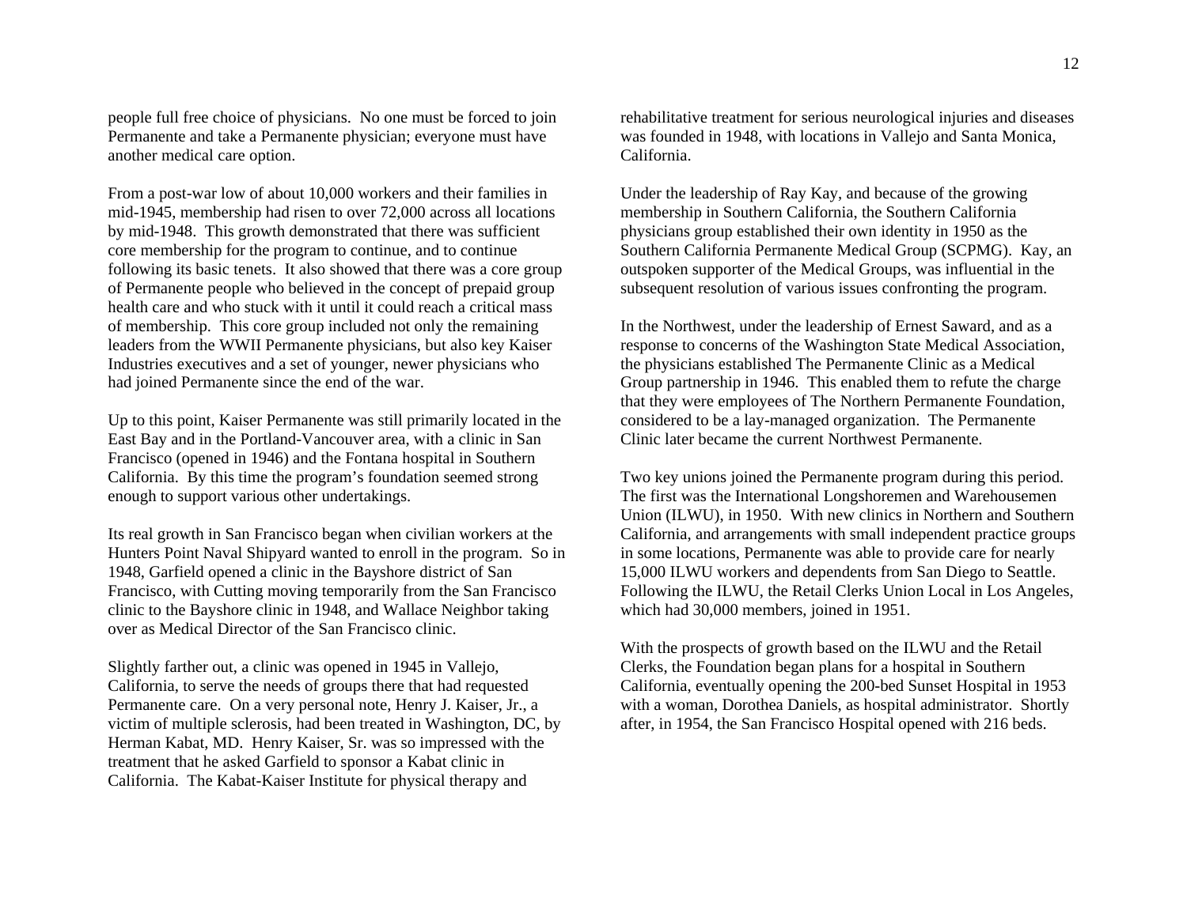people full free choice of physicians. No one must be forced to join Permanente and take a Permanente physician; everyone must have another medical care option.

From a post-war low of about 10,000 workers and their families in mid-1945, membership had risen to over 72,000 across all locations by mid-1948. This growth demonstrated that there was sufficient core membership for the program to continue, and to continue following its basic tenets. It also showed that there was a core group of Permanente people who believed in the concept of prepaid group health care and who stuck with it until it could reach a critical mass of membership. This core group included not only the remaining leaders from the WWII Permanente physicians, but also key Kaiser Industries executives and a set of younger, newer physicians who had joined Permanente since the end of the war.

Up to this point, Kaiser Permanente was still primarily located in the East Bay and in the Portland-Vancouver area, with a clinic in San Francisco (opened in 1946) and the Fontana hospital in Southern California. By this time the program's foundation seemed strong enough to support various other undertakings.

Its real growth in San Francisco began when civilian workers at the Hunters Point Naval Shipyard wanted to enroll in the program. So in 1948, Garfield opened a clinic in the Bayshore district of San Francisco, with Cutting moving temporarily from the San Francisco clinic to the Bayshore clinic in 1948, and Wallace Neighbor taking over as Medical Director of the San Francisco clinic.

Slightly farther out, a clinic was opened in 1945 in Vallejo, California, to serve the needs of groups there that had requested Permanente care. On a very personal note, Henry J. Kaiser, Jr., a victim of multiple sclerosis, had been treated in Washington, DC, by Herman Kabat, MD. Henry Kaiser, Sr. was so impressed with the treatment that he asked Garfield to sponsor a Kabat clinic in California. The Kabat-Kaiser Institute for physical therapy and rehabilitative treatment for serious neurological injuries and diseases was founded in 1948, with locations in Vallejo and Santa Monica, California.

Under the leadership of Ray Kay, and because of the growing membership in Southern California, the Southern California physicians group established their own identity in 1950 as the Southern California Permanente Medical Group (SCPMG). Kay, an outspoken supporter of the Medical Groups, was influential in the subsequent resolution of various issues confronting the program.

In the Northwest, under the leadership of Ernest Saward, and as a response to concerns of the Washington State Medical Association, the physicians established The Permanente Clinic as a Medical Group partnership in 1946. This enabled them to refute the charge that they were employees of The Northern Permanente Foundation, considered to be a lay-managed organization. The Permanente Clinic later became the current Northwest Permanente.

Two key unions joined the Permanente program during this period. The first was the International Longshoremen and Warehousemen Union (ILWU), in 1950. With new clinics in Northern and Southern California, and arrangements with small independent practice groups in some locations, Permanente was able to provide care for nearly 15,000 ILWU workers and dependents from San Diego to Seattle. Following the ILWU, the Retail Clerks Union Local in Los Angeles, which had 30,000 members, joined in 1951.

With the prospects of growth based on the ILWU and the Retail Clerks, the Foundation began plans for a hospital in Southern California, eventually opening the 200-bed Sunset Hospital in 1953 with a woman, Dorothea Daniels, as hospital administrator. Shortly after, in 1954, the San Francisco Hospital opened with 216 beds.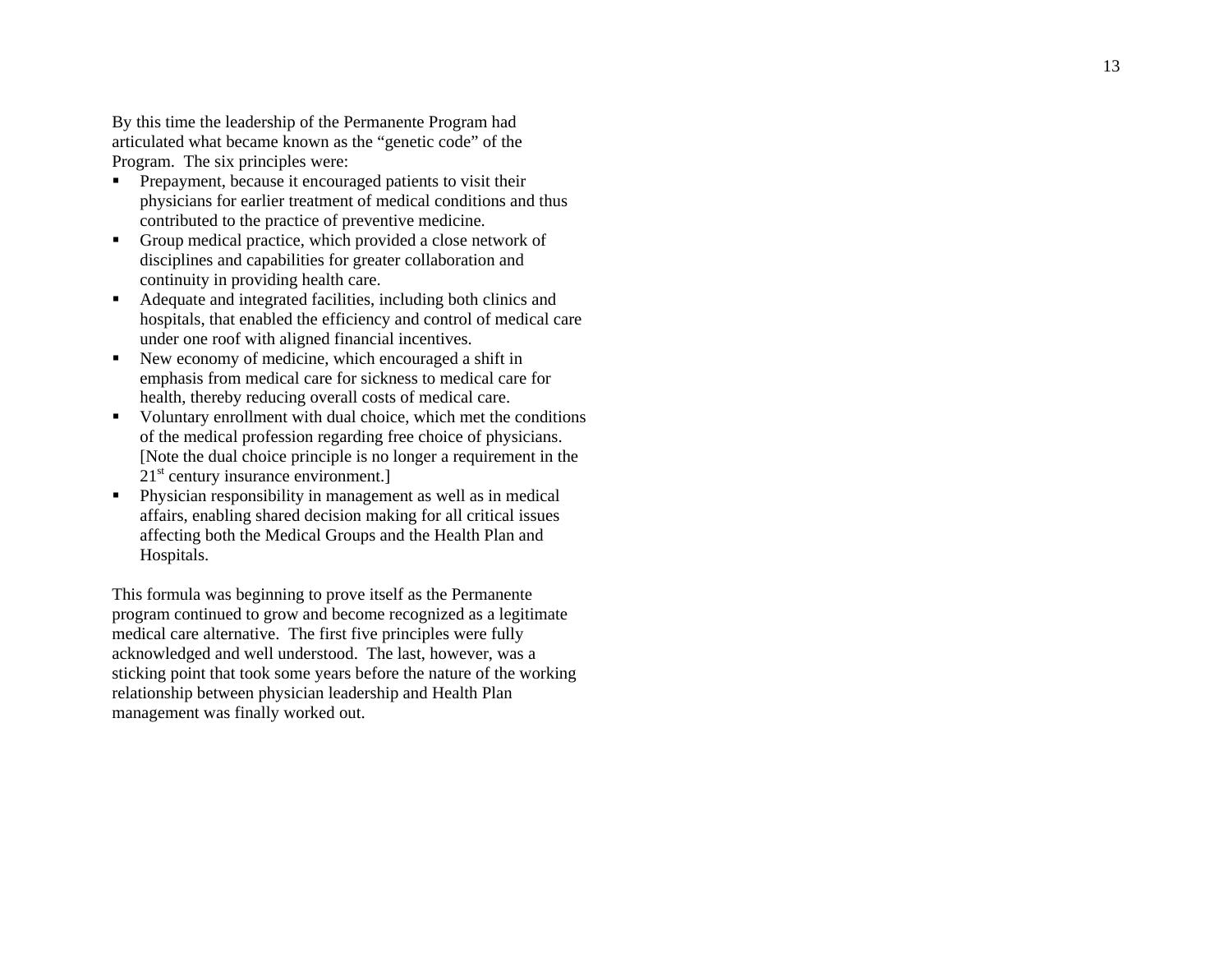By this time the leadership of the Permanente Program had articulated what became known as the "genetic code" of the Program. The six principles were:

- Prepayment, because it encouraged patients to visit their physicians for earlier treatment of medical conditions and thus contributed to the practice of preventive medicine.
- Group medical practice, which provided a close network of disciplines and capabilities for greater collaboration and continuity in providing health care.
- Adequate and integrated facilities, including both clinics and hospitals, that enabled the efficiency and control of medical care under one roof with aligned financial incentives.
- New economy of medicine, which encouraged a shift in emphasis from medical care for sickness to medical care for health, thereby reducing overall costs of medical care.
- Voluntary enrollment with dual choice, which met the conditions of the medical profession regarding free choice of physicians. [Note the dual choice principle is no longer a requirement in the 21st century insurance environment.]
- Physician responsibility in management as well as in medical affairs, enabling shared decision making for all critical issues affecting both the Medical Groups and the Health Plan and Hospitals.

This formula was beginning to prove itself as the Permanente program continued to grow and become recognized as a legitimate medical care alternative. The first five principles were fully acknowledged and well understood. The last, however, was a sticking point that took some years before the nature of the working relationship between physician leadership and Health Plan management was finally worked out.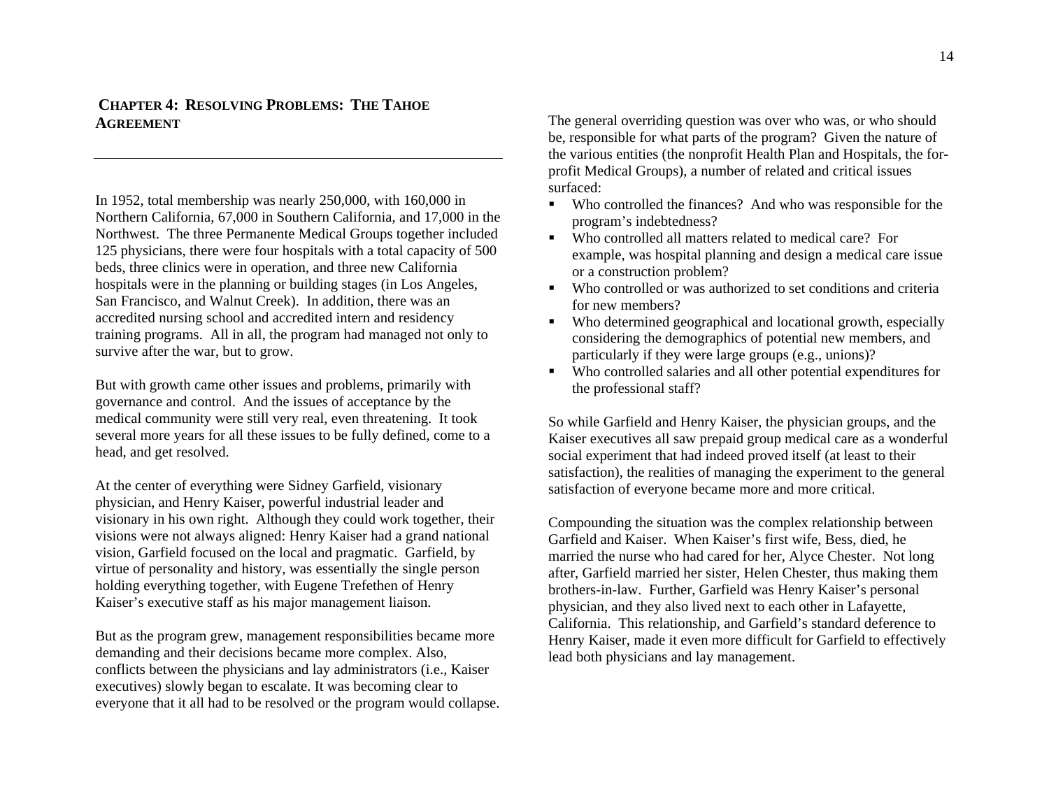## Chapter 4: Resolving Problems: The Tahoe Agreement

In 1952, total membership was nearly 250,000, with 160,000 in Northern California, 67,000 in Southern California, and 17,000 in the Northwest. The three Permanente Medical Groups together included 125 physicians, there were four hospitals with a total capacity of 500 beds, three clinics were in operation, and three new California hospitals were in the planning or building stages (in Los Angeles, San Francisco, and Walnut Creek). In addition, there was an accredited nursing school and accredited intern and residency training programs. All in all, the program had managed not only to survive after the war, but to grow.

But with growth came other issues and problems, primarily with governance and control. And the issues of acceptance by the medical community were still very real, even threatening. It took several more years for all these issues to be fully defined, come to a head, and get resolved.

At the center of everything were Sidney Garfield, visionary physician, and Henry Kaiser, powerful industrial leader and visionary in his own right. Although they could work together, their visions were not always aligned: Henry Kaiser had a grand national vision, Garfield focused on the local and pragmatic. Garfield, by virtue of personality and history, was essentially the single person holding everything together, with Eugene Trefethen of Henry Kaiser's executive staff as his major management liaison.

But as the program grew, management responsibilities became more demanding and their decisions became more complex. Also, conflicts between the physicians and lay administrators (i.e., Kaiser executives) slowly began to escalate. It was becoming clear to everyone that it all had to be resolved or the program would collapse.

The general overriding question was over who was, or who should be, responsible for what parts of the program? Given the nature of the various entities (the nonprofit Health Plan and Hospitals, the for-profit Medical Groups), a number of related and critical issues surfaced:

- Who controlled the finances? And who was responsible for the program's indebtedness?
- Who controlled all matters related to medical care? For example, was hospital planning and design a medical care issue or a construction problem?
- Who controlled or was authorized to set conditions and criteria for new members?
- Who determined geographical and locational growth, especially considering the demographics of potential new members, and particularly if they were large groups (e.g., unions)?
- Who controlled salaries and all other potential expenditures for the professional staff?

So while Garfield and Henry Kaiser, the physician groups, and the Kaiser executives all saw prepaid group medical care as a wonderful social experiment that had indeed proved itself (at least to their satisfaction), the realities of managing the experiment to the general satisfaction of everyone became more and more critical.

Compounding the situation was the complex relationship between Garfield and Kaiser. When Kaiser's first wife, Bess, died, he married the nurse who had cared for her, Alyce Chester. Not long after, Garfield married her sister, Helen Chester, thus making them brothers-in-law. Further, Garfield was Henry Kaiser's personal physician, and they also lived next to each other in Lafayette, California. This relationship, and Garfield's standard deference to Henry Kaiser, made it even more difficult for Garfield to effectively lead both physicians and lay management.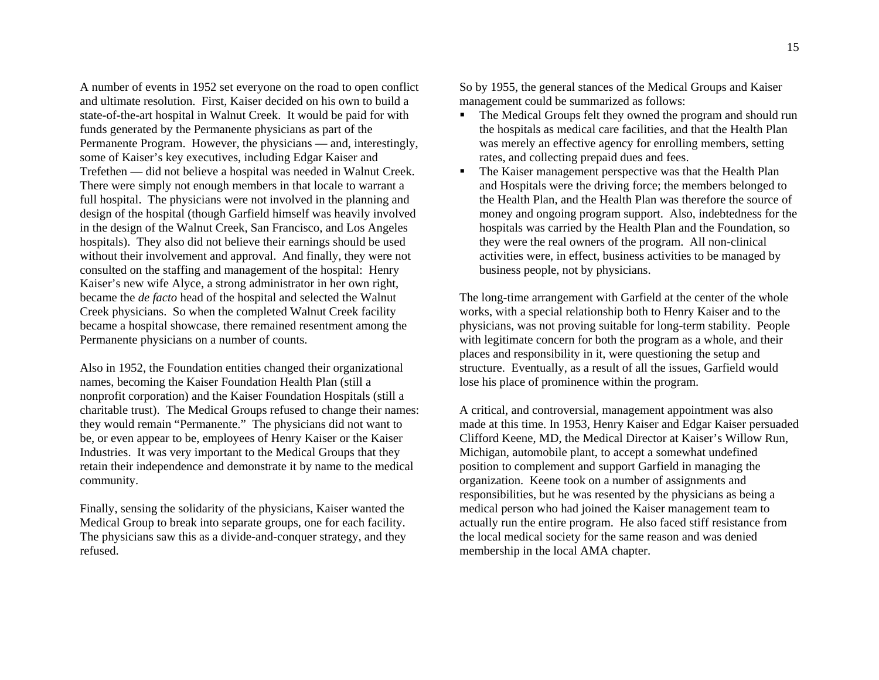A number of events in 1952 set everyone on the road to open conflict and ultimate resolution. First, Kaiser decided on his own to build a state-of-the-art hospital in Walnut Creek. It would be paid for with funds generated by the Permanente physicians as part of the Permanente Program. However, the physicians — and, interestingly, some of Kaiser's key executives, including Edgar Kaiser and Trefethen — did not believe a hospital was needed in Walnut Creek. There were simply not enough members in that locale to warrant a full hospital. The physicians were not involved in the planning and design of the hospital (though Garfield himself was heavily involved in the design of the Walnut Creek, San Francisco, and Los Angeles hospitals). They also did not believe their earnings should be used without their involvement and approval. And finally, they were not consulted on the staffing and management of the hospital: Henry Kaiser's new wife Alyce, a strong administrator in her own right, became the *de facto* head of the hospital and selected the Walnut Creek physicians. So when the completed Walnut Creek facility became a hospital showcase, there remained resentment among the Permanente physicians on a number of counts.

Also in 1952, the Foundation entities changed their organizational names, becoming the Kaiser Foundation Health Plan (still a nonprofit corporation) and the Kaiser Foundation Hospitals (still a charitable trust). The Medical Groups refused to change their names: they would remain "Permanente." The physicians did not want to be, or even appear to be, employees of Henry Kaiser or the Kaiser Industries. It was very important to the Medical Groups that they retain their independence and demonstrate it by name to the medical community.

Finally, sensing the solidarity of the physicians, Kaiser wanted the Medical Group to break into separate groups, one for each facility. The physicians saw this as a divide-and-conquer strategy, and they refused.

So by 1955, the general stances of the Medical Groups and Kaiser management could be summarized as follows:

- The Medical Groups felt they owned the program and should run the hospitals as medical care facilities, and that the Health Plan was merely an effective agency for enrolling members, setting rates, and collecting prepaid dues and fees.
- The Kaiser management perspective was that the Health Plan and Hospitals were the driving force; the members belonged to the Health Plan, and the Health Plan was therefore the source of money and ongoing program support. Also, indebtedness for the hospitals was carried by the Health Plan and the Foundation, so they were the real owners of the program. All non-clinical activities were, in effect, business activities to be managed by business people, not by physicians.

The long-time arrangement with Garfield at the center of the whole works, with a special relationship both to Henry Kaiser and to the physicians, was not proving suitable for long-term stability. People with legitimate concern for both the program as a whole, and their places and responsibility in it, were questioning the setup and structure. Eventually, as a result of all the issues, Garfield would lose his place of prominence within the program.

A critical, and controversial, management appointment was also made at this time. In 1953, Henry Kaiser and Edgar Kaiser persuaded Clifford Keene, MD, the Medical Director at Kaiser's Willow Run, Michigan, automobile plant, to accept a somewhat undefined position to complement and support Garfield in managing the organization. Keene took on a number of assignments and responsibilities, but he was resented by the physicians as being a medical person who had joined the Kaiser management team to actually run the entire program. He also faced stiff resistance from the local medical society for the same reason and was denied membership in the local AMA chapter.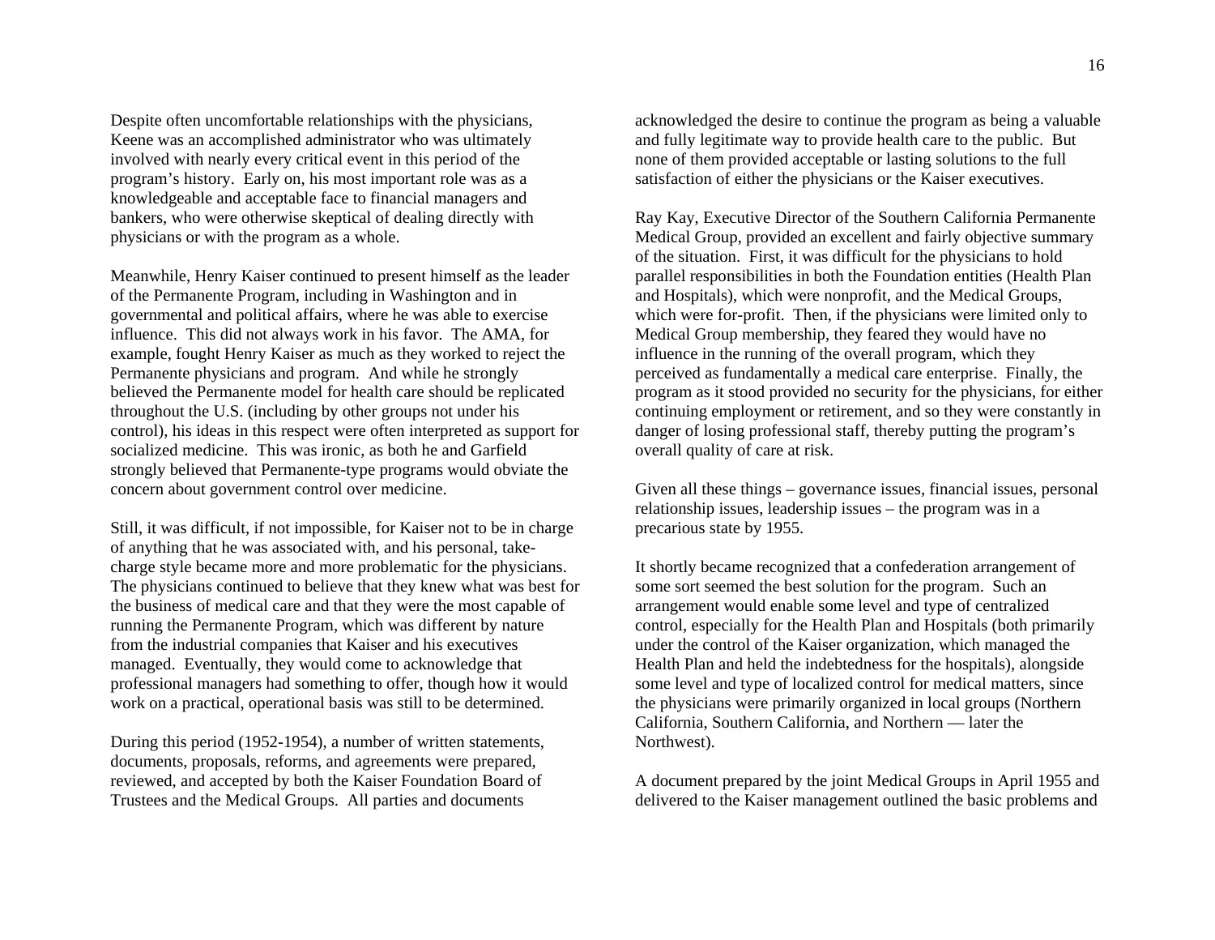Despite often uncomfortable relationships with the physicians, Keene was an accomplished administrator who was ultimately involved with nearly every critical event in this period of the program's history. Early on, his most important role was as a knowledgeable and acceptable face to financial managers and bankers, who were otherwise skeptical of dealing directly with physicians or with the program as a whole.

Meanwhile, Henry Kaiser continued to present himself as the leader of the Permanente Program, including in Washington and in governmental and political affairs, where he was able to exercise influence. This did not always work in his favor. The AMA, for example, fought Henry Kaiser as much as they worked to reject the Permanente physicians and program. And while he strongly believed the Permanente model for health care should be replicated throughout the U.S. (including by other groups not under his control), his ideas in this respect were often interpreted as support for socialized medicine. This was ironic, as both he and Garfield strongly believed that Permanente-type programs would obviate the concern about government control over medicine.

Still, it was difficult, if not impossible, for Kaiser not to be in charge of anything that he was associated with, and his personal, take-charge style became more and more problematic for the physicians. The physicians continued to believe that they knew what was best for the business of medical care and that they were the most capable of running the Permanente Program, which was different by nature from the industrial companies that Kaiser and his executives managed. Eventually, they would come to acknowledge that professional managers had something to offer, though how it would work on a practical, operational basis was still to be determined.

During this period (1952-1954), a number of written statements, documents, proposals, reforms, and agreements were prepared, reviewed, and accepted by both the Kaiser Foundation Board of Trustees and the Medical Groups. All parties and documents acknowledged the desire to continue the program as being a valuable and fully legitimate way to provide health care to the public. But none of them provided acceptable or lasting solutions to the full satisfaction of either the physicians or the Kaiser executives.

Ray Kay, Executive Director of the Southern California Permanente Medical Group, provided an excellent and fairly objective summary of the situation. First, it was difficult for the physicians to hold parallel responsibilities in both the Foundation entities (Health Plan and Hospitals), which were nonprofit, and the Medical Groups, which were for-profit. Then, if the physicians were limited only to Medical Group membership, they feared they would have no influence in the running of the overall program, which they perceived as fundamentally a medical care enterprise. Finally, the program as it stood provided no security for the physicians, for either continuing employment or retirement, and so they were constantly in danger of losing professional staff, thereby putting the program's overall quality of care at risk.

Given all these things – governance issues, financial issues, personal relationship issues, leadership issues – the program was in a precarious state by 1955.

It shortly became recognized that a confederation arrangement of some sort seemed the best solution for the program. Such an arrangement would enable some level and type of centralized control, especially for the Health Plan and Hospitals (both primarily under the control of the Kaiser organization, which managed the Health Plan and held the indebtedness for the hospitals), alongside some level and type of localized control for medical matters, since the physicians were primarily organized in local groups (Northern California, Southern California, and Northern — later the Northwest).

A document prepared by the joint Medical Groups in April 1955 and delivered to the Kaiser management outlined the basic problems and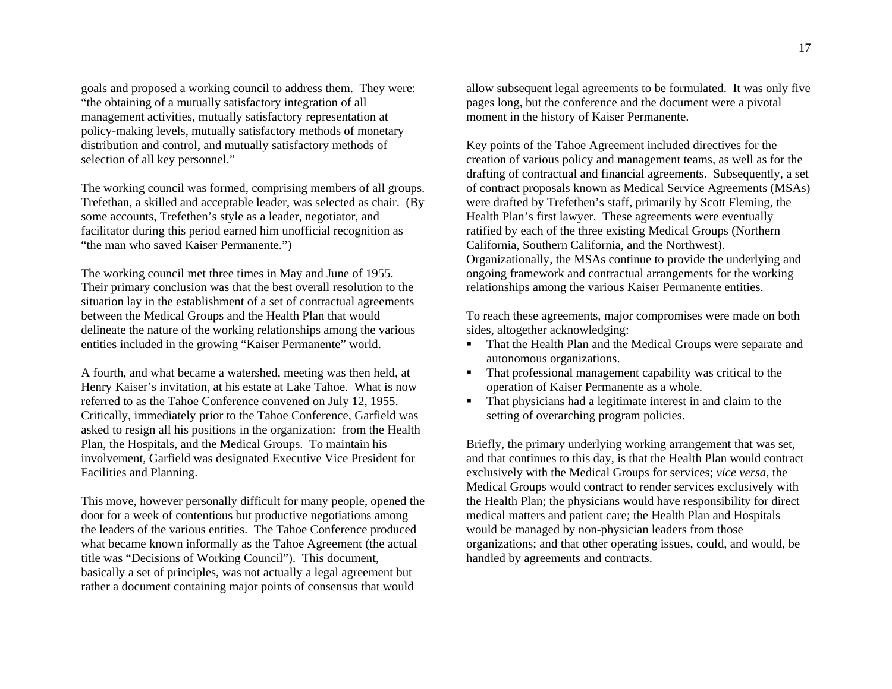goals and proposed a working council to address them. They were: "the obtaining of a mutually satisfactory integration of all management activities, mutually satisfactory representation at policy-making levels, mutually satisfactory methods of monetary distribution and control, and mutually satisfactory methods of selection of all key personnel."

The working council was formed, comprising members of all groups. Trefethan, a skilled and acceptable leader, was selected as chair. (By some accounts, Trefethen's style as a leader, negotiator, and facilitator during this period earned him unofficial recognition as "the man who saved Kaiser Permanente.")

The working council met three times in May and June of 1955. Their primary conclusion was that the best overall resolution to the situation lay in the establishment of a set of contractual agreements between the Medical Groups and the Health Plan that would delineate the nature of the working relationships among the various entities included in the growing "Kaiser Permanente" world.

A fourth, and what became a watershed, meeting was then held, at Henry Kaiser's invitation, at his estate at Lake Tahoe. What is now referred to as the Tahoe Conference convened on July 12, 1955. Critically, immediately prior to the Tahoe Conference, Garfield was asked to resign all his positions in the organization: from the Health Plan, the Hospitals, and the Medical Groups. To maintain his involvement, Garfield was designated Executive Vice President for Facilities and Planning.

This move, however personally difficult for many people, opened the door for a week of contentious but productive negotiations among the leaders of the various entities. The Tahoe Conference produced what became known informally as the Tahoe Agreement (the actual title was "Decisions of Working Council"). This document, basically a set of principles, was not actually a legal agreement but rather a document containing major points of consensus that would allow subsequent legal agreements to be formulated. It was only five pages long, but the conference and the document were a pivotal moment in the history of Kaiser Permanente.

Key points of the Tahoe Agreement included directives for the creation of various policy and management teams, as well as for the drafting of contractual and financial agreements. Subsequently, a set of contract proposals known as Medical Service Agreements (MSAs) were drafted by Trefethen's staff, primarily by Scott Fleming, the Health Plan's first lawyer. These agreements were eventually ratified by each of the three existing Medical Groups (Northern California, Southern California, and the Northwest). Organizationally, the MSAs continue to provide the underlying and ongoing framework and contractual arrangements for the working relationships among the various Kaiser Permanente entities.

To reach these agreements, major compromises were made on both sides, altogether acknowledging:

- That the Health Plan and the Medical Groups were separate and autonomous organizations.
- That professional management capability was critical to the operation of Kaiser Permanente as a whole.
- That physicians had a legitimate interest in and claim to the setting of overarching program policies.

Briefly, the primary underlying working arrangement that was set, and that continues to this day, is that the Health Plan would contract exclusively with the Medical Groups for services; *vice versa*, the Medical Groups would contract to render services exclusively with the Health Plan; the physicians would have responsibility for direct medical matters and patient care; the Health Plan and Hospitals would be managed by non-physician leaders from those organizations; and that other operating issues, could, and would, be handled by agreements and contracts.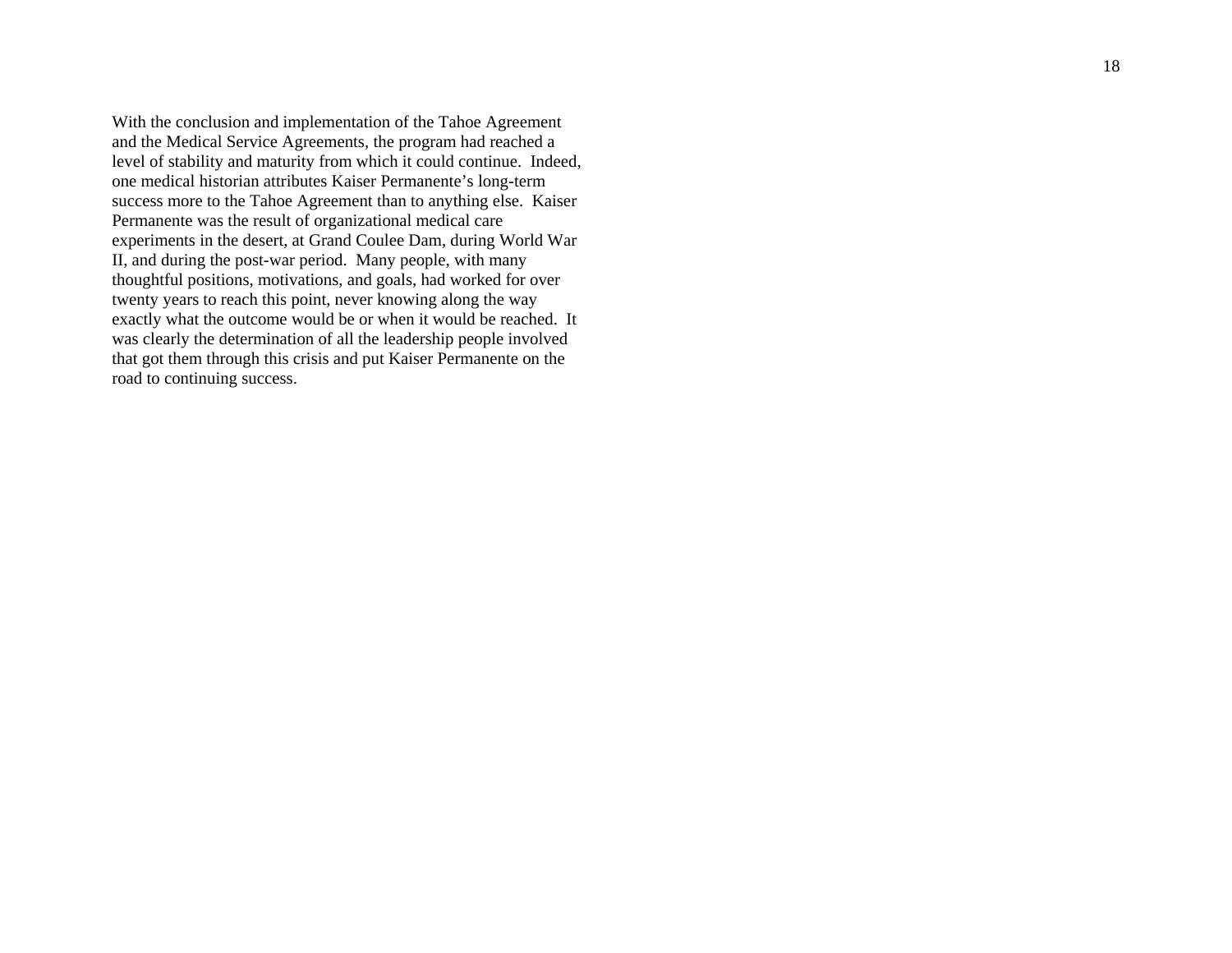With the conclusion and implementation of the Tahoe Agreement and the Medical Service Agreements, the program had reached a level of stability and maturity from which it could continue. Indeed, one medical historian attributes Kaiser Permanente's long-term success more to the Tahoe Agreement than to anything else. Kaiser Permanente was the result of organizational medical care experiments in the desert, at Grand Coulee Dam, during World War II, and during the post-war period. Many people, with many thoughtful positions, motivations, and goals, had worked for over twenty years to reach this point, never knowing along the way exactly what the outcome would be or when it would be reached. It was clearly the determination of all the leadership people involved that got them through this crisis and put Kaiser Permanente on the road to continuing success.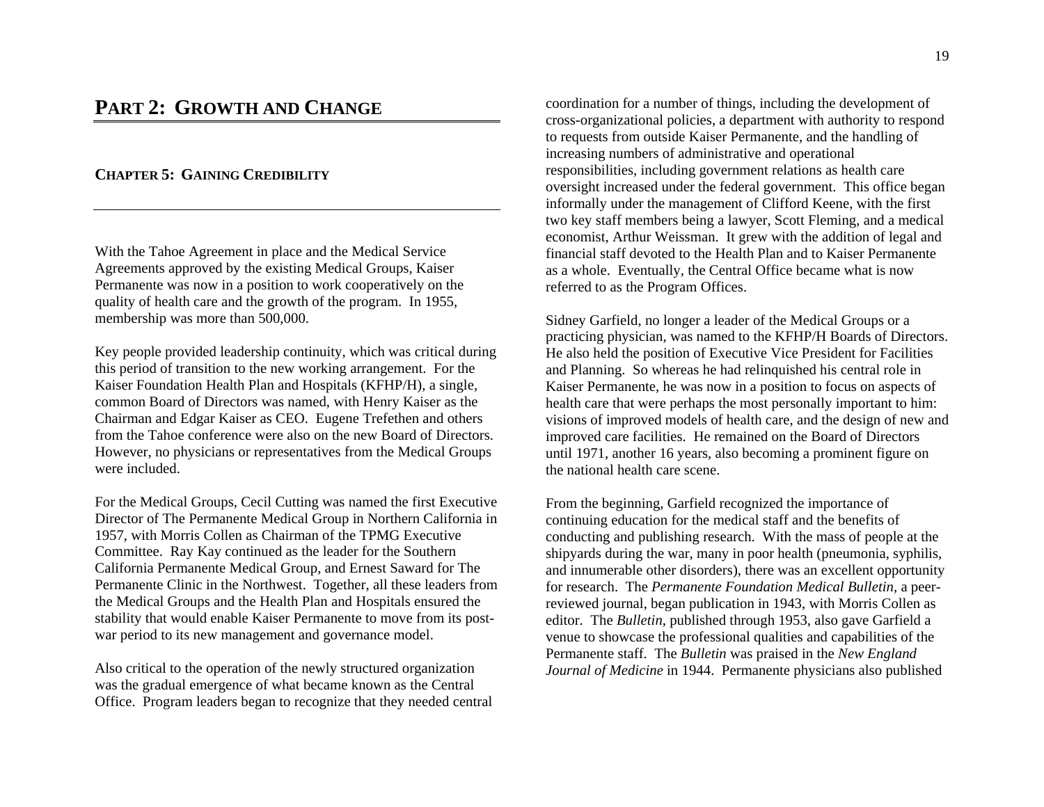# PART 2: GROWTH AND CHANGE

## CHAPTER 5: GAINING CREDIBILITY

With the Tahoe Agreement in place and the Medical Service Agreements approved by the existing Medical Groups, Kaiser Permanente was now in a position to work cooperatively on the quality of health care and the growth of the program. In 1955, membership was more than 500,000.

Key people provided leadership continuity, which was critical during this period of transition to the new working arrangement. For the Kaiser Foundation Health Plan and Hospitals (KFHP/H), a single, common Board of Directors was named, with Henry Kaiser as the Chairman and Edgar Kaiser as CEO. Eugene Trefethen and others from the Tahoe conference were also on the new Board of Directors. However, no physicians or representatives from the Medical Groups were included.

For the Medical Groups, Cecil Cutting was named the first Executive Director of The Permanente Medical Group in Northern California in 1957, with Morris Collen as Chairman of the TPMG Executive Committee. Ray Kay continued as the leader for the Southern California Permanente Medical Group, and Ernest Saward for The Permanente Clinic in the Northwest. Together, all these leaders from the Medical Groups and the Health Plan and Hospitals ensured the stability that would enable Kaiser Permanente to move from its post-war period to its new management and governance model.

Also critical to the operation of the newly structured organization was the gradual emergence of what became known as the Central Office. Program leaders began to recognize that they needed central coordination for a number of things, including the development of cross-organizational policies, a department with authority to respond to requests from outside Kaiser Permanente, and the handling of increasing numbers of administrative and operational responsibilities, including government relations as health care oversight increased under the federal government. This office began informally under the management of Clifford Keene, with the first two key staff members being a lawyer, Scott Fleming, and a medical economist, Arthur Weissman. It grew with the addition of legal and financial staff devoted to the Health Plan and to Kaiser Permanente as a whole. Eventually, the Central Office became what is now referred to as the Program Offices.

Sidney Garfield, no longer a leader of the Medical Groups or a practicing physician, was named to the KFHP/H Boards of Directors. He also held the position of Executive Vice President for Facilities and Planning. So whereas he had relinquished his central role in Kaiser Permanente, he was now in a position to focus on aspects of health care that were perhaps the most personally important to him: visions of improved models of health care, and the design of new and improved care facilities. He remained on the Board of Directors until 1971, another 16 years, also becoming a prominent figure on the national health care scene.

From the beginning, Garfield recognized the importance of continuing education for the medical staff and the benefits of conducting and publishing research. With the mass of people at the shipyards during the war, many in poor health (pneumonia, syphilis, and innumerable other disorders), there was an excellent opportunity for research. The *Permanente Foundation Medical Bulletin*, a peer-reviewed journal, began publication in 1943, with Morris Collen as editor. The *Bulletin*, published through 1953, also gave Garfield a venue to showcase the professional qualities and capabilities of the Permanente staff. The *Bulletin* was praised in the *New England Journal of Medicine* in 1944. Permanente physicians also published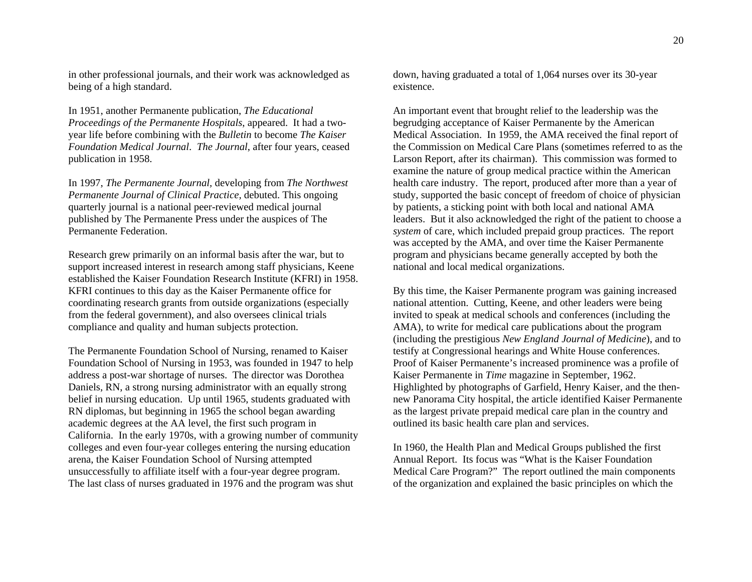in other professional journals, and their work was acknowledged as being of a high standard.

In 1951, another Permanente publication, *The Educational Proceedings of the Permanente Hospitals*, appeared. It had a two-year life before combining with the *Bulletin* to become *The Kaiser Foundation Medical Journal*. *The Journal*, after four years, ceased publication in 1958.

In 1997, *The Permanente Journal,* developing from *The Northwest Permanente Journal of Clinical Practice,* debuted. This ongoing quarterly journal is a national peer-reviewed medical journal published by The Permanente Press under the auspices of The Permanente Federation.

Research grew primarily on an informal basis after the war, but to support increased interest in research among staff physicians, Keene established the Kaiser Foundation Research Institute (KFRI) in 1958. KFRI continues to this day as the Kaiser Permanente office for coordinating research grants from outside organizations (especially from the federal government), and also oversees clinical trials compliance and quality and human subjects protection.

The Permanente Foundation School of Nursing, renamed to Kaiser Foundation School of Nursing in 1953, was founded in 1947 to help address a post-war shortage of nurses. The director was Dorothea Daniels, RN, a strong nursing administrator with an equally strong belief in nursing education. Up until 1965, students graduated with RN diplomas, but beginning in 1965 the school began awarding academic degrees at the AA level, the first such program in California. In the early 1970s, with a growing number of community colleges and even four-year colleges entering the nursing education arena, the Kaiser Foundation School of Nursing attempted unsuccessfully to affiliate itself with a four-year degree program. The last class of nurses graduated in 1976 and the program was shut down, having graduated a total of 1,064 nurses over its 30-year existence.

An important event that brought relief to the leadership was the begrudging acceptance of Kaiser Permanente by the American Medical Association. In 1959, the AMA received the final report of the Commission on Medical Care Plans (sometimes referred to as the Larson Report, after its chairman). This commission was formed to examine the nature of group medical practice within the American health care industry. The report, produced after more than a year of study, supported the basic concept of freedom of choice of physician by patients, a sticking point with both local and national AMA leaders. But it also acknowledged the right of the patient to choose a *system* of care, which included prepaid group practices. The report was accepted by the AMA, and over time the Kaiser Permanente program and physicians became generally accepted by both the national and local medical organizations.

By this time, the Kaiser Permanente program was gaining increased national attention. Cutting, Keene, and other leaders were being invited to speak at medical schools and conferences (including the AMA), to write for medical care publications about the program (including the prestigious *New England Journal of Medicine*), and to testify at Congressional hearings and White House conferences. Proof of Kaiser Permanente's increased prominence was a profile of Kaiser Permanente in *Time* magazine in September, 1962. Highlighted by photographs of Garfield, Henry Kaiser, and the then-new Panorama City hospital, the article identified Kaiser Permanente as the largest private prepaid medical care plan in the country and outlined its basic health care plan and services.

In 1960, the Health Plan and Medical Groups published the first Annual Report. Its focus was "What is the Kaiser Foundation Medical Care Program?" The report outlined the main components of the organization and explained the basic principles on which the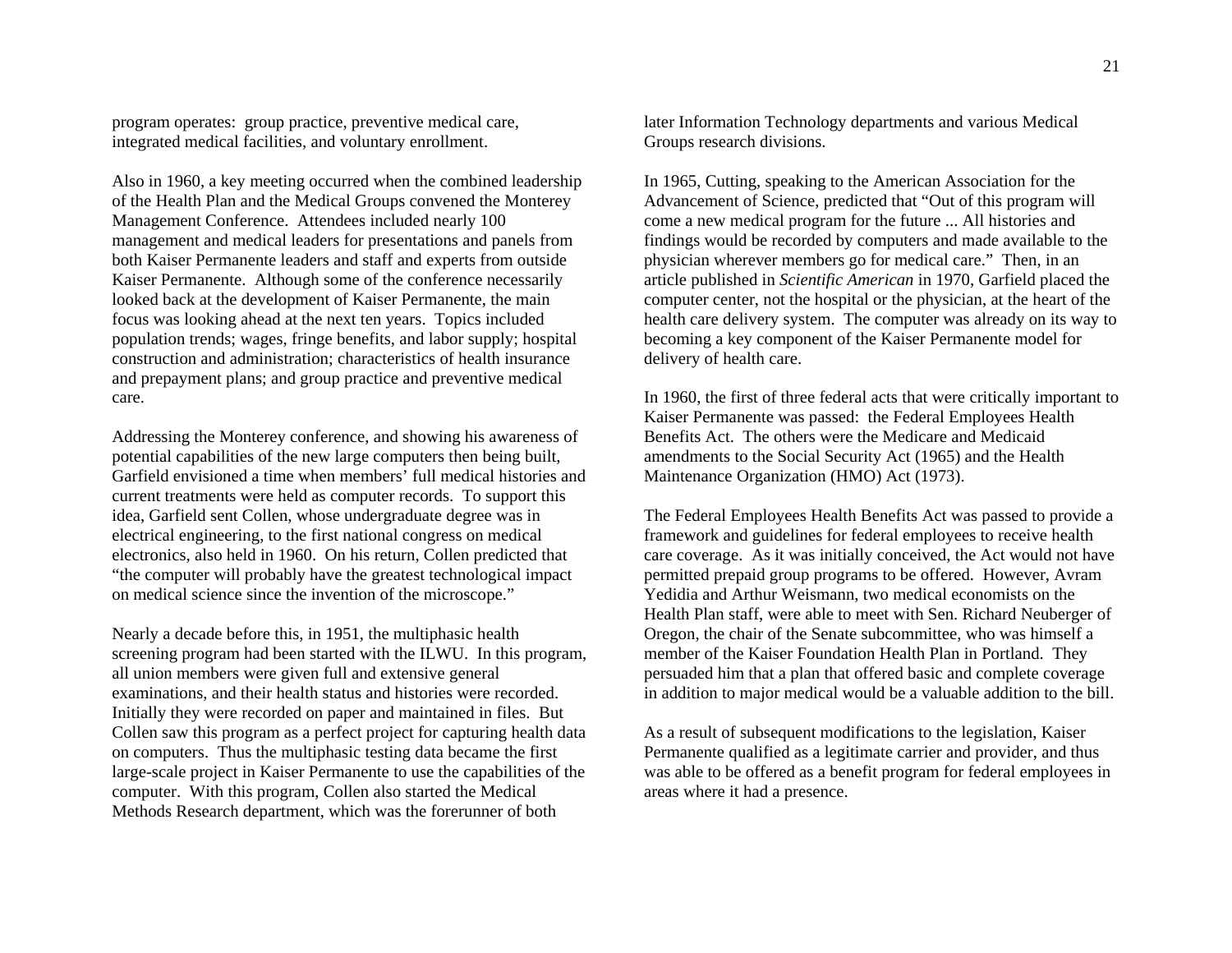program operates: group practice, preventive medical care, integrated medical facilities, and voluntary enrollment.

Also in 1960, a key meeting occurred when the combined leadership of the Health Plan and the Medical Groups convened the Monterey Management Conference. Attendees included nearly 100 management and medical leaders for presentations and panels from both Kaiser Permanente leaders and staff and experts from outside Kaiser Permanente. Although some of the conference necessarily looked back at the development of Kaiser Permanente, the main focus was looking ahead at the next ten years. Topics included population trends; wages, fringe benefits, and labor supply; hospital construction and administration; characteristics of health insurance and prepayment plans; and group practice and preventive medical care.

Addressing the Monterey conference, and showing his awareness of potential capabilities of the new large computers then being built, Garfield envisioned a time when members' full medical histories and current treatments were held as computer records. To support this idea, Garfield sent Collen, whose undergraduate degree was in electrical engineering, to the first national congress on medical electronics, also held in 1960. On his return, Collen predicted that "the computer will probably have the greatest technological impact on medical science since the invention of the microscope."

Nearly a decade before this, in 1951, the multiphasic health screening program had been started with the ILWU. In this program, all union members were given full and extensive general examinations, and their health status and histories were recorded. Initially they were recorded on paper and maintained in files. But Collen saw this program as a perfect project for capturing health data on computers. Thus the multiphasic testing data became the first large-scale project in Kaiser Permanente to use the capabilities of the computer. With this program, Collen also started the Medical Methods Research department, which was the forerunner of both later Information Technology departments and various Medical Groups research divisions.

In 1965, Cutting, speaking to the American Association for the Advancement of Science, predicted that "Out of this program will come a new medical program for the future ... All histories and findings would be recorded by computers and made available to the physician wherever members go for medical care." Then, in an article published in *Scientific American* in 1970, Garfield placed the computer center, not the hospital or the physician, at the heart of the health care delivery system. The computer was already on its way to becoming a key component of the Kaiser Permanente model for delivery of health care.

In 1960, the first of three federal acts that were critically important to Kaiser Permanente was passed: the Federal Employees Health Benefits Act. The others were the Medicare and Medicaid amendments to the Social Security Act (1965) and the Health Maintenance Organization (HMO) Act (1973).

The Federal Employees Health Benefits Act was passed to provide a framework and guidelines for federal employees to receive health care coverage. As it was initially conceived, the Act would not have permitted prepaid group programs to be offered. However, Avram Yedidia and Arthur Weismann, two medical economists on the Health Plan staff, were able to meet with Sen. Richard Neuberger of Oregon, the chair of the Senate subcommittee, who was himself a member of the Kaiser Foundation Health Plan in Portland. They persuaded him that a plan that offered basic and complete coverage in addition to major medical would be a valuable addition to the bill.

As a result of subsequent modifications to the legislation, Kaiser Permanente qualified as a legitimate carrier and provider, and thus was able to be offered as a benefit program for federal employees in areas where it had a presence.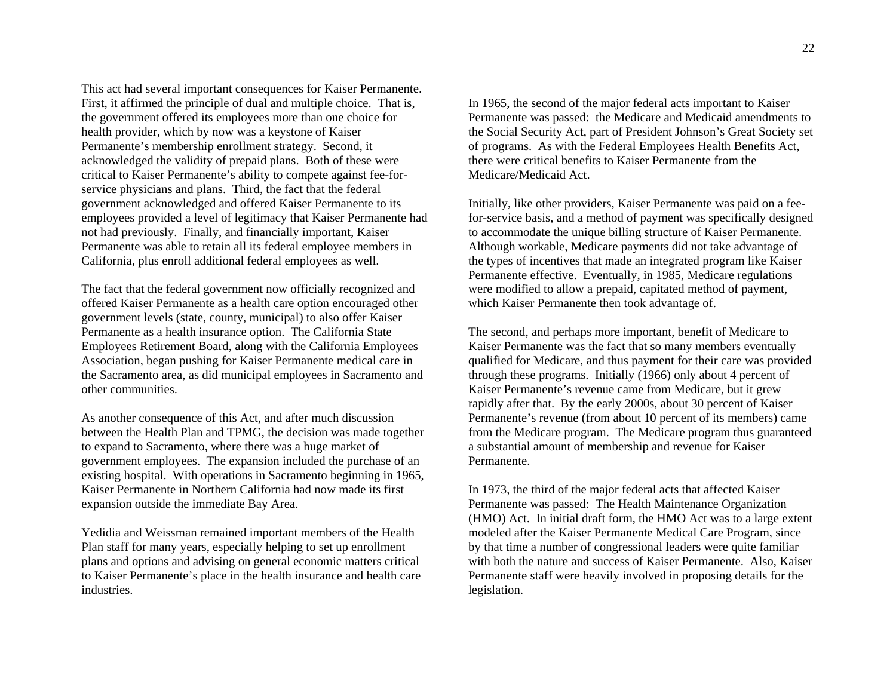This act had several important consequences for Kaiser Permanente. First, it affirmed the principle of dual and multiple choice. That is, the government offered its employees more than one choice for health provider, which by now was a keystone of Kaiser Permanente's membership enrollment strategy. Second, it acknowledged the validity of prepaid plans. Both of these were critical to Kaiser Permanente's ability to compete against fee-for-service physicians and plans. Third, the fact that the federal government acknowledged and offered Kaiser Permanente to its employees provided a level of legitimacy that Kaiser Permanente had not had previously. Finally, and financially important, Kaiser Permanente was able to retain all its federal employee members in California, plus enroll additional federal employees as well.

The fact that the federal government now officially recognized and offered Kaiser Permanente as a health care option encouraged other government levels (state, county, municipal) to also offer Kaiser Permanente as a health insurance option. The California State Employees Retirement Board, along with the California Employees Association, began pushing for Kaiser Permanente medical care in the Sacramento area, as did municipal employees in Sacramento and other communities.

As another consequence of this Act, and after much discussion between the Health Plan and TPMG, the decision was made together to expand to Sacramento, where there was a huge market of government employees. The expansion included the purchase of an existing hospital. With operations in Sacramento beginning in 1965, Kaiser Permanente in Northern California had now made its first expansion outside the immediate Bay Area.

Yedidia and Weissman remained important members of the Health Plan staff for many years, especially helping to set up enrollment plans and options and advising on general economic matters critical to Kaiser Permanente's place in the health insurance and health care industries.

In 1965, the second of the major federal acts important to Kaiser Permanente was passed: the Medicare and Medicaid amendments to the Social Security Act, part of President Johnson's Great Society set of programs. As with the Federal Employees Health Benefits Act, there were critical benefits to Kaiser Permanente from the Medicare/Medicaid Act.

Initially, like other providers, Kaiser Permanente was paid on a fee-for-service basis, and a method of payment was specifically designed to accommodate the unique billing structure of Kaiser Permanente. Although workable, Medicare payments did not take advantage of the types of incentives that made an integrated program like Kaiser Permanente effective. Eventually, in 1985, Medicare regulations were modified to allow a prepaid, capitated method of payment, which Kaiser Permanente then took advantage of.

The second, and perhaps more important, benefit of Medicare to Kaiser Permanente was the fact that so many members eventually qualified for Medicare, and thus payment for their care was provided through these programs. Initially (1966) only about 4 percent of Kaiser Permanente's revenue came from Medicare, but it grew rapidly after that. By the early 2000s, about 30 percent of Kaiser Permanente's revenue (from about 10 percent of its members) came from the Medicare program. The Medicare program thus guaranteed a substantial amount of membership and revenue for Kaiser Permanente.

In 1973, the third of the major federal acts that affected Kaiser Permanente was passed: The Health Maintenance Organization (HMO) Act. In initial draft form, the HMO Act was to a large extent modeled after the Kaiser Permanente Medical Care Program, since by that time a number of congressional leaders were quite familiar with both the nature and success of Kaiser Permanente. Also, Kaiser Permanente staff were heavily involved in proposing details for the legislation.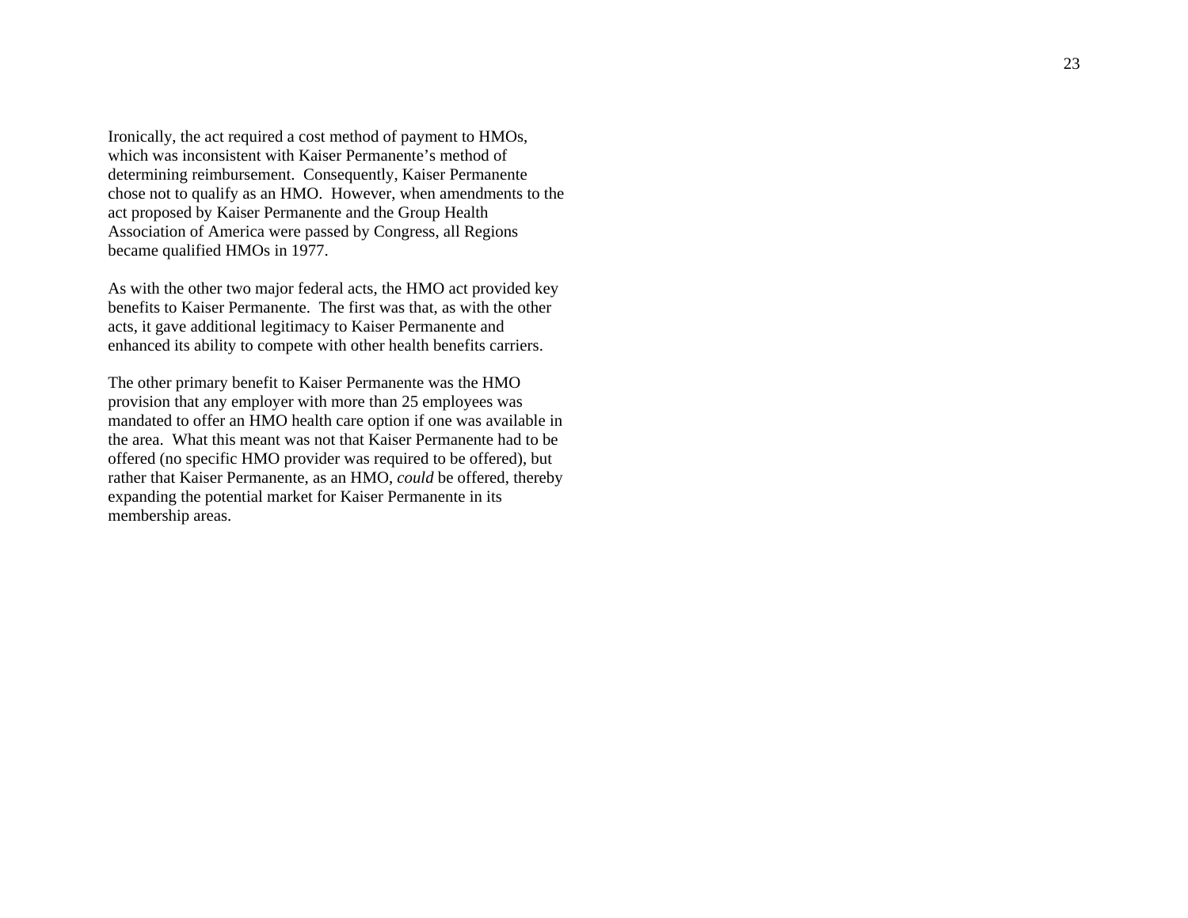Ironically, the act required a cost method of payment to HMOs, which was inconsistent with Kaiser Permanente's method of determining reimbursement. Consequently, Kaiser Permanente chose not to qualify as an HMO. However, when amendments to the act proposed by Kaiser Permanente and the Group Health Association of America were passed by Congress, all Regions became qualified HMOs in 1977.

As with the other two major federal acts, the HMO act provided key benefits to Kaiser Permanente. The first was that, as with the other acts, it gave additional legitimacy to Kaiser Permanente and enhanced its ability to compete with other health benefits carriers.

The other primary benefit to Kaiser Permanente was the HMO provision that any employer with more than 25 employees was mandated to offer an HMO health care option if one was available in the area. What this meant was not that Kaiser Permanente had to be offered (no specific HMO provider was required to be offered), but rather that Kaiser Permanente, as an HMO, *could* be offered, thereby expanding the potential market for Kaiser Permanente in its membership areas.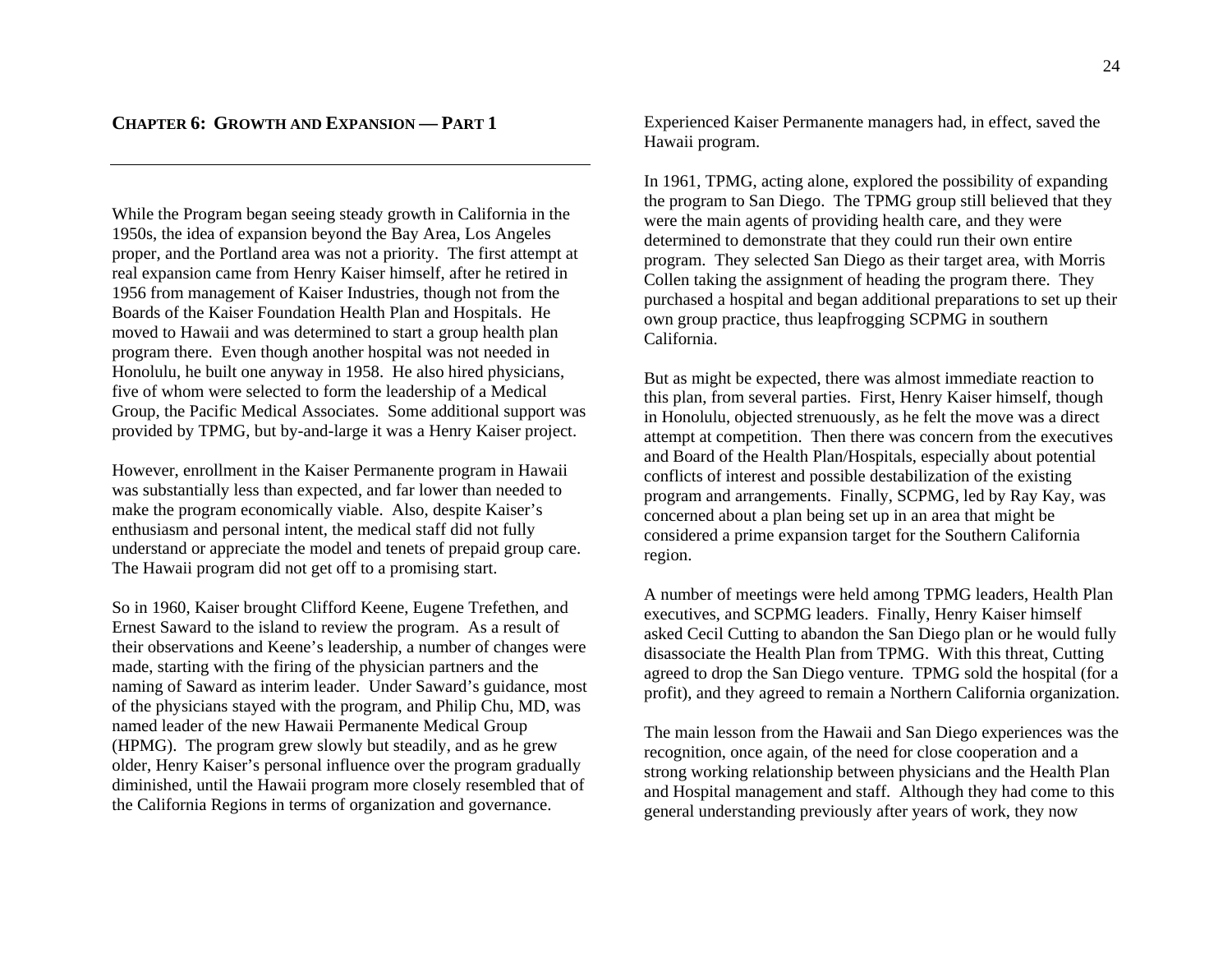## CHAPTER 6: GROWTH AND EXPANSION — PART 1

While the Program began seeing steady growth in California in the 1950s, the idea of expansion beyond the Bay Area, Los Angeles proper, and the Portland area was not a priority. The first attempt at real expansion came from Henry Kaiser himself, after he retired in 1956 from management of Kaiser Industries, though not from the Boards of the Kaiser Foundation Health Plan and Hospitals. He moved to Hawaii and was determined to start a group health plan program there. Even though another hospital was not needed in Honolulu, he built one anyway in 1958. He also hired physicians, five of whom were selected to form the leadership of a Medical Group, the Pacific Medical Associates. Some additional support was provided by TPMG, but by-and-large it was a Henry Kaiser project.

However, enrollment in the Kaiser Permanente program in Hawaii was substantially less than expected, and far lower than needed to make the program economically viable. Also, despite Kaiser's enthusiasm and personal intent, the medical staff did not fully understand or appreciate the model and tenets of prepaid group care. The Hawaii program did not get off to a promising start.

So in 1960, Kaiser brought Clifford Keene, Eugene Trefethen, and Ernest Saward to the island to review the program. As a result of their observations and Keene's leadership, a number of changes were made, starting with the firing of the physician partners and the naming of Saward as interim leader. Under Saward's guidance, most of the physicians stayed with the program, and Philip Chu, MD, was named leader of the new Hawaii Permanente Medical Group (HPMG). The program grew slowly but steadily, and as he grew older, Henry Kaiser's personal influence over the program gradually diminished, until the Hawaii program more closely resembled that of the California Regions in terms of organization and governance. Experienced Kaiser Permanente managers had, in effect, saved the Hawaii program.

In 1961, TPMG, acting alone, explored the possibility of expanding the program to San Diego. The TPMG group still believed that they were the main agents of providing health care, and they were determined to demonstrate that they could run their own entire program. They selected San Diego as their target area, with Morris Collen taking the assignment of heading the program there. They purchased a hospital and began additional preparations to set up their own group practice, thus leapfrogging SCPMG in southern California.

But as might be expected, there was almost immediate reaction to this plan, from several parties. First, Henry Kaiser himself, though in Honolulu, objected strenuously, as he felt the move was a direct attempt at competition. Then there was concern from the executives and Board of the Health Plan/Hospitals, especially about potential conflicts of interest and possible destabilization of the existing program and arrangements. Finally, SCPMG, led by Ray Kay, was concerned about a plan being set up in an area that might be considered a prime expansion target for the Southern California region.

A number of meetings were held among TPMG leaders, Health Plan executives, and SCPMG leaders. Finally, Henry Kaiser himself asked Cecil Cutting to abandon the San Diego plan or he would fully disassociate the Health Plan from TPMG. With this threat, Cutting agreed to drop the San Diego venture. TPMG sold the hospital (for a profit), and they agreed to remain a Northern California organization.

The main lesson from the Hawaii and San Diego experiences was the recognition, once again, of the need for close cooperation and a strong working relationship between physicians and the Health Plan and Hospital management and staff. Although they had come to this general understanding previously after years of work, they now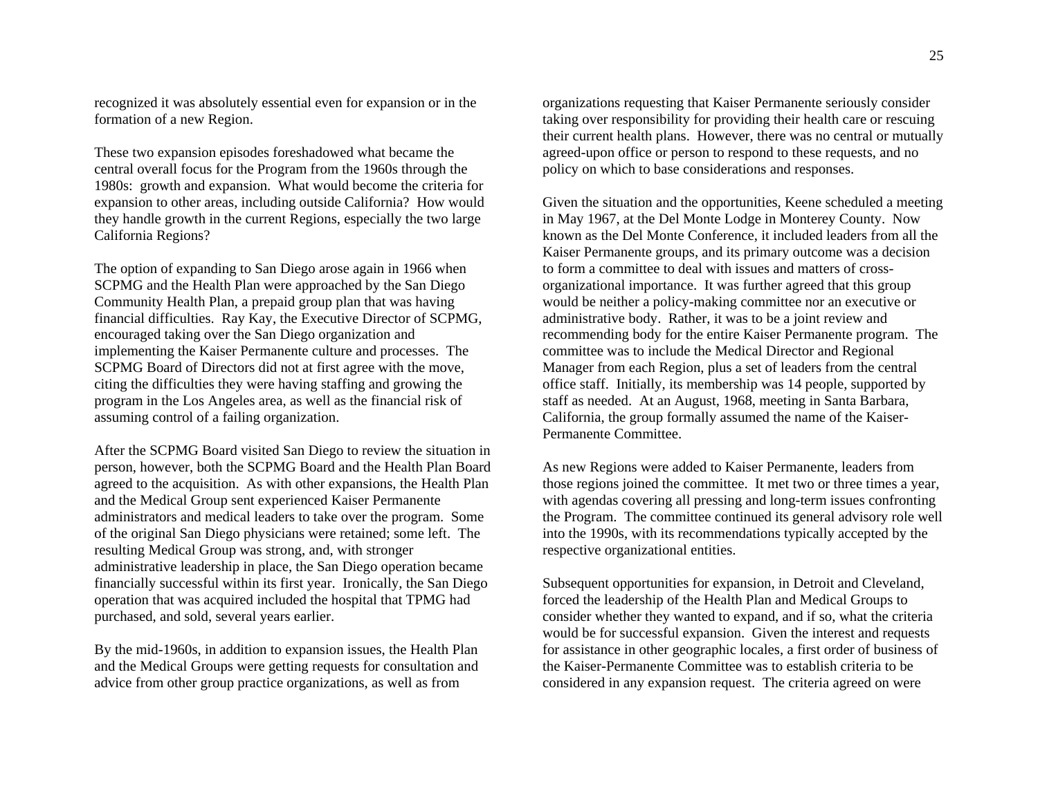recognized it was absolutely essential even for expansion or in the formation of a new Region.

These two expansion episodes foreshadowed what became the central overall focus for the Program from the 1960s through the 1980s: growth and expansion. What would become the criteria for expansion to other areas, including outside California? How would they handle growth in the current Regions, especially the two large California Regions?

The option of expanding to San Diego arose again in 1966 when SCPMG and the Health Plan were approached by the San Diego Community Health Plan, a prepaid group plan that was having financial difficulties. Ray Kay, the Executive Director of SCPMG, encouraged taking over the San Diego organization and implementing the Kaiser Permanente culture and processes. The SCPMG Board of Directors did not at first agree with the move, citing the difficulties they were having staffing and growing the program in the Los Angeles area, as well as the financial risk of assuming control of a failing organization.

After the SCPMG Board visited San Diego to review the situation in person, however, both the SCPMG Board and the Health Plan Board agreed to the acquisition. As with other expansions, the Health Plan and the Medical Group sent experienced Kaiser Permanente administrators and medical leaders to take over the program. Some of the original San Diego physicians were retained; some left. The resulting Medical Group was strong, and, with stronger administrative leadership in place, the San Diego operation became financially successful within its first year. Ironically, the San Diego operation that was acquired included the hospital that TPMG had purchased, and sold, several years earlier.

By the mid-1960s, in addition to expansion issues, the Health Plan and the Medical Groups were getting requests for consultation and advice from other group practice organizations, as well as from organizations requesting that Kaiser Permanente seriously consider taking over responsibility for providing their health care or rescuing their current health plans. However, there was no central or mutually agreed-upon office or person to respond to these requests, and no policy on which to base considerations and responses.

Given the situation and the opportunities, Keene scheduled a meeting in May 1967, at the Del Monte Lodge in Monterey County. Now known as the Del Monte Conference, it included leaders from all the Kaiser Permanente groups, and its primary outcome was a decision to form a committee to deal with issues and matters of cross-organizational importance. It was further agreed that this group would be neither a policy-making committee nor an executive or administrative body. Rather, it was to be a joint review and recommending body for the entire Kaiser Permanente program. The committee was to include the Medical Director and Regional Manager from each Region, plus a set of leaders from the central office staff. Initially, its membership was 14 people, supported by staff as needed. At an August, 1968, meeting in Santa Barbara, California, the group formally assumed the name of the Kaiser-Permanente Committee.

As new Regions were added to Kaiser Permanente, leaders from those regions joined the committee. It met two or three times a year, with agendas covering all pressing and long-term issues confronting the Program. The committee continued its general advisory role well into the 1990s, with its recommendations typically accepted by the respective organizational entities.

Subsequent opportunities for expansion, in Detroit and Cleveland, forced the leadership of the Health Plan and Medical Groups to consider whether they wanted to expand, and if so, what the criteria would be for successful expansion. Given the interest and requests for assistance in other geographic locales, a first order of business of the Kaiser-Permanente Committee was to establish criteria to be considered in any expansion request. The criteria agreed on were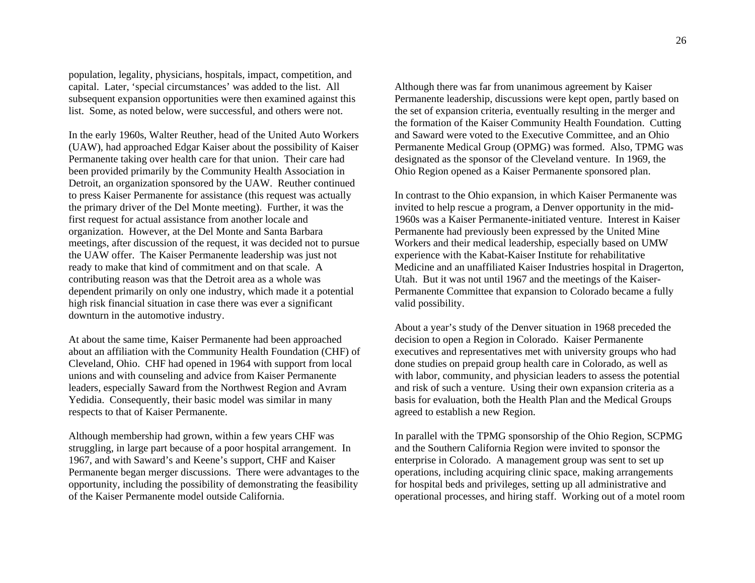population, legality, physicians, hospitals, impact, competition, and capital. Later, 'special circumstances' was added to the list. All subsequent expansion opportunities were then examined against this list. Some, as noted below, were successful, and others were not.

In the early 1960s, Walter Reuther, head of the United Auto Workers (UAW), had approached Edgar Kaiser about the possibility of Kaiser Permanente taking over health care for that union. Their care had been provided primarily by the Community Health Association in Detroit, an organization sponsored by the UAW. Reuther continued to press Kaiser Permanente for assistance (this request was actually the primary driver of the Del Monte meeting). Further, it was the first request for actual assistance from another locale and organization. However, at the Del Monte and Santa Barbara meetings, after discussion of the request, it was decided not to pursue the UAW offer. The Kaiser Permanente leadership was just not ready to make that kind of commitment and on that scale. A contributing reason was that the Detroit area as a whole was dependent primarily on only one industry, which made it a potential high risk financial situation in case there was ever a significant downturn in the automotive industry.

At about the same time, Kaiser Permanente had been approached about an affiliation with the Community Health Foundation (CHF) of Cleveland, Ohio. CHF had opened in 1964 with support from local unions and with counseling and advice from Kaiser Permanente leaders, especially Saward from the Northwest Region and Avram Yedidia. Consequently, their basic model was similar in many respects to that of Kaiser Permanente.

Although membership had grown, within a few years CHF was struggling, in large part because of a poor hospital arrangement. In 1967, and with Saward's and Keene's support, CHF and Kaiser Permanente began merger discussions. There were advantages to the opportunity, including the possibility of demonstrating the feasibility of the Kaiser Permanente model outside California.

Although there was far from unanimous agreement by Kaiser Permanente leadership, discussions were kept open, partly based on the set of expansion criteria, eventually resulting in the merger and the formation of the Kaiser Community Health Foundation. Cutting and Saward were voted to the Executive Committee, and an Ohio Permanente Medical Group (OPMG) was formed. Also, TPMG was designated as the sponsor of the Cleveland venture. In 1969, the Ohio Region opened as a Kaiser Permanente sponsored plan.

In contrast to the Ohio expansion, in which Kaiser Permanente was invited to help rescue a program, a Denver opportunity in the mid-1960s was a Kaiser Permanente-initiated venture. Interest in Kaiser Permanente had previously been expressed by the United Mine Workers and their medical leadership, especially based on UMW experience with the Kabat-Kaiser Institute for rehabilitative Medicine and an unaffiliated Kaiser Industries hospital in Dragerton, Utah. But it was not until 1967 and the meetings of the Kaiser-Permanente Committee that expansion to Colorado became a fully valid possibility.

About a year's study of the Denver situation in 1968 preceded the decision to open a Region in Colorado. Kaiser Permanente executives and representatives met with university groups who had done studies on prepaid group health care in Colorado, as well as with labor, community, and physician leaders to assess the potential and risk of such a venture. Using their own expansion criteria as a basis for evaluation, both the Health Plan and the Medical Groups agreed to establish a new Region.

In parallel with the TPMG sponsorship of the Ohio Region, SCPMG and the Southern California Region were invited to sponsor the enterprise in Colorado. A management group was sent to set up operations, including acquiring clinic space, making arrangements for hospital beds and privileges, setting up all administrative and operational processes, and hiring staff. Working out of a motel room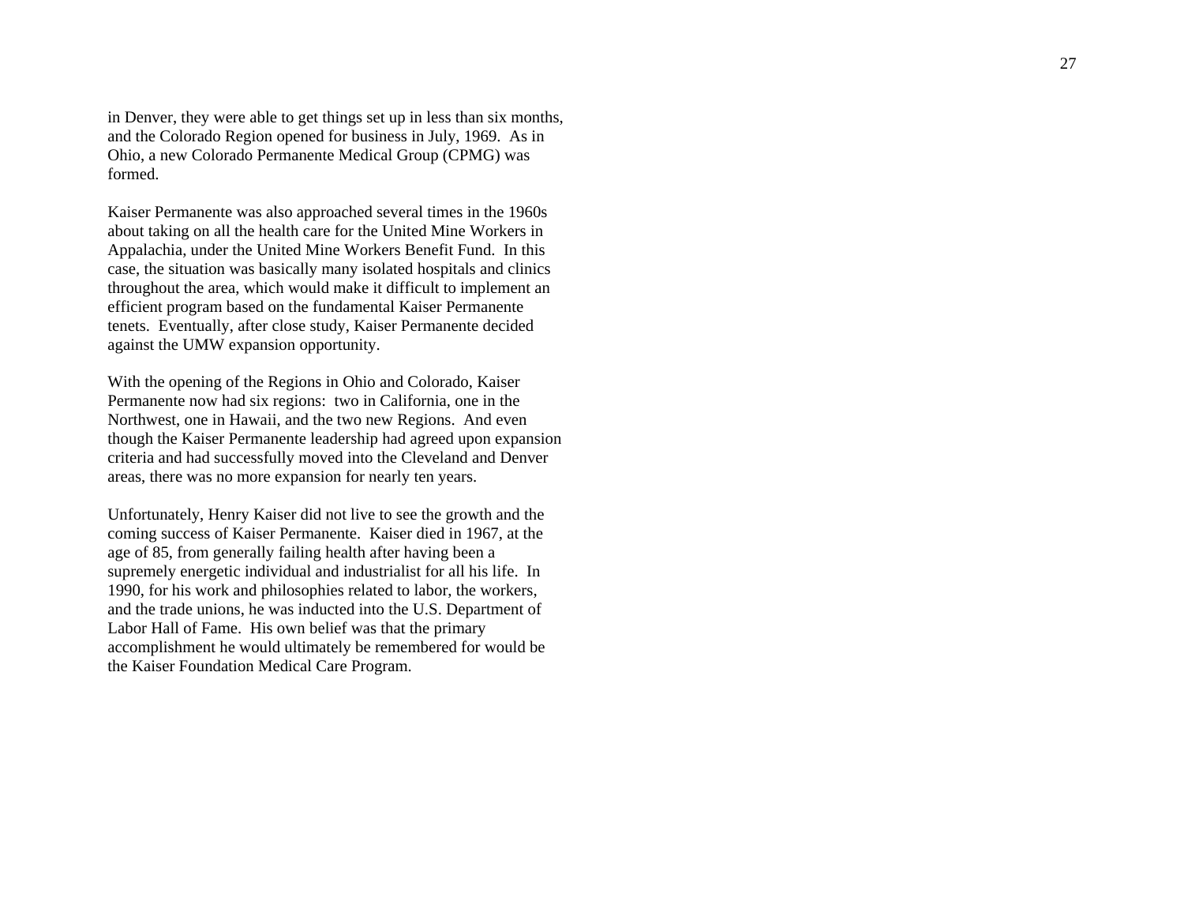in Denver, they were able to get things set up in less than six months, and the Colorado Region opened for business in July, 1969. As in Ohio, a new Colorado Permanente Medical Group (CPMG) was formed.

Kaiser Permanente was also approached several times in the 1960s about taking on all the health care for the United Mine Workers in Appalachia, under the United Mine Workers Benefit Fund. In this case, the situation was basically many isolated hospitals and clinics throughout the area, which would make it difficult to implement an efficient program based on the fundamental Kaiser Permanente tenets. Eventually, after close study, Kaiser Permanente decided against the UMW expansion opportunity.

With the opening of the Regions in Ohio and Colorado, Kaiser Permanente now had six regions: two in California, one in the Northwest, one in Hawaii, and the two new Regions. And even though the Kaiser Permanente leadership had agreed upon expansion criteria and had successfully moved into the Cleveland and Denver areas, there was no more expansion for nearly ten years.

Unfortunately, Henry Kaiser did not live to see the growth and the coming success of Kaiser Permanente. Kaiser died in 1967, at the age of 85, from generally failing health after having been a supremely energetic individual and industrialist for all his life. In 1990, for his work and philosophies related to labor, the workers, and the trade unions, he was inducted into the U.S. Department of Labor Hall of Fame. His own belief was that the primary accomplishment he would ultimately be remembered for would be the Kaiser Foundation Medical Care Program.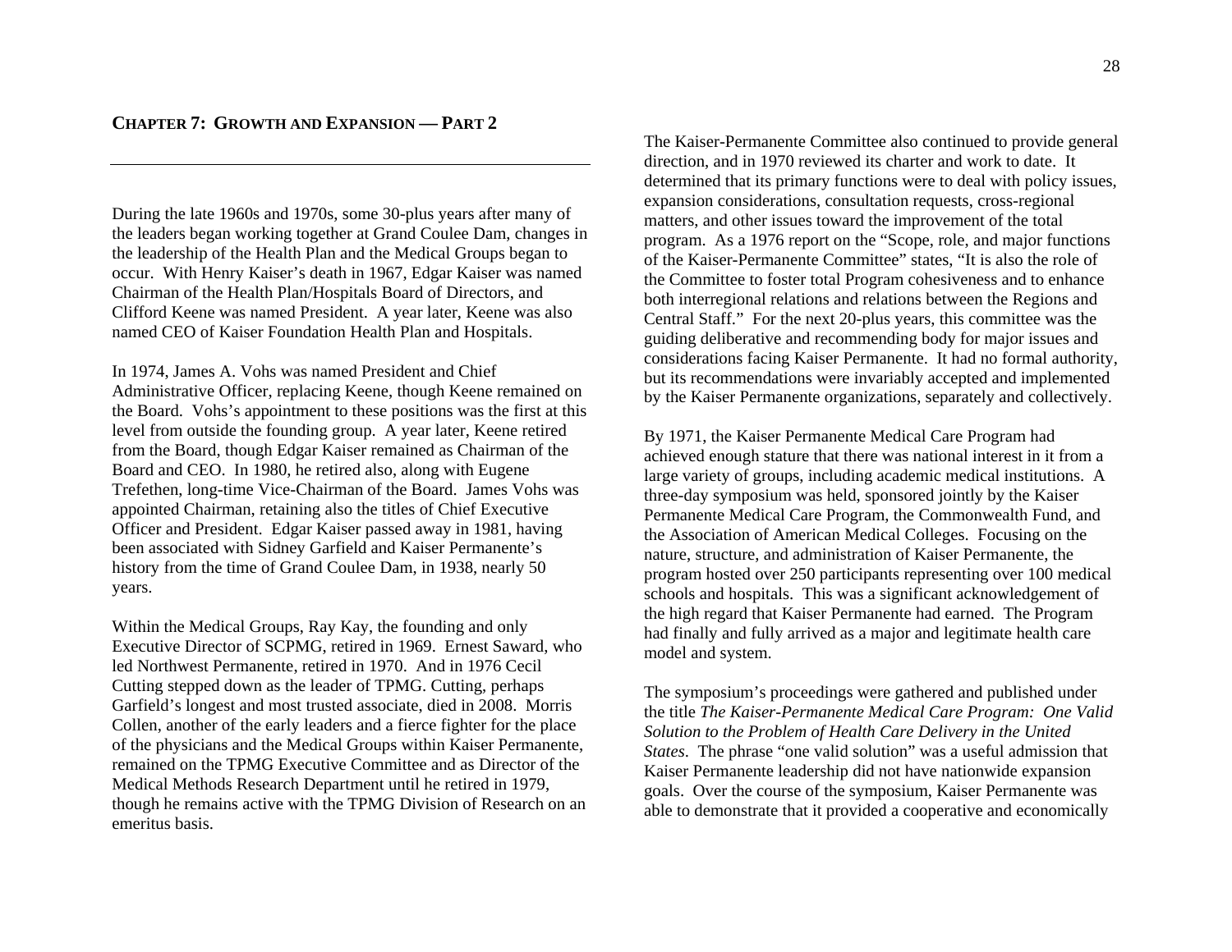## CHAPTER 7: GROWTH AND EXPANSION — PART 2

During the late 1960s and 1970s, some 30-plus years after many of the leaders began working together at Grand Coulee Dam, changes in the leadership of the Health Plan and the Medical Groups began to occur. With Henry Kaiser's death in 1967, Edgar Kaiser was named Chairman of the Health Plan/Hospitals Board of Directors, and Clifford Keene was named President. A year later, Keene was also named CEO of Kaiser Foundation Health Plan and Hospitals.

In 1974, James A. Vohs was named President and Chief Administrative Officer, replacing Keene, though Keene remained on the Board. Vohs's appointment to these positions was the first at this level from outside the founding group. A year later, Keene retired from the Board, though Edgar Kaiser remained as Chairman of the Board and CEO. In 1980, he retired also, along with Eugene Trefethen, long-time Vice-Chairman of the Board. James Vohs was appointed Chairman, retaining also the titles of Chief Executive Officer and President. Edgar Kaiser passed away in 1981, having been associated with Sidney Garfield and Kaiser Permanente's history from the time of Grand Coulee Dam, in 1938, nearly 50 years.

Within the Medical Groups, Ray Kay, the founding and only Executive Director of SCPMG, retired in 1969. Ernest Saward, who led Northwest Permanente, retired in 1970. And in 1976 Cecil Cutting stepped down as the leader of TPMG. Cutting, perhaps Garfield's longest and most trusted associate, died in 2008. Morris Collen, another of the early leaders and a fierce fighter for the place of the physicians and the Medical Groups within Kaiser Permanente, remained on the TPMG Executive Committee and as Director of the Medical Methods Research Department until he retired in 1979, though he remains active with the TPMG Division of Research on an emeritus basis.

The Kaiser-Permanente Committee also continued to provide general direction, and in 1970 reviewed its charter and work to date. It determined that its primary functions were to deal with policy issues, expansion considerations, consultation requests, cross-regional matters, and other issues toward the improvement of the total program. As a 1976 report on the "Scope, role, and major functions of the Kaiser-Permanente Committee" states, "It is also the role of the Committee to foster total Program cohesiveness and to enhance both interregional relations and relations between the Regions and Central Staff." For the next 20-plus years, this committee was the guiding deliberative and recommending body for major issues and considerations facing Kaiser Permanente. It had no formal authority, but its recommendations were invariably accepted and implemented by the Kaiser Permanente organizations, separately and collectively.

By 1971, the Kaiser Permanente Medical Care Program had achieved enough stature that there was national interest in it from a large variety of groups, including academic medical institutions. A three-day symposium was held, sponsored jointly by the Kaiser Permanente Medical Care Program, the Commonwealth Fund, and the Association of American Medical Colleges. Focusing on the nature, structure, and administration of Kaiser Permanente, the program hosted over 250 participants representing over 100 medical schools and hospitals. This was a significant acknowledgement of the high regard that Kaiser Permanente had earned. The Program had finally and fully arrived as a major and legitimate health care model and system.

The symposium's proceedings were gathered and published under the title *The Kaiser-Permanente Medical Care Program: One Valid Solution to the Problem of Health Care Delivery in the United States*. The phrase "one valid solution" was a useful admission that Kaiser Permanente leadership did not have nationwide expansion goals. Over the course of the symposium, Kaiser Permanente was able to demonstrate that it provided a cooperative and economically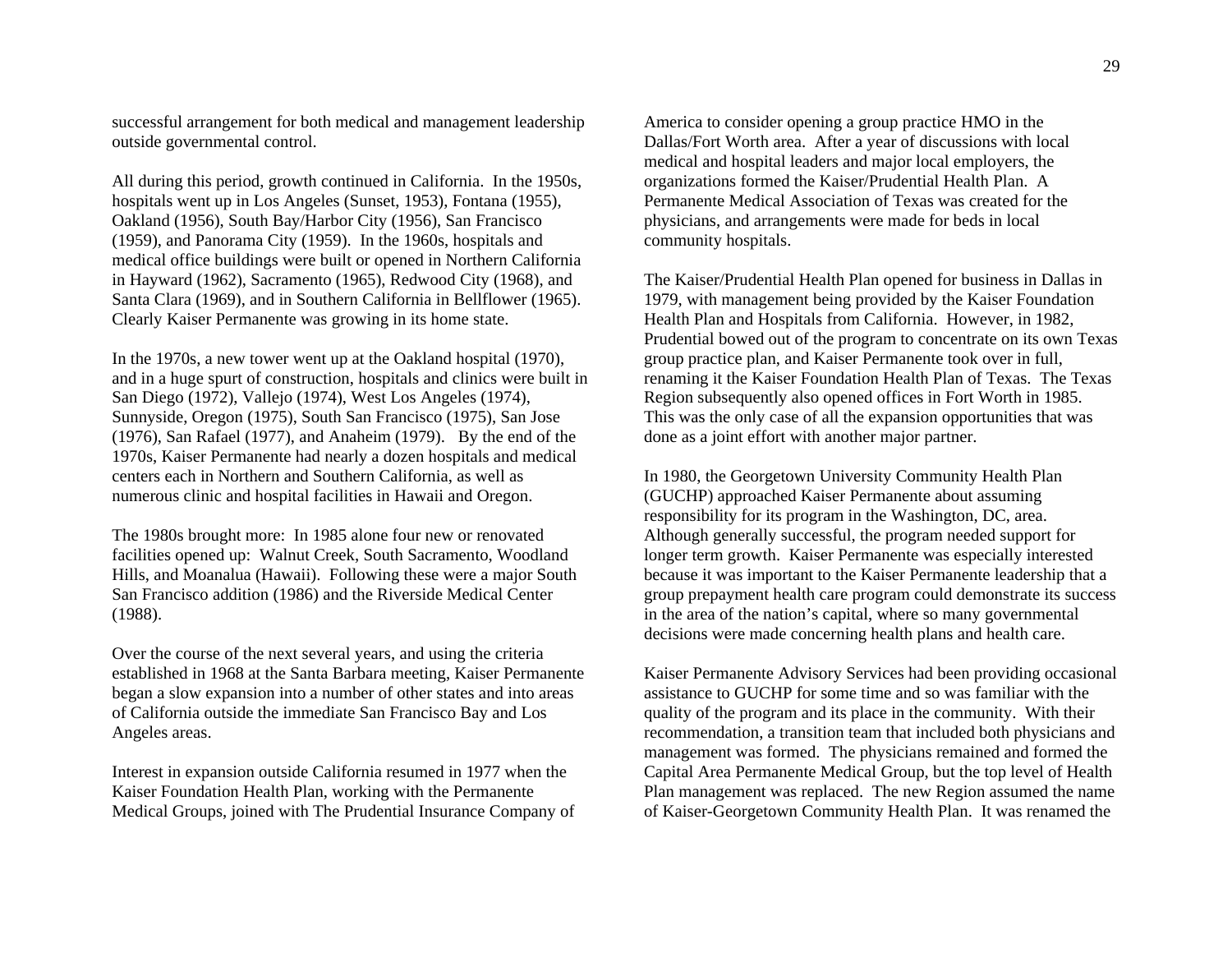successful arrangement for both medical and management leadership outside governmental control.

All during this period, growth continued in California. In the 1950s, hospitals went up in Los Angeles (Sunset, 1953), Fontana (1955), Oakland (1956), South Bay/Harbor City (1956), San Francisco (1959), and Panorama City (1959). In the 1960s, hospitals and medical office buildings were built or opened in Northern California in Hayward (1962), Sacramento (1965), Redwood City (1968), and Santa Clara (1969), and in Southern California in Bellflower (1965). Clearly Kaiser Permanente was growing in its home state.

In the 1970s, a new tower went up at the Oakland hospital (1970), and in a huge spurt of construction, hospitals and clinics were built in San Diego (1972), Vallejo (1974), West Los Angeles (1974), Sunnyside, Oregon (1975), South San Francisco (1975), San Jose (1976), San Rafael (1977), and Anaheim (1979). By the end of the 1970s, Kaiser Permanente had nearly a dozen hospitals and medical centers each in Northern and Southern California, as well as numerous clinic and hospital facilities in Hawaii and Oregon.

The 1980s brought more: In 1985 alone four new or renovated facilities opened up: Walnut Creek, South Sacramento, Woodland Hills, and Moanalua (Hawaii). Following these were a major South San Francisco addition (1986) and the Riverside Medical Center (1988).

Over the course of the next several years, and using the criteria established in 1968 at the Santa Barbara meeting, Kaiser Permanente began a slow expansion into a number of other states and into areas of California outside the immediate San Francisco Bay and Los Angeles areas.

Interest in expansion outside California resumed in 1977 when the Kaiser Foundation Health Plan, working with the Permanente Medical Groups, joined with The Prudential Insurance Company of America to consider opening a group practice HMO in the Dallas/Fort Worth area. After a year of discussions with local medical and hospital leaders and major local employers, the organizations formed the Kaiser/Prudential Health Plan. A Permanente Medical Association of Texas was created for the physicians, and arrangements were made for beds in local community hospitals.

The Kaiser/Prudential Health Plan opened for business in Dallas in 1979, with management being provided by the Kaiser Foundation Health Plan and Hospitals from California. However, in 1982, Prudential bowed out of the program to concentrate on its own Texas group practice plan, and Kaiser Permanente took over in full, renaming it the Kaiser Foundation Health Plan of Texas. The Texas Region subsequently also opened offices in Fort Worth in 1985. This was the only case of all the expansion opportunities that was done as a joint effort with another major partner.

In 1980, the Georgetown University Community Health Plan (GUCHP) approached Kaiser Permanente about assuming responsibility for its program in the Washington, DC, area. Although generally successful, the program needed support for longer term growth. Kaiser Permanente was especially interested because it was important to the Kaiser Permanente leadership that a group prepayment health care program could demonstrate its success in the area of the nation's capital, where so many governmental decisions were made concerning health plans and health care.

Kaiser Permanente Advisory Services had been providing occasional assistance to GUCHP for some time and so was familiar with the quality of the program and its place in the community. With their recommendation, a transition team that included both physicians and management was formed. The physicians remained and formed the Capital Area Permanente Medical Group, but the top level of Health Plan management was replaced. The new Region assumed the name of Kaiser-Georgetown Community Health Plan. It was renamed the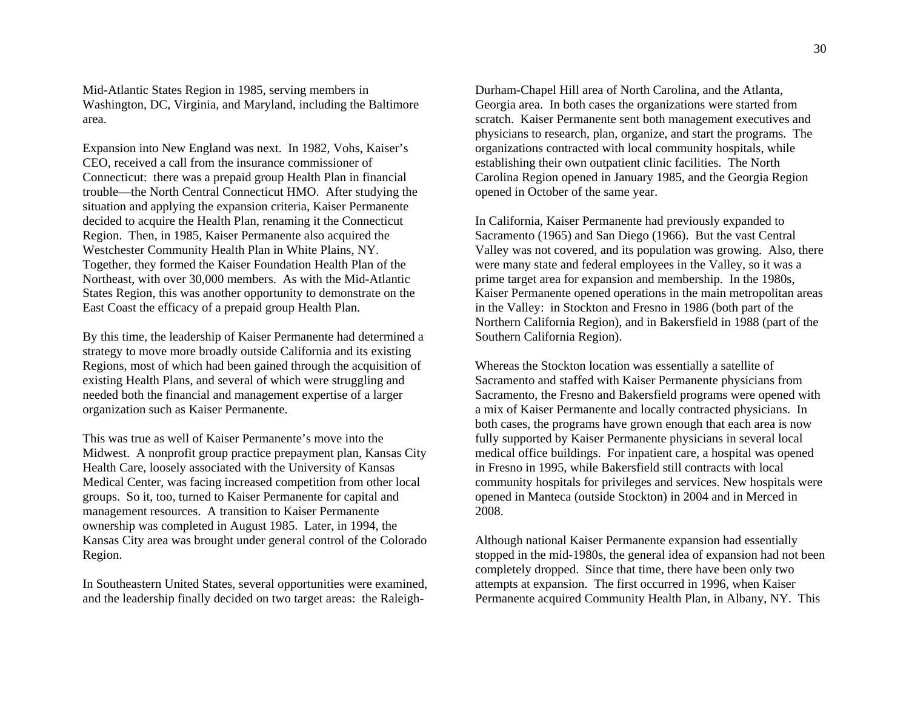Mid-Atlantic States Region in 1985, serving members in Washington, DC, Virginia, and Maryland, including the Baltimore area.

Expansion into New England was next. In 1982, Vohs, Kaiser's CEO, received a call from the insurance commissioner of Connecticut: there was a prepaid group Health Plan in financial trouble—the North Central Connecticut HMO. After studying the situation and applying the expansion criteria, Kaiser Permanente decided to acquire the Health Plan, renaming it the Connecticut Region. Then, in 1985, Kaiser Permanente also acquired the Westchester Community Health Plan in White Plains, NY. Together, they formed the Kaiser Foundation Health Plan of the Northeast, with over 30,000 members. As with the Mid-Atlantic States Region, this was another opportunity to demonstrate on the East Coast the efficacy of a prepaid group Health Plan.

By this time, the leadership of Kaiser Permanente had determined a strategy to move more broadly outside California and its existing Regions, most of which had been gained through the acquisition of existing Health Plans, and several of which were struggling and needed both the financial and management expertise of a larger organization such as Kaiser Permanente.

This was true as well of Kaiser Permanente's move into the Midwest. A nonprofit group practice prepayment plan, Kansas City Health Care, loosely associated with the University of Kansas Medical Center, was facing increased competition from other local groups. So it, too, turned to Kaiser Permanente for capital and management resources. A transition to Kaiser Permanente ownership was completed in August 1985. Later, in 1994, the Kansas City area was brought under general control of the Colorado Region.

In Southeastern United States, several opportunities were examined, and the leadership finally decided on two target areas: the Raleigh-Durham-Chapel Hill area of North Carolina, and the Atlanta, Georgia area. In both cases the organizations were started from scratch. Kaiser Permanente sent both management executives and physicians to research, plan, organize, and start the programs. The organizations contracted with local community hospitals, while establishing their own outpatient clinic facilities. The North Carolina Region opened in January 1985, and the Georgia Region opened in October of the same year.

In California, Kaiser Permanente had previously expanded to Sacramento (1965) and San Diego (1966). But the vast Central Valley was not covered, and its population was growing. Also, there were many state and federal employees in the Valley, so it was a prime target area for expansion and membership. In the 1980s, Kaiser Permanente opened operations in the main metropolitan areas in the Valley: in Stockton and Fresno in 1986 (both part of the Northern California Region), and in Bakersfield in 1988 (part of the Southern California Region).

Whereas the Stockton location was essentially a satellite of Sacramento and staffed with Kaiser Permanente physicians from Sacramento, the Fresno and Bakersfield programs were opened with a mix of Kaiser Permanente and locally contracted physicians. In both cases, the programs have grown enough that each area is now fully supported by Kaiser Permanente physicians in several local medical office buildings. For inpatient care, a hospital was opened in Fresno in 1995, while Bakersfield still contracts with local community hospitals for privileges and services. New hospitals were opened in Manteca (outside Stockton) in 2004 and in Merced in 2008.

Although national Kaiser Permanente expansion had essentially stopped in the mid-1980s, the general idea of expansion had not been completely dropped. Since that time, there have been only two attempts at expansion. The first occurred in 1996, when Kaiser Permanente acquired Community Health Plan, in Albany, NY. This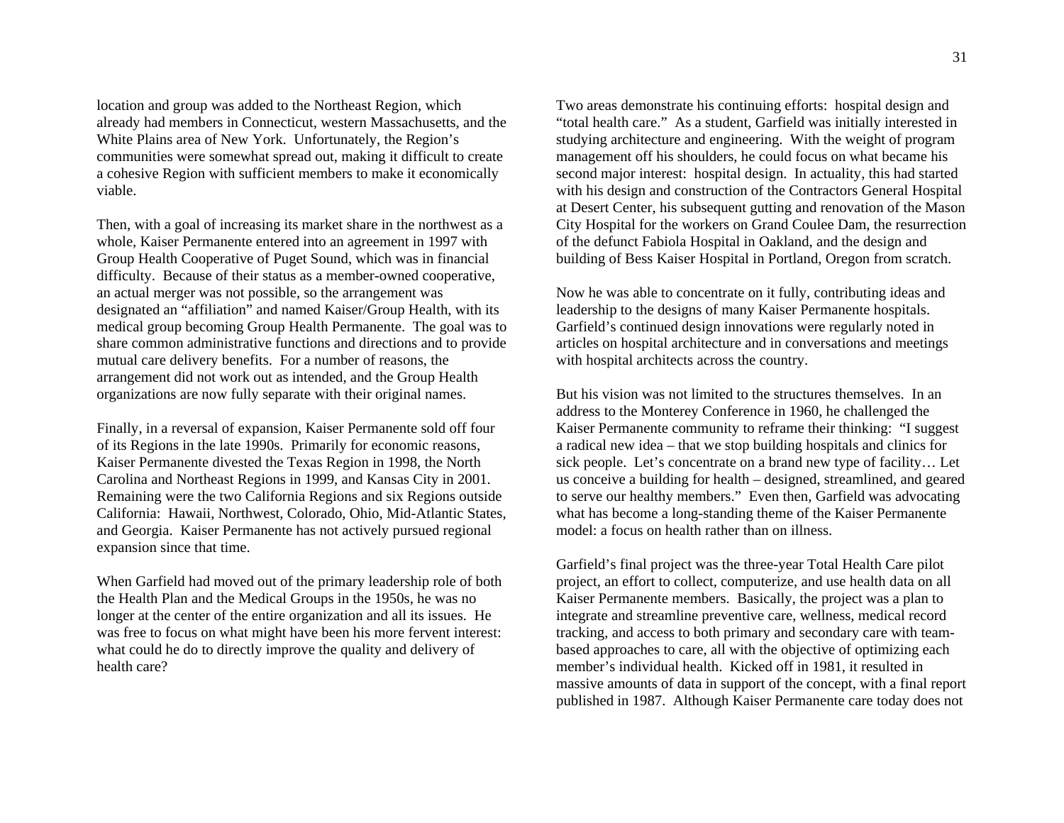location and group was added to the Northeast Region, which already had members in Connecticut, western Massachusetts, and the White Plains area of New York. Unfortunately, the Region's communities were somewhat spread out, making it difficult to create a cohesive Region with sufficient members to make it economically viable.

Then, with a goal of increasing its market share in the northwest as a whole, Kaiser Permanente entered into an agreement in 1997 with Group Health Cooperative of Puget Sound, which was in financial difficulty. Because of their status as a member-owned cooperative, an actual merger was not possible, so the arrangement was designated an "affiliation" and named Kaiser/Group Health, with its medical group becoming Group Health Permanente. The goal was to share common administrative functions and directions and to provide mutual care delivery benefits. For a number of reasons, the arrangement did not work out as intended, and the Group Health organizations are now fully separate with their original names.

Finally, in a reversal of expansion, Kaiser Permanente sold off four of its Regions in the late 1990s. Primarily for economic reasons, Kaiser Permanente divested the Texas Region in 1998, the North Carolina and Northeast Regions in 1999, and Kansas City in 2001. Remaining were the two California Regions and six Regions outside California: Hawaii, Northwest, Colorado, Ohio, Mid-Atlantic States, and Georgia. Kaiser Permanente has not actively pursued regional expansion since that time.

When Garfield had moved out of the primary leadership role of both the Health Plan and the Medical Groups in the 1950s, he was no longer at the center of the entire organization and all its issues. He was free to focus on what might have been his more fervent interest: what could he do to directly improve the quality and delivery of health care?

Two areas demonstrate his continuing efforts: hospital design and "total health care." As a student, Garfield was initially interested in studying architecture and engineering. With the weight of program management off his shoulders, he could focus on what became his second major interest: hospital design. In actuality, this had started with his design and construction of the Contractors General Hospital at Desert Center, his subsequent gutting and renovation of the Mason City Hospital for the workers on Grand Coulee Dam, the resurrection of the defunct Fabiola Hospital in Oakland, and the design and building of Bess Kaiser Hospital in Portland, Oregon from scratch.

Now he was able to concentrate on it fully, contributing ideas and leadership to the designs of many Kaiser Permanente hospitals. Garfield's continued design innovations were regularly noted in articles on hospital architecture and in conversations and meetings with hospital architects across the country.

But his vision was not limited to the structures themselves. In an address to the Monterey Conference in 1960, he challenged the Kaiser Permanente community to reframe their thinking: "I suggest a radical new idea – that we stop building hospitals and clinics for sick people. Let's concentrate on a brand new type of facility… Let us conceive a building for health – designed, streamlined, and geared to serve our healthy members." Even then, Garfield was advocating what has become a long-standing theme of the Kaiser Permanente model: a focus on health rather than on illness.

Garfield's final project was the three-year Total Health Care pilot project, an effort to collect, computerize, and use health data on all Kaiser Permanente members. Basically, the project was a plan to integrate and streamline preventive care, wellness, medical record tracking, and access to both primary and secondary care with team-based approaches to care, all with the objective of optimizing each member's individual health. Kicked off in 1981, it resulted in massive amounts of data in support of the concept, with a final report published in 1987. Although Kaiser Permanente care today does not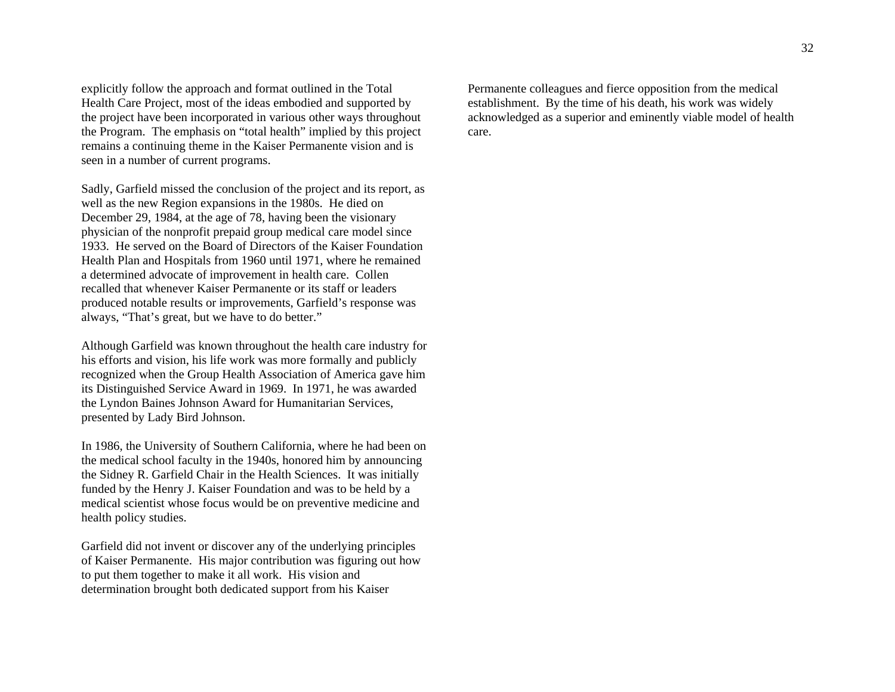explicitly follow the approach and format outlined in the Total Health Care Project, most of the ideas embodied and supported by the project have been incorporated in various other ways throughout the Program. The emphasis on “total health” implied by this project remains a continuing theme in the Kaiser Permanente vision and is seen in a number of current programs.

Sadly, Garfield missed the conclusion of the project and its report, as well as the new Region expansions in the 1980s. He died on December 29, 1984, at the age of 78, having been the visionary physician of the nonprofit prepaid group medical care model since 1933. He served on the Board of Directors of the Kaiser Foundation Health Plan and Hospitals from 1960 until 1971, where he remained a determined advocate of improvement in health care. Collen recalled that whenever Kaiser Permanente or its staff or leaders produced notable results or improvements, Garfield’s response was always, “That’s great, but we have to do better.”

Although Garfield was known throughout the health care industry for his efforts and vision, his life work was more formally and publicly recognized when the Group Health Association of America gave him its Distinguished Service Award in 1969. In 1971, he was awarded the Lyndon Baines Johnson Award for Humanitarian Services, presented by Lady Bird Johnson.

In 1986, the University of Southern California, where he had been on the medical school faculty in the 1940s, honored him by announcing the Sidney R. Garfield Chair in the Health Sciences. It was initially funded by the Henry J. Kaiser Foundation and was to be held by a medical scientist whose focus would be on preventive medicine and health policy studies.

Garfield did not invent or discover any of the underlying principles of Kaiser Permanente. His major contribution was figuring out how to put them together to make it all work. His vision and determination brought both dedicated support from his Kaiser Permanente colleagues and fierce opposition from the medical establishment. By the time of his death, his work was widely acknowledged as a superior and eminently viable model of health care.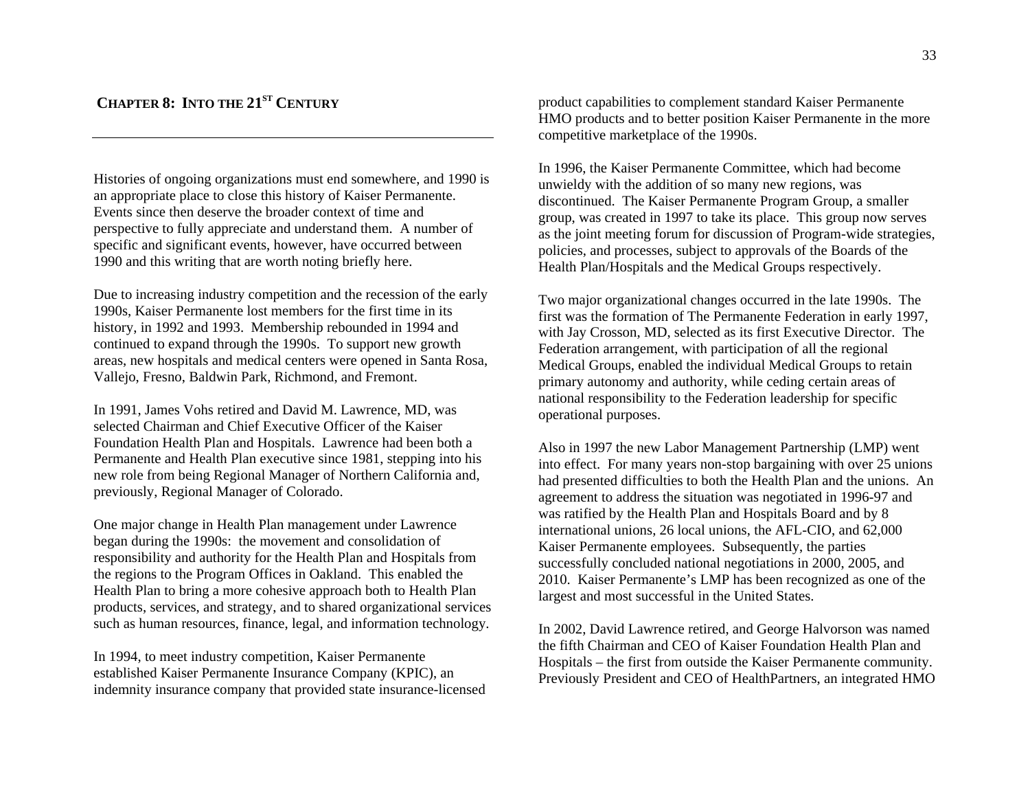## Chapter 8: Into the 21st Century

Histories of ongoing organizations must end somewhere, and 1990 is an appropriate place to close this history of Kaiser Permanente. Events since then deserve the broader context of time and perspective to fully appreciate and understand them. A number of specific and significant events, however, have occurred between 1990 and this writing that are worth noting briefly here.

Due to increasing industry competition and the recession of the early 1990s, Kaiser Permanente lost members for the first time in its history, in 1992 and 1993. Membership rebounded in 1994 and continued to expand through the 1990s. To support new growth areas, new hospitals and medical centers were opened in Santa Rosa, Vallejo, Fresno, Baldwin Park, Richmond, and Fremont.

In 1991, James Vohs retired and David M. Lawrence, MD, was selected Chairman and Chief Executive Officer of the Kaiser Foundation Health Plan and Hospitals. Lawrence had been both a Permanente and Health Plan executive since 1981, stepping into his new role from being Regional Manager of Northern California and, previously, Regional Manager of Colorado.

One major change in Health Plan management under Lawrence began during the 1990s: the movement and consolidation of responsibility and authority for the Health Plan and Hospitals from the regions to the Program Offices in Oakland. This enabled the Health Plan to bring a more cohesive approach both to Health Plan products, services, and strategy, and to shared organizational services such as human resources, finance, legal, and information technology.

In 1994, to meet industry competition, Kaiser Permanente established Kaiser Permanente Insurance Company (KPIC), an indemnity insurance company that provided state insurance-licensed product capabilities to complement standard Kaiser Permanente HMO products and to better position Kaiser Permanente in the more competitive marketplace of the 1990s.

In 1996, the Kaiser Permanente Committee, which had become unwieldy with the addition of so many new regions, was discontinued. The Kaiser Permanente Program Group, a smaller group, was created in 1997 to take its place. This group now serves as the joint meeting forum for discussion of Program-wide strategies, policies, and processes, subject to approvals of the Boards of the Health Plan/Hospitals and the Medical Groups respectively.

Two major organizational changes occurred in the late 1990s. The first was the formation of The Permanente Federation in early 1997, with Jay Crosson, MD, selected as its first Executive Director. The Federation arrangement, with participation of all the regional Medical Groups, enabled the individual Medical Groups to retain primary autonomy and authority, while ceding certain areas of national responsibility to the Federation leadership for specific operational purposes.

Also in 1997 the new Labor Management Partnership (LMP) went into effect. For many years non-stop bargaining with over 25 unions had presented difficulties to both the Health Plan and the unions. An agreement to address the situation was negotiated in 1996-97 and was ratified by the Health Plan and Hospitals Board and by 8 international unions, 26 local unions, the AFL-CIO, and 62,000 Kaiser Permanente employees. Subsequently, the parties successfully concluded national negotiations in 2000, 2005, and 2010. Kaiser Permanente's LMP has been recognized as one of the largest and most successful in the United States.

In 2002, David Lawrence retired, and George Halvorson was named the fifth Chairman and CEO of Kaiser Foundation Health Plan and Hospitals – the first from outside the Kaiser Permanente community. Previously President and CEO of HealthPartners, an integrated HMO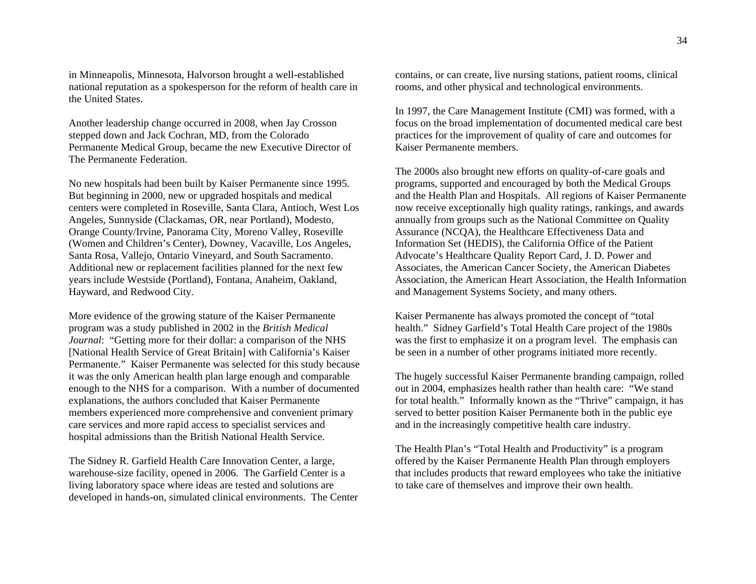in Minneapolis, Minnesota, Halvorson brought a well-established national reputation as a spokesperson for the reform of health care in the United States.

Another leadership change occurred in 2008, when Jay Crosson stepped down and Jack Cochran, MD, from the Colorado Permanente Medical Group, became the new Executive Director of The Permanente Federation.

No new hospitals had been built by Kaiser Permanente since 1995. But beginning in 2000, new or upgraded hospitals and medical centers were completed in Roseville, Santa Clara, Antioch, West Los Angeles, Sunnyside (Clackamas, OR, near Portland), Modesto, Orange County/Irvine, Panorama City, Moreno Valley, Roseville (Women and Children's Center), Downey, Vacaville, Los Angeles, Santa Rosa, Vallejo, Ontario Vineyard, and South Sacramento. Additional new or replacement facilities planned for the next few years include Westside (Portland), Fontana, Anaheim, Oakland, Hayward, and Redwood City.

More evidence of the growing stature of the Kaiser Permanente program was a study published in 2002 in the *British Medical Journal*: "Getting more for their dollar: a comparison of the NHS [National Health Service of Great Britain] with California's Kaiser Permanente." Kaiser Permanente was selected for this study because it was the only American health plan large enough and comparable enough to the NHS for a comparison. With a number of documented explanations, the authors concluded that Kaiser Permanente members experienced more comprehensive and convenient primary care services and more rapid access to specialist services and hospital admissions than the British National Health Service.

The Sidney R. Garfield Health Care Innovation Center, a large, warehouse-size facility, opened in 2006. The Garfield Center is a living laboratory space where ideas are tested and solutions are developed in hands-on, simulated clinical environments. The Center contains, or can create, live nursing stations, patient rooms, clinical rooms, and other physical and technological environments.

In 1997, the Care Management Institute (CMI) was formed, with a focus on the broad implementation of documented medical care best practices for the improvement of quality of care and outcomes for Kaiser Permanente members.

The 2000s also brought new efforts on quality-of-care goals and programs, supported and encouraged by both the Medical Groups and the Health Plan and Hospitals. All regions of Kaiser Permanente now receive exceptionally high quality ratings, rankings, and awards annually from groups such as the National Committee on Quality Assurance (NCQA), the Healthcare Effectiveness Data and Information Set (HEDIS), the California Office of the Patient Advocate's Healthcare Quality Report Card, J. D. Power and Associates, the American Cancer Society, the American Diabetes Association, the American Heart Association, the Health Information and Management Systems Society, and many others.

Kaiser Permanente has always promoted the concept of "total health." Sidney Garfield's Total Health Care project of the 1980s was the first to emphasize it on a program level. The emphasis can be seen in a number of other programs initiated more recently.

The hugely successful Kaiser Permanente branding campaign, rolled out in 2004, emphasizes health rather than health care: "We stand for total health." Informally known as the "Thrive" campaign, it has served to better position Kaiser Permanente both in the public eye and in the increasingly competitive health care industry.

The Health Plan's "Total Health and Productivity" is a program offered by the Kaiser Permanente Health Plan through employers that includes products that reward employees who take the initiative to take care of themselves and improve their own health.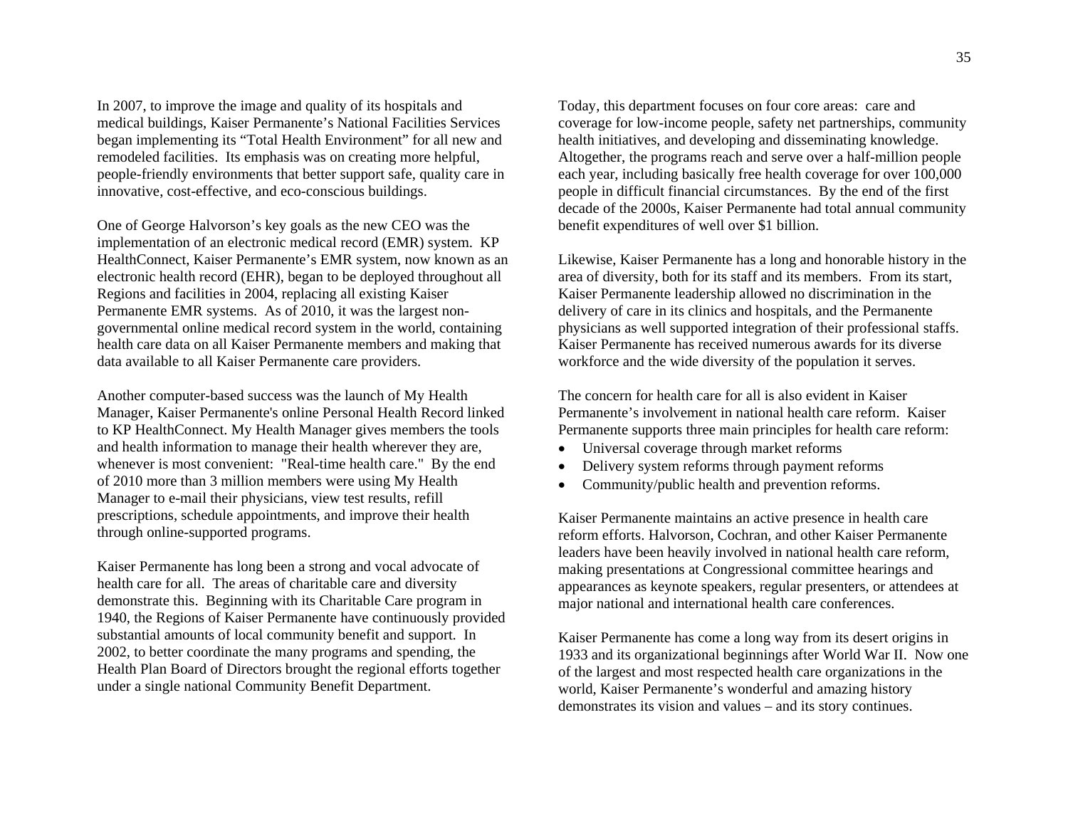In 2007, to improve the image and quality of its hospitals and medical buildings, Kaiser Permanente's National Facilities Services began implementing its "Total Health Environment" for all new and remodeled facilities. Its emphasis was on creating more helpful, people-friendly environments that better support safe, quality care in innovative, cost-effective, and eco-conscious buildings.

One of George Halvorson's key goals as the new CEO was the implementation of an electronic medical record (EMR) system. KP HealthConnect, Kaiser Permanente's EMR system, now known as an electronic health record (EHR), began to be deployed throughout all Regions and facilities in 2004, replacing all existing Kaiser Permanente EMR systems. As of 2010, it was the largest non-governmental online medical record system in the world, containing health care data on all Kaiser Permanente members and making that data available to all Kaiser Permanente care providers.

Another computer-based success was the launch of My Health Manager, Kaiser Permanente's online Personal Health Record linked to KP HealthConnect. My Health Manager gives members the tools and health information to manage their health wherever they are, whenever is most convenient: "Real-time health care." By the end of 2010 more than 3 million members were using My Health Manager to e-mail their physicians, view test results, refill prescriptions, schedule appointments, and improve their health through online-supported programs.

Kaiser Permanente has long been a strong and vocal advocate of health care for all. The areas of charitable care and diversity demonstrate this. Beginning with its Charitable Care program in 1940, the Regions of Kaiser Permanente have continuously provided substantial amounts of local community benefit and support. In 2002, to better coordinate the many programs and spending, the Health Plan Board of Directors brought the regional efforts together under a single national Community Benefit Department.

Today, this department focuses on four core areas: care and coverage for low-income people, safety net partnerships, community health initiatives, and developing and disseminating knowledge. Altogether, the programs reach and serve over a half-million people each year, including basically free health coverage for over 100,000 people in difficult financial circumstances. By the end of the first decade of the 2000s, Kaiser Permanente had total annual community benefit expenditures of well over $1 billion.

Likewise, Kaiser Permanente has a long and honorable history in the area of diversity, both for its staff and its members. From its start, Kaiser Permanente leadership allowed no discrimination in the delivery of care in its clinics and hospitals, and the Permanente physicians as well supported integration of their professional staffs. Kaiser Permanente has received numerous awards for its diverse workforce and the wide diversity of the population it serves.

The concern for health care for all is also evident in Kaiser Permanente's involvement in national health care reform. Kaiser Permanente supports three main principles for health care reform:

- Universal coverage through market reforms
- Delivery system reforms through payment reforms
- Community/public health and prevention reforms.

Kaiser Permanente maintains an active presence in health care reform efforts. Halvorson, Cochran, and other Kaiser Permanente leaders have been heavily involved in national health care reform, making presentations at Congressional committee hearings and appearances as keynote speakers, regular presenters, or attendees at major national and international health care conferences.

Kaiser Permanente has come a long way from its desert origins in 1933 and its organizational beginnings after World War II. Now one of the largest and most respected health care organizations in the world, Kaiser Permanente's wonderful and amazing history demonstrates its vision and values – and its story continues.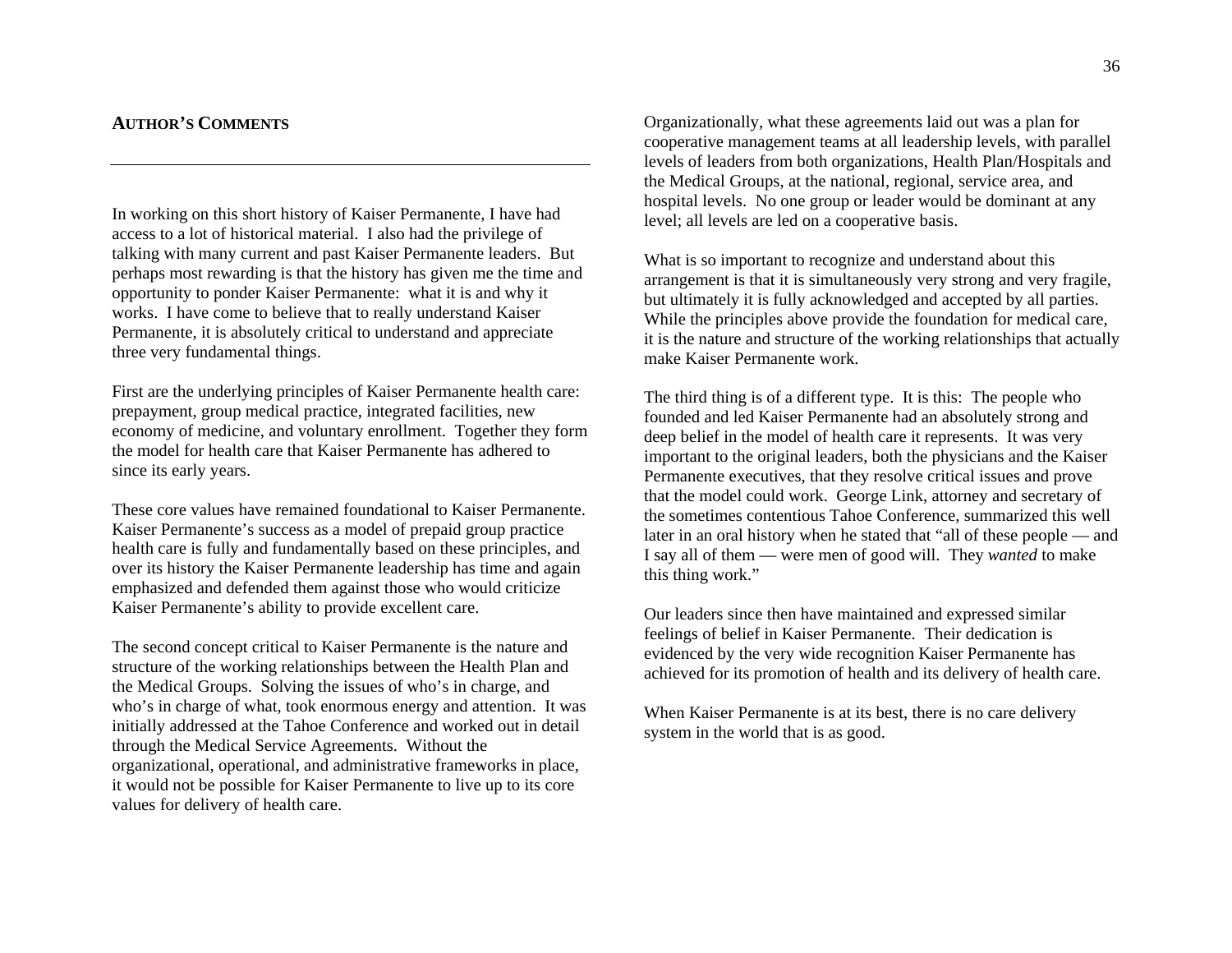## AUTHOR'S COMMENTS

In working on this short history of Kaiser Permanente, I have had access to a lot of historical material. I also had the privilege of talking with many current and past Kaiser Permanente leaders. But perhaps most rewarding is that the history has given me the time and opportunity to ponder Kaiser Permanente: what it is and why it works. I have come to believe that to really understand Kaiser Permanente, it is absolutely critical to understand and appreciate three very fundamental things.

First are the underlying principles of Kaiser Permanente health care: prepayment, group medical practice, integrated facilities, new economy of medicine, and voluntary enrollment. Together they form the model for health care that Kaiser Permanente has adhered to since its early years.

These core values have remained foundational to Kaiser Permanente. Kaiser Permanente's success as a model of prepaid group practice health care is fully and fundamentally based on these principles, and over its history the Kaiser Permanente leadership has time and again emphasized and defended them against those who would criticize Kaiser Permanente's ability to provide excellent care.

The second concept critical to Kaiser Permanente is the nature and structure of the working relationships between the Health Plan and the Medical Groups. Solving the issues of who's in charge, and who's in charge of what, took enormous energy and attention. It was initially addressed at the Tahoe Conference and worked out in detail through the Medical Service Agreements. Without the organizational, operational, and administrative frameworks in place, it would not be possible for Kaiser Permanente to live up to its core values for delivery of health care.

Organizationally, what these agreements laid out was a plan for cooperative management teams at all leadership levels, with parallel levels of leaders from both organizations, Health Plan/Hospitals and the Medical Groups, at the national, regional, service area, and hospital levels. No one group or leader would be dominant at any level; all levels are led on a cooperative basis.

What is so important to recognize and understand about this arrangement is that it is simultaneously very strong and very fragile, but ultimately it is fully acknowledged and accepted by all parties. While the principles above provide the foundation for medical care, it is the nature and structure of the working relationships that actually make Kaiser Permanente work.

The third thing is of a different type. It is this: The people who founded and led Kaiser Permanente had an absolutely strong and deep belief in the model of health care it represents. It was very important to the original leaders, both the physicians and the Kaiser Permanente executives, that they resolve critical issues and prove that the model could work. George Link, attorney and secretary of the sometimes contentious Tahoe Conference, summarized this well later in an oral history when he stated that "all of these people — and I say all of them — were men of good will. They *wanted* to make this thing work."

Our leaders since then have maintained and expressed similar feelings of belief in Kaiser Permanente. Their dedication is evidenced by the very wide recognition Kaiser Permanente has achieved for its promotion of health and its delivery of health care.

When Kaiser Permanente is at its best, there is no care delivery system in the world that is as good.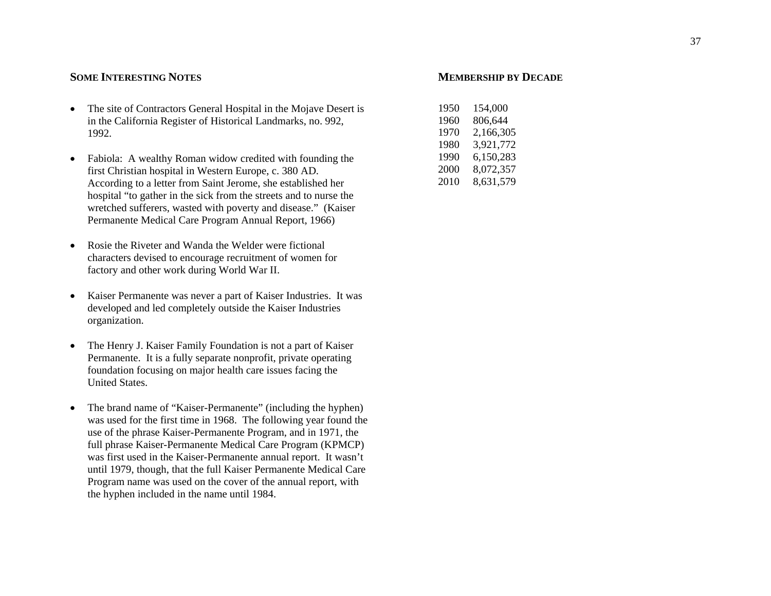## Some Interesting Notes

- The site of Contractors General Hospital in the Mojave Desert is in the California Register of Historical Landmarks, no. 992, 1992.

- Fabiola: A wealthy Roman widow credited with founding the first Christian hospital in Western Europe, c. 380 AD. According to a letter from Saint Jerome, she established her hospital "to gather in the sick from the streets and to nurse the wretched sufferers, wasted with poverty and disease." (Kaiser Permanente Medical Care Program Annual Report, 1966)

- Rosie the Riveter and Wanda the Welder were fictional characters devised to encourage recruitment of women for factory and other work during World War II.

- Kaiser Permanente was never a part of Kaiser Industries. It was developed and led completely outside the Kaiser Industries organization.

- The Henry J. Kaiser Family Foundation is not a part of Kaiser Permanente. It is a fully separate nonprofit, private operating foundation focusing on major health care issues facing the United States.

- The brand name of "Kaiser-Permanente" (including the hyphen) was used for the first time in 1968. The following year found the use of the phrase Kaiser-Permanente Program, and in 1971, the full phrase Kaiser-Permanente Medical Care Program (KPMCP) was first used in the Kaiser-Permanente annual report. It wasn't until 1979, though, that the full Kaiser Permanente Medical Care Program name was used on the cover of the annual report, with the hyphen included in the name until 1984.

## Membership by Decade

| Year | Membership |
|---|---|
| 1950 | 154,000 |
| 1960 | 806,644 |
| 1970 | 2,166,305 |
| 1980 | 3,921,772 |
| 1990 | 6,150,283 |
| 2000 | 8,072,357 |
| 2010 | 8,631,579 |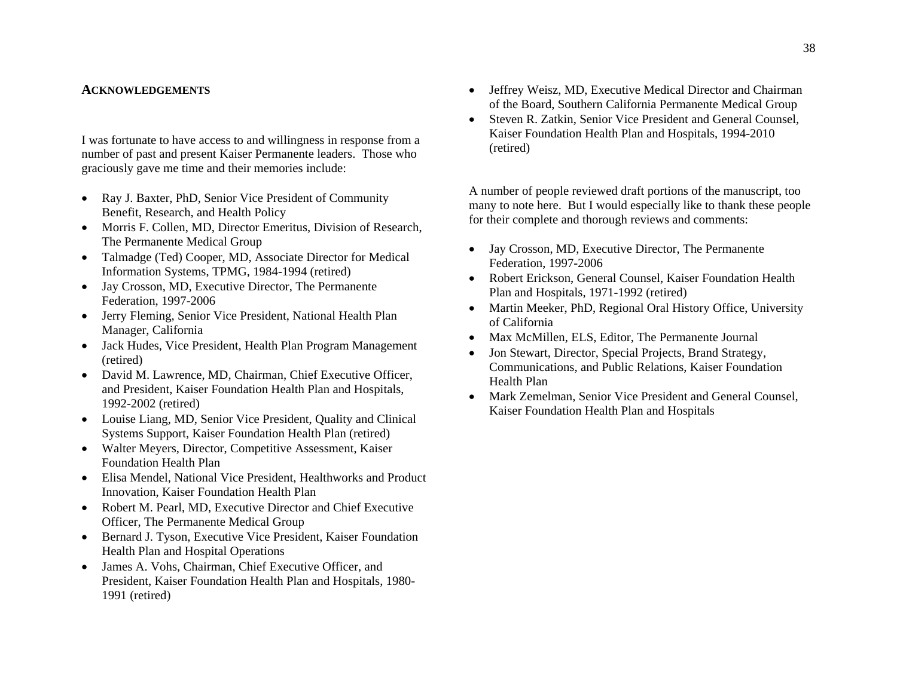## Acknowledgements

I was fortunate to have access to and willingness in response from a number of past and present Kaiser Permanente leaders. Those who graciously gave me time and their memories include:

- Ray J. Baxter, PhD, Senior Vice President of Community Benefit, Research, and Health Policy
- Morris F. Collen, MD, Director Emeritus, Division of Research, The Permanente Medical Group
- Talmadge (Ted) Cooper, MD, Associate Director for Medical Information Systems, TPMG, 1984-1994 (retired)
- Jay Crosson, MD, Executive Director, The Permanente Federation, 1997-2006
- Jerry Fleming, Senior Vice President, National Health Plan Manager, California
- Jack Hudes, Vice President, Health Plan Program Management (retired)
- David M. Lawrence, MD, Chairman, Chief Executive Officer, and President, Kaiser Foundation Health Plan and Hospitals, 1992-2002 (retired)
- Louise Liang, MD, Senior Vice President, Quality and Clinical Systems Support, Kaiser Foundation Health Plan (retired)
- Walter Meyers, Director, Competitive Assessment, Kaiser Foundation Health Plan
- Elisa Mendel, National Vice President, Healthworks and Product Innovation, Kaiser Foundation Health Plan
- Robert M. Pearl, MD, Executive Director and Chief Executive Officer, The Permanente Medical Group
- Bernard J. Tyson, Executive Vice President, Kaiser Foundation Health Plan and Hospital Operations
- James A. Vohs, Chairman, Chief Executive Officer, and President, Kaiser Foundation Health Plan and Hospitals, 1980-1991 (retired)
- Jeffrey Weisz, MD, Executive Medical Director and Chairman of the Board, Southern California Permanente Medical Group
- Steven R. Zatkin, Senior Vice President and General Counsel, Kaiser Foundation Health Plan and Hospitals, 1994-2010 (retired)

A number of people reviewed draft portions of the manuscript, too many to note here. But I would especially like to thank these people for their complete and thorough reviews and comments:

- Jay Crosson, MD, Executive Director, The Permanente Federation, 1997-2006
- Robert Erickson, General Counsel, Kaiser Foundation Health Plan and Hospitals, 1971-1992 (retired)
- Martin Meeker, PhD, Regional Oral History Office, University of California
- Max McMillen, ELS, Editor, The Permanente Journal
- Jon Stewart, Director, Special Projects, Brand Strategy, Communications, and Public Relations, Kaiser Foundation Health Plan
- Mark Zemelman, Senior Vice President and General Counsel, Kaiser Foundation Health Plan and Hospitals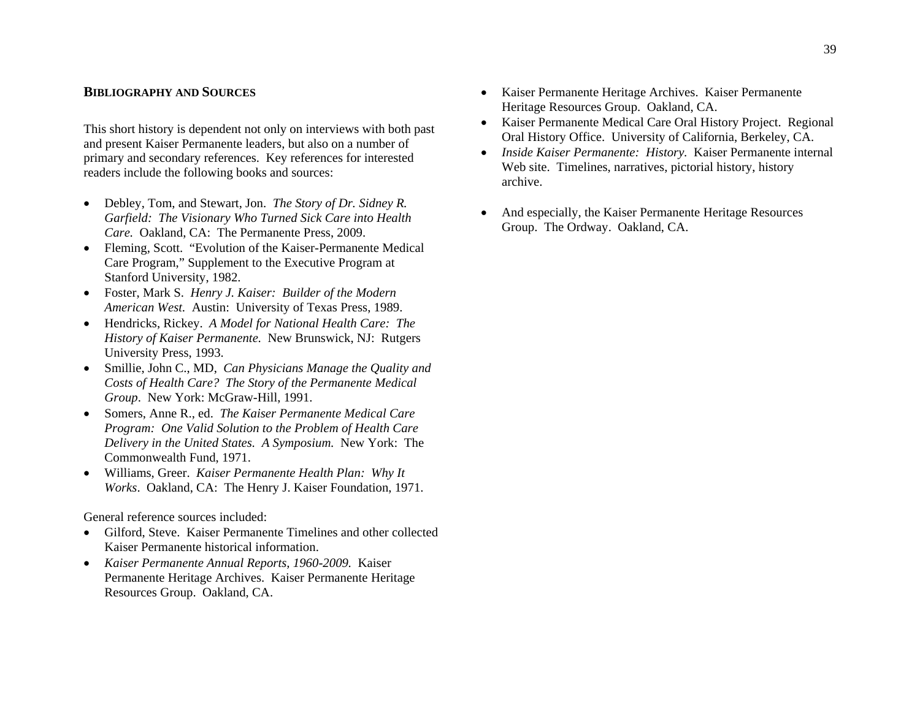## BIBLIOGRAPHY AND SOURCES

This short history is dependent not only on interviews with both past and present Kaiser Permanente leaders, but also on a number of primary and secondary references. Key references for interested readers include the following books and sources:

- Debley, Tom, and Stewart, Jon. *The Story of Dr. Sidney R. Garfield: The Visionary Who Turned Sick Care into Health Care.* Oakland, CA: The Permanente Press, 2009.
- Fleming, Scott. "Evolution of the Kaiser-Permanente Medical Care Program," Supplement to the Executive Program at Stanford University, 1982.
- Foster, Mark S. *Henry J. Kaiser: Builder of the Modern American West.* Austin: University of Texas Press, 1989.
- Hendricks, Rickey. *A Model for National Health Care: The History of Kaiser Permanente.* New Brunswick, NJ: Rutgers University Press, 1993.
- Smillie, John C., MD, *Can Physicians Manage the Quality and Costs of Health Care? The Story of the Permanente Medical Group*. New York: McGraw-Hill, 1991.
- Somers, Anne R., ed. *The Kaiser Permanente Medical Care Program: One Valid Solution to the Problem of Health Care Delivery in the United States. A Symposium.* New York: The Commonwealth Fund, 1971.
- Williams, Greer. *Kaiser Permanente Health Plan: Why It Works*. Oakland, CA: The Henry J. Kaiser Foundation, 1971.

General reference sources included:

- Gilford, Steve. Kaiser Permanente Timelines and other collected Kaiser Permanente historical information.
- *Kaiser Permanente Annual Reports, 1960-2009.* Kaiser Permanente Heritage Archives. Kaiser Permanente Heritage Resources Group. Oakland, CA.
- Kaiser Permanente Heritage Archives. Kaiser Permanente Heritage Resources Group. Oakland, CA.
- Kaiser Permanente Medical Care Oral History Project. Regional Oral History Office. University of California, Berkeley, CA.
- *Inside Kaiser Permanente: History.* Kaiser Permanente internal Web site. Timelines, narratives, pictorial history, history archive.

- And especially, the Kaiser Permanente Heritage Resources Group. The Ordway. Oakland, CA.